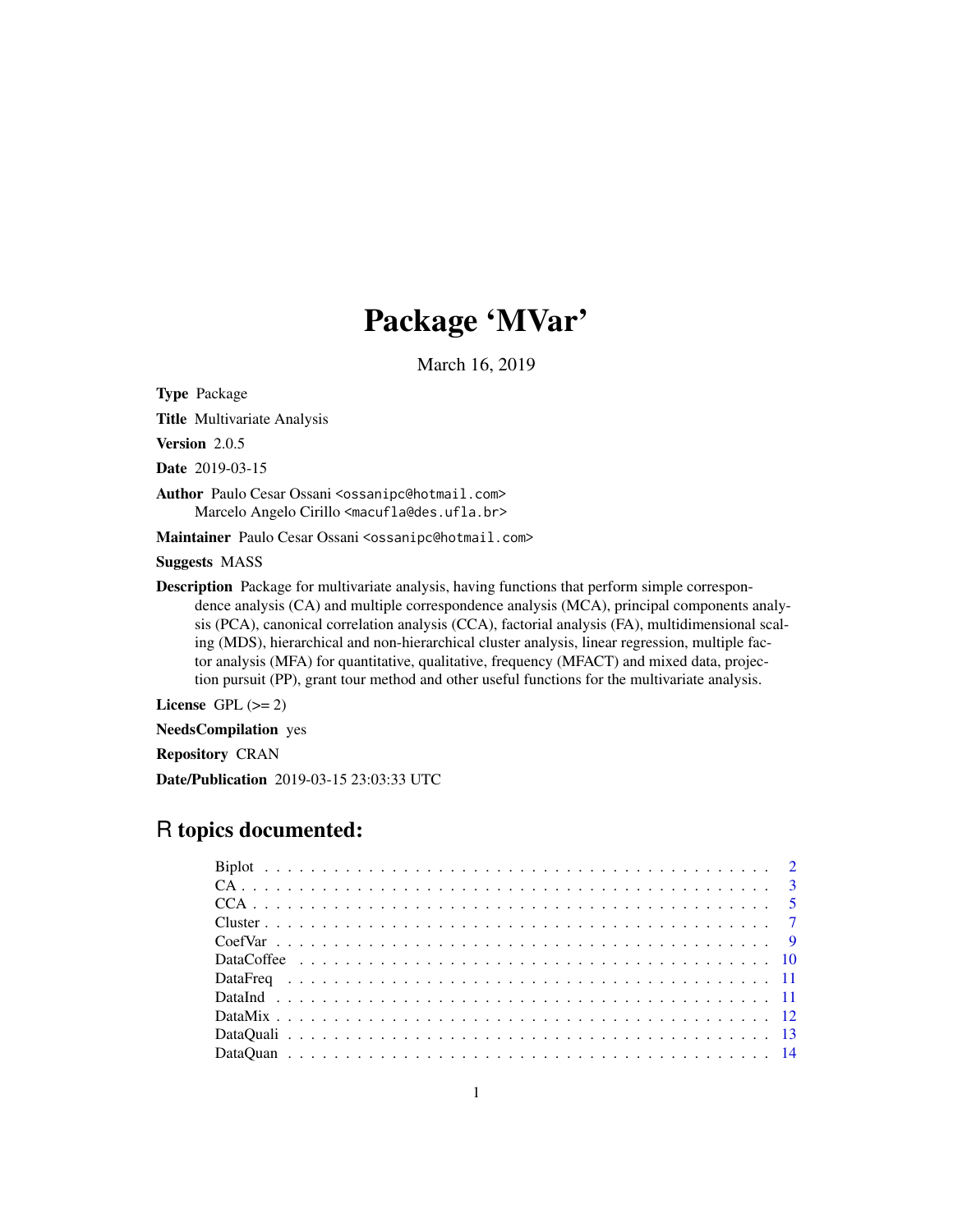# Package 'MVar'

March 16, 2019

**Type** Package

**Title** Multivariate Analysis

**Version** 2.0.5

**Date** 2019-03-15

**Author** Paulo Cesar Ossani <ossanipc@hotmail.com>
Marcelo Angelo Cirillo <macufla@des.ufla.br>

**Maintainer** Paulo Cesar Ossani <ossanipc@hotmail.com>

**Suggests** MASS

**Description** Package for multivariate analysis, having functions that perform simple correspondence analysis (CA) and multiple correspondence analysis (MCA), principal components analysis (PCA), canonical correlation analysis (CCA), factorial analysis (FA), multidimensional scaling (MDS), hierarchical and non-hierarchical cluster analysis, linear regression, multiple factor analysis (MFA) for quantitative, qualitative, frequency (MFACT) and mixed data, projection pursuit (PP), grant tour method and other useful functions for the multivariate analysis.

**License** GPL (>= 2)

**NeedsCompilation** yes

**Repository** CRAN

**Date/Publication** 2019-03-15 23:03:33 UTC

## R topics documented:

- Biplot . . . . . . . . . . 2
- CA . . . . . . . . . . 3
- CCA . . . . . . . . . . 5
- Cluster . . . . . . . . . . 7
- CoefVar . . . . . . . . . . 9
- DataCoffee . . . . . . . . . . 10
- DataFreq . . . . . . . . . . 11
- DataInd . . . . . . . . . . 11
- DataMix . . . . . . . . . . 12
- DataQuali . . . . . . . . . . 13
- DataQuan . . . . . . . . . . 14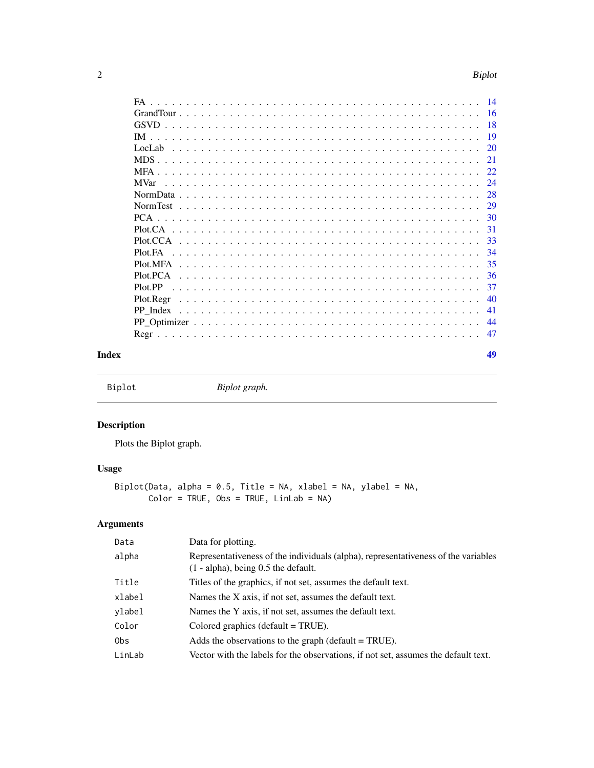FA . . . . . . . . . . . . . . . . . . . . . . . . . . . . . . . . . . . . . . . . . . . 14
GrandTour . . . . . . . . . . . . . . . . . . . . . . . . . . . . . . . . . . . . . . . 16
GSVD . . . . . . . . . . . . . . . . . . . . . . . . . . . . . . . . . . . . . . . . . 18
IM . . . . . . . . . . . . . . . . . . . . . . . . . . . . . . . . . . . . . . . . . . . 19
LocLab . . . . . . . . . . . . . . . . . . . . . . . . . . . . . . . . . . . . . . . . 20
MDS . . . . . . . . . . . . . . . . . . . . . . . . . . . . . . . . . . . . . . . . . . 21
MFA . . . . . . . . . . . . . . . . . . . . . . . . . . . . . . . . . . . . . . . . . . 22
MVar . . . . . . . . . . . . . . . . . . . . . . . . . . . . . . . . . . . . . . . . . 24
NormData . . . . . . . . . . . . . . . . . . . . . . . . . . . . . . . . . . . . . . 28
NormTest . . . . . . . . . . . . . . . . . . . . . . . . . . . . . . . . . . . . . . 29
PCA . . . . . . . . . . . . . . . . . . . . . . . . . . . . . . . . . . . . . . . . . . 30
Plot.CA . . . . . . . . . . . . . . . . . . . . . . . . . . . . . . . . . . . . . . . . 31
Plot.CCA . . . . . . . . . . . . . . . . . . . . . . . . . . . . . . . . . . . . . . . 33
Plot.FA . . . . . . . . . . . . . . . . . . . . . . . . . . . . . . . . . . . . . . . . 34
Plot.MFA . . . . . . . . . . . . . . . . . . . . . . . . . . . . . . . . . . . . . . . 35
Plot.PCA . . . . . . . . . . . . . . . . . . . . . . . . . . . . . . . . . . . . . . . 36
Plot.PP . . . . . . . . . . . . . . . . . . . . . . . . . . . . . . . . . . . . . . . . 37
Plot.Regr . . . . . . . . . . . . . . . . . . . . . . . . . . . . . . . . . . . . . . . 40
PP_Index . . . . . . . . . . . . . . . . . . . . . . . . . . . . . . . . . . . . . . . 41
PP_Optimizer . . . . . . . . . . . . . . . . . . . . . . . . . . . . . . . . . . . . 44
Regr . . . . . . . . . . . . . . . . . . . . . . . . . . . . . . . . . . . . . . . . . . 47

**Index** **49**

---

`Biplot` *Biplot graph.*

---

## Description

Plots the Biplot graph.

## Usage

```
Biplot(Data, alpha = 0.5, Title = NA, xlabel = NA, ylabel = NA,
       Color = TRUE, Obs = TRUE, LinLab = NA)
```

## Arguments

| | |
|---|---|
| `Data` | Data for plotting. |
| `alpha` | Representativeness of the individuals (alpha), representativeness of the variables (1 - alpha), being 0.5 the default. |
| `Title` | Titles of the graphics, if not set, assumes the default text. |
| `xlabel` | Names the X axis, if not set, assumes the default text. |
| `ylabel` | Names the Y axis, if not set, assumes the default text. |
| `Color` | Colored graphics (default = TRUE). |
| `Obs` | Adds the observations to the graph (default = TRUE). |
| `LinLab` | Vector with the labels for the observations, if not set, assumes the default text. |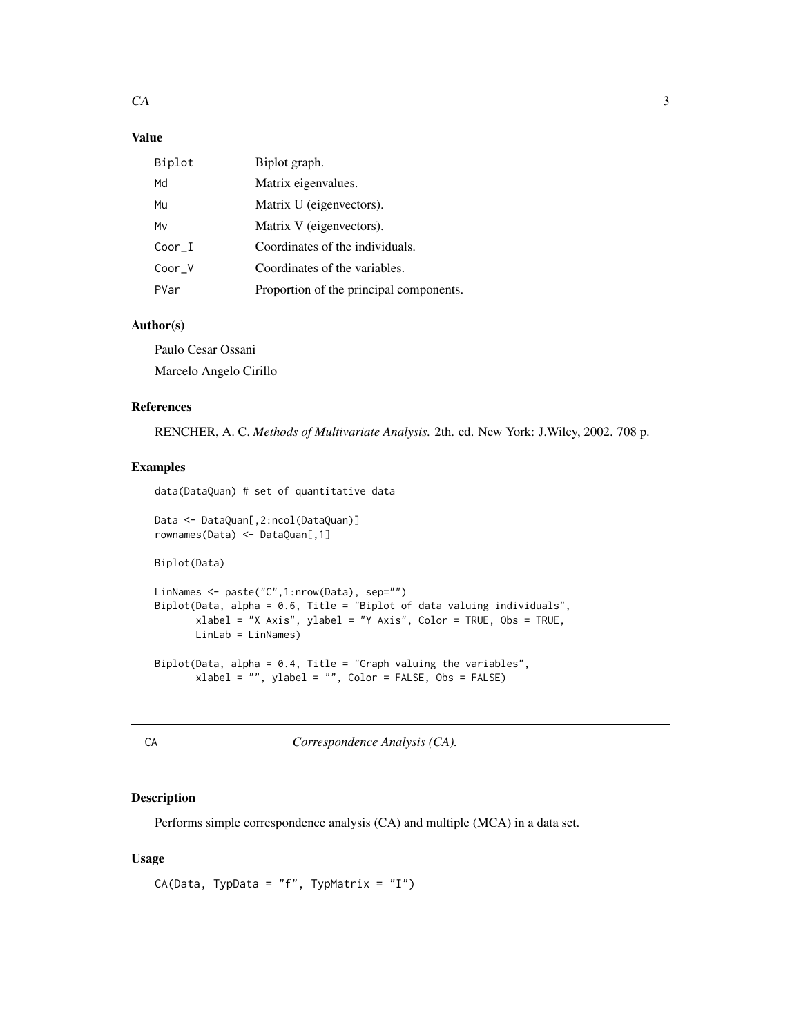## Value

| | |
|---|---|
| Biplot | Biplot graph. |
| Md | Matrix eigenvalues. |
| Mu | Matrix U (eigenvectors). |
| Mv | Matrix V (eigenvectors). |
| Coor_I | Coordinates of the individuals. |
| Coor_V | Coordinates of the variables. |
| PVar | Proportion of the principal components. |

## Author(s)

Paulo Cesar Ossani

Marcelo Angelo Cirillo

## References

RENCHER, A. C. *Methods of Multivariate Analysis.* 2th. ed. New York: J.Wiley, 2002. 708 p.

## Examples

```
data(DataQuan) # set of quantitative data

Data <- DataQuan[,2:ncol(DataQuan)]
rownames(Data) <- DataQuan[,1]

Biplot(Data)

LinNames <- paste("C",1:nrow(Data), sep="")
Biplot(Data, alpha = 0.6, Title = "Biplot of data valuing individuals",
       xlabel = "X Axis", ylabel = "Y Axis", Color = TRUE, Obs = TRUE,
       LinLab = LinNames)

Biplot(Data, alpha = 0.4, Title = "Graph valuing the variables",
       xlabel = "", ylabel = "", Color = FALSE, Obs = FALSE)
```

---

# CA *Correspondence Analysis (CA).*

## Description

Performs simple correspondence analysis (CA) and multiple (MCA) in a data set.

## Usage

```
CA(Data, TypData = "f", TypMatrix = "I")
```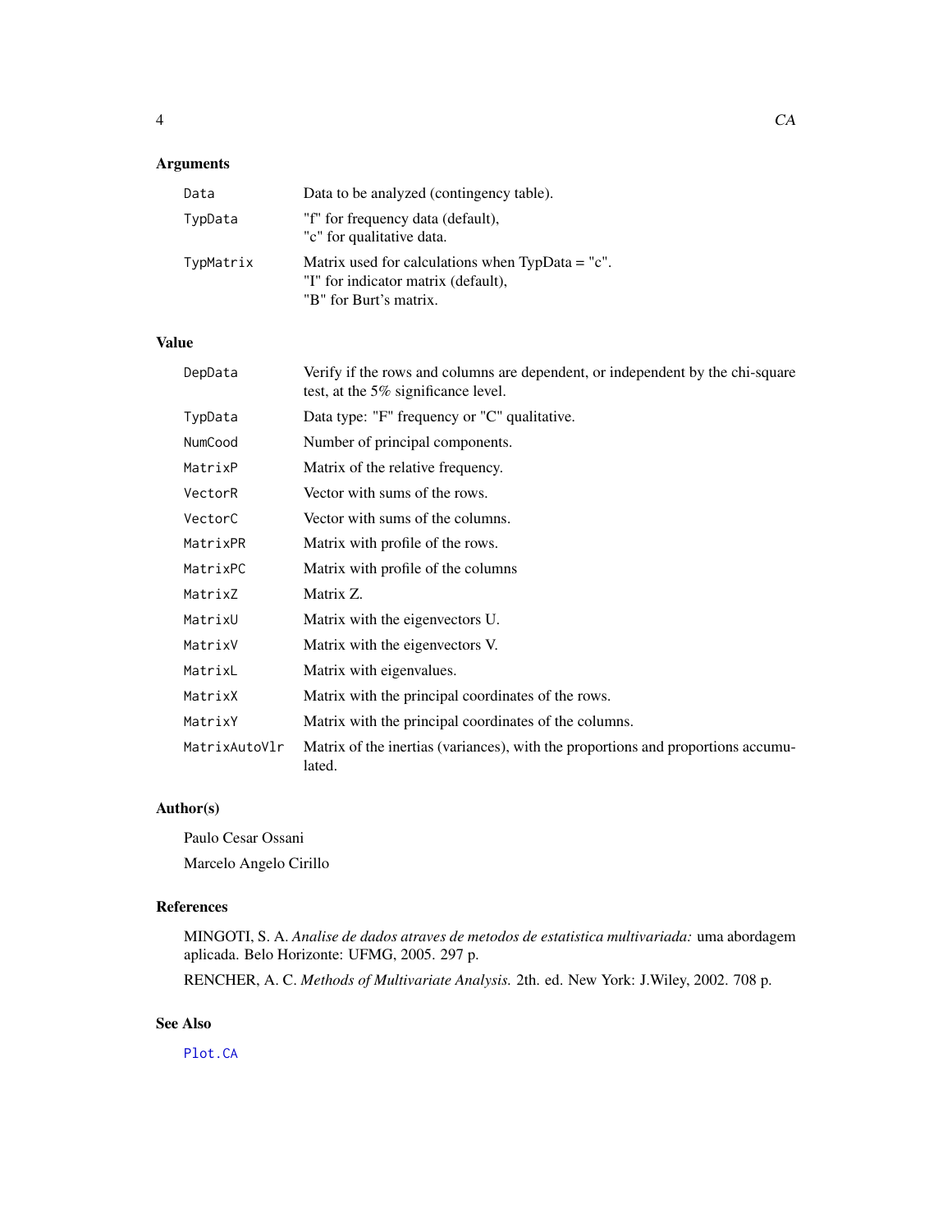## Arguments

| | |
|---|---|
| `Data` | Data to be analyzed (contingency table). |
| `TypData` | "f" for frequency data (default),<br>"c" for qualitative data. |
| `TypMatrix` | Matrix used for calculations when TypData = "c".<br>"I" for indicator matrix (default),<br>"B" for Burt's matrix. |

## Value

| | |
|---|---|
| `DepData` | Verify if the rows and columns are dependent, or independent by the chi-square test, at the 5% significance level. |
| `TypData` | Data type: "F" frequency or "C" qualitative. |
| `NumCood` | Number of principal components. |
| `MatrixP` | Matrix of the relative frequency. |
| `VectorR` | Vector with sums of the rows. |
| `VectorC` | Vector with sums of the columns. |
| `MatrixPR` | Matrix with profile of the rows. |
| `MatrixPC` | Matrix with profile of the columns |
| `MatrixZ` | Matrix Z. |
| `MatrixU` | Matrix with the eigenvectors U. |
| `MatrixV` | Matrix with the eigenvectors V. |
| `MatrixL` | Matrix with eigenvalues. |
| `MatrixX` | Matrix with the principal coordinates of the rows. |
| `MatrixY` | Matrix with the principal coordinates of the columns. |
| `MatrixAutoVlr` | Matrix of the inertias (variances), with the proportions and proportions accumulated. |

## Author(s)

Paulo Cesar Ossani

Marcelo Angelo Cirillo

## References

MINGOTI, S. A. *Analise de dados atraves de metodos de estatistica multivariada:* uma abordagem aplicada. Belo Horizonte: UFMG, 2005. 297 p.

RENCHER, A. C. *Methods of Multivariate Analysis.* 2th. ed. New York: J.Wiley, 2002. 708 p.

## See Also

`Plot.CA`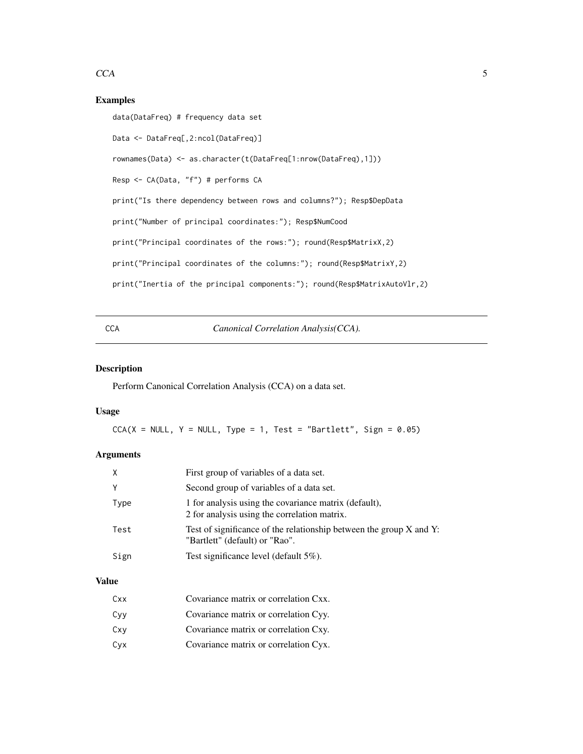## Examples

```
data(DataFreq) # frequency data set

Data <- DataFreq[,2:ncol(DataFreq)]

rownames(Data) <- as.character(t(DataFreq[1:nrow(DataFreq),1]))

Resp <- CA(Data, "f") # performs CA

print("Is there dependency between rows and columns?"); Resp$DepData

print("Number of principal coordinates:"); Resp$NumCood

print("Principal coordinates of the rows:"); round(Resp$MatrixX,2)

print("Principal coordinates of the columns:"); round(Resp$MatrixY,2)

print("Inertia of the principal components:"); round(Resp$MatrixAutoVlr,2)
```

---

# CCA — *Canonical Correlation Analysis(CCA).*

---

## Description

Perform Canonical Correlation Analysis (CCA) on a data set.

## Usage

```
CCA(X = NULL, Y = NULL, Type = 1, Test = "Bartlett", Sign = 0.05)
```

## Arguments

| | |
|---|---|
| `X` | First group of variables of a data set. |
| `Y` | Second group of variables of a data set. |
| `Type` | 1 for analysis using the covariance matrix (default), 2 for analysis using the correlation matrix. |
| `Test` | Test of significance of the relationship between the group X and Y: "Bartlett" (default) or "Rao". |
| `Sign` | Test significance level (default 5%). |

## Value

| | |
|---|---|
| `Cxx` | Covariance matrix or correlation Cxx. |
| `Cyy` | Covariance matrix or correlation Cyy. |
| `Cxy` | Covariance matrix or correlation Cxy. |
| `Cyx` | Covariance matrix or correlation Cyx. |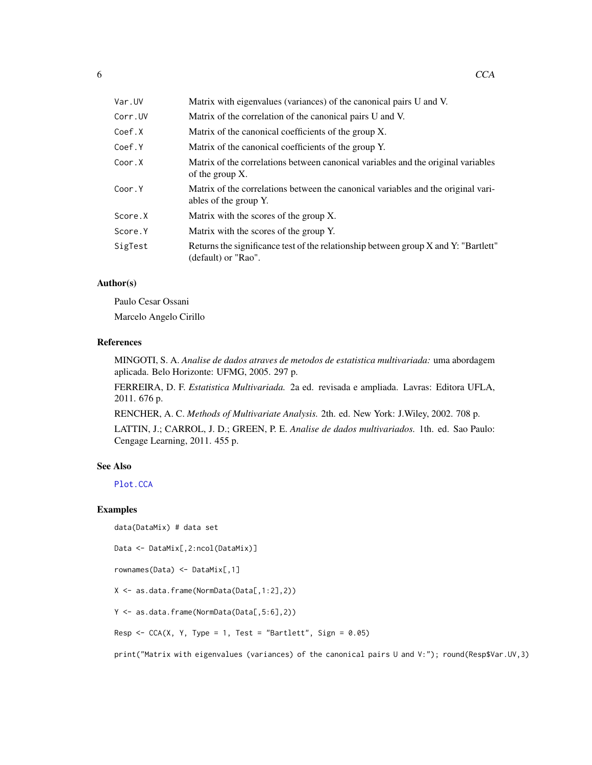| | |
|---|---|
| Var.UV | Matrix with eigenvalues (variances) of the canonical pairs U and V. |
| Corr.UV | Matrix of the correlation of the canonical pairs U and V. |
| Coef.X | Matrix of the canonical coefficients of the group X. |
| Coef.Y | Matrix of the canonical coefficients of the group Y. |
| Coor.X | Matrix of the correlations between canonical variables and the original variables of the group X. |
| Coor.Y | Matrix of the correlations between the canonical variables and the original variables of the group Y. |
| Score.X | Matrix with the scores of the group X. |
| Score.Y | Matrix with the scores of the group Y. |
| SigTest | Returns the significance test of the relationship between group X and Y: "Bartlett" (default) or "Rao". |

## Author(s)

Paulo Cesar Ossani

Marcelo Angelo Cirillo

## References

MINGOTI, S. A. *Analise de dados atraves de metodos de estatistica multivariada:* uma abordagem aplicada. Belo Horizonte: UFMG, 2005. 297 p.

FERREIRA, D. F. *Estatistica Multivariada.* 2a ed. revisada e ampliada. Lavras: Editora UFLA, 2011. 676 p.

RENCHER, A. C. *Methods of Multivariate Analysis.* 2th. ed. New York: J.Wiley, 2002. 708 p.

LATTIN, J.; CARROL, J. D.; GREEN, P. E. *Analise de dados multivariados.* 1th. ed. Sao Paulo: Cengage Learning, 2011. 455 p.

## See Also

Plot.CCA

## Examples

```
data(DataMix) # data set

Data <- DataMix[,2:ncol(DataMix)]

rownames(Data) <- DataMix[,1]

X <- as.data.frame(NormData(Data[,1:2],2))

Y <- as.data.frame(NormData(Data[,5:6],2))

Resp <- CCA(X, Y, Type = 1, Test = "Bartlett", Sign = 0.05)

print("Matrix with eigenvalues (variances) of the canonical pairs U and V:"); round(Resp$Var.UV,3)
```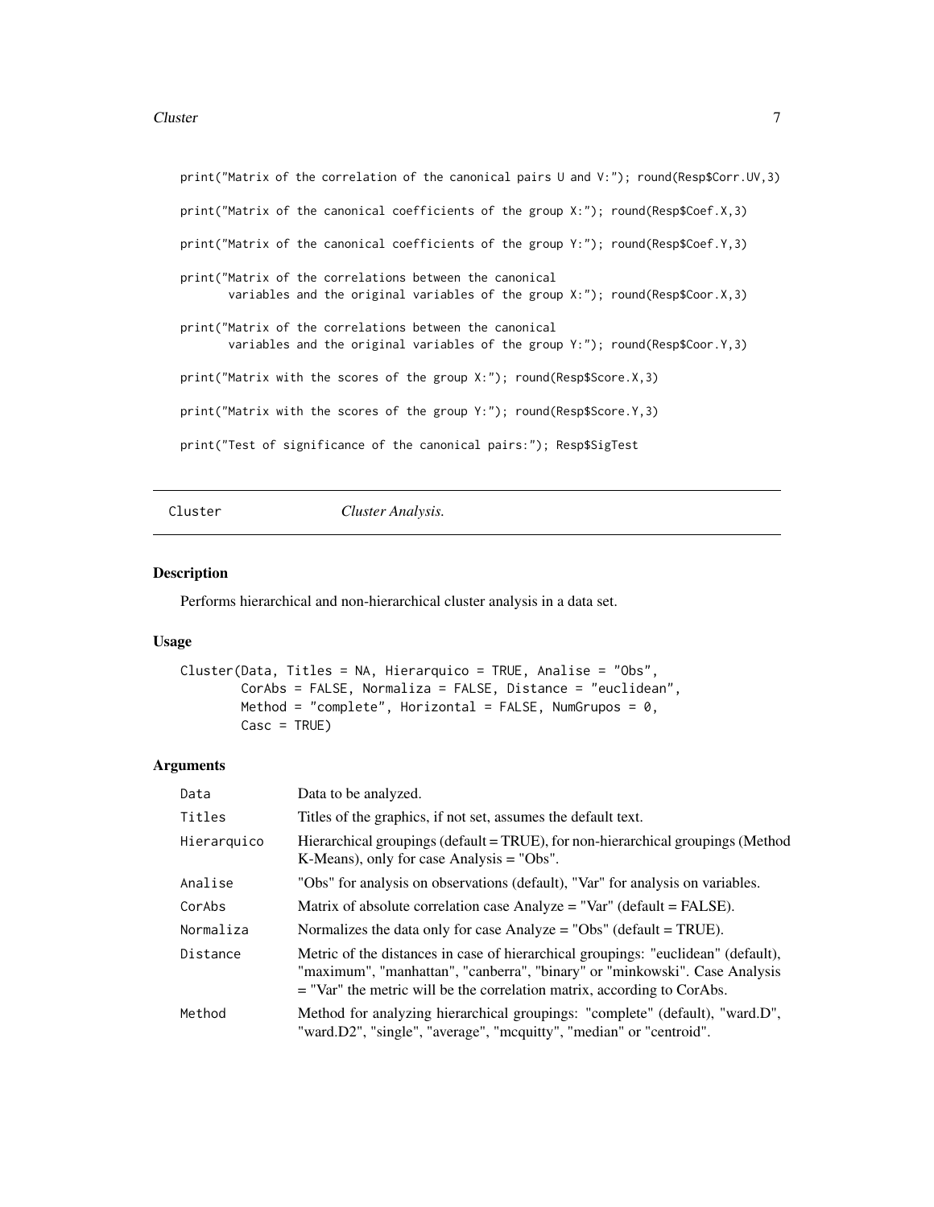```
print("Matrix of the correlation of the canonical pairs U and V:"); round(Resp$Corr.UV,3)

print("Matrix of the canonical coefficients of the group X:"); round(Resp$Coef.X,3)

print("Matrix of the canonical coefficients of the group Y:"); round(Resp$Coef.Y,3)

print("Matrix of the correlations between the canonical
      variables and the original variables of the group X:"); round(Resp$Coor.X,3)

print("Matrix of the correlations between the canonical
      variables and the original variables of the group Y:"); round(Resp$Coor.Y,3)

print("Matrix with the scores of the group X:"); round(Resp$Score.X,3)

print("Matrix with the scores of the group Y:"); round(Resp$Score.Y,3)

print("Test of significance of the canonical pairs:"); Resp$SigTest
```

---

## Cluster — *Cluster Analysis.*

### Description

Performs hierarchical and non-hierarchical cluster analysis in a data set.

### Usage

```
Cluster(Data, Titles = NA, Hierarquico = TRUE, Analise = "Obs",
        CorAbs = FALSE, Normaliza = FALSE, Distance = "euclidean",
        Method = "complete", Horizontal = FALSE, NumGrupos = 0,
        Casc = TRUE)
```

### Arguments

| | |
|---|---|
| Data | Data to be analyzed. |
| Titles | Titles of the graphics, if not set, assumes the default text. |
| Hierarquico | Hierarchical groupings (default = TRUE), for non-hierarchical groupings (Method K-Means), only for case Analysis = "Obs". |
| Analise | "Obs" for analysis on observations (default), "Var" for analysis on variables. |
| CorAbs | Matrix of absolute correlation case Analyze = "Var" (default = FALSE). |
| Normaliza | Normalizes the data only for case Analyze = "Obs" (default = TRUE). |
| Distance | Metric of the distances in case of hierarchical groupings: "euclidean" (default), "maximum", "manhattan", "canberra", "binary" or "minkowski". Case Analysis = "Var" the metric will be the correlation matrix, according to CorAbs. |
| Method | Method for analyzing hierarchical groupings: "complete" (default), "ward.D", "ward.D2", "single", "average", "mcquitty", "median" or "centroid". |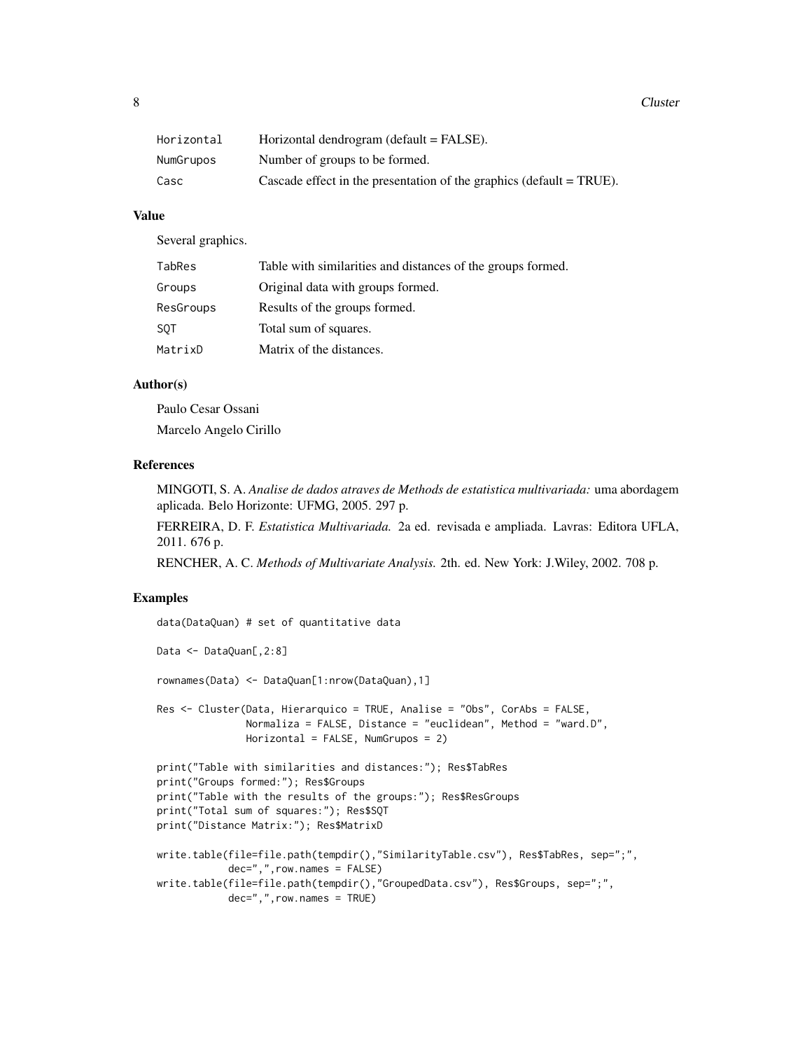| | |
|---|---|
| Horizontal | Horizontal dendrogram (default = FALSE). |
| NumGrupos | Number of groups to be formed. |
| Casc | Cascade effect in the presentation of the graphics (default = TRUE). |

## Value

Several graphics.

| | |
|---|---|
| TabRes | Table with similarities and distances of the groups formed. |
| Groups | Original data with groups formed. |
| ResGroups | Results of the groups formed. |
| SQT | Total sum of squares. |
| MatrixD | Matrix of the distances. |

## Author(s)

Paulo Cesar Ossani

Marcelo Angelo Cirillo

## References

MINGOTI, S. A. *Analise de dados atraves de Methods de estatistica multivariada:* uma abordagem aplicada. Belo Horizonte: UFMG, 2005. 297 p.

FERREIRA, D. F. *Estatistica Multivariada.* 2a ed. revisada e ampliada. Lavras: Editora UFLA, 2011. 676 p.

RENCHER, A. C. *Methods of Multivariate Analysis.* 2th. ed. New York: J.Wiley, 2002. 708 p.

## Examples

```
data(DataQuan) # set of quantitative data

Data <- DataQuan[,2:8]

rownames(Data) <- DataQuan[1:nrow(DataQuan),1]

Res <- Cluster(Data, Hierarquico = TRUE, Analise = "Obs", CorAbs = FALSE,
               Normaliza = FALSE, Distance = "euclidean", Method = "ward.D",
               Horizontal = FALSE, NumGrupos = 2)

print("Table with similarities and distances:"); Res$TabRes
print("Groups formed:"); Res$Groups
print("Table with the results of the groups:"); Res$ResGroups
print("Total sum of squares:"); Res$SQT
print("Distance Matrix:"); Res$MatrixD

write.table(file=file.path(tempdir(),"SimilarityTable.csv"), Res$TabRes, sep=";",
            dec=",",row.names = FALSE)
write.table(file=file.path(tempdir(),"GroupedData.csv"), Res$Groups, sep=";",
            dec=",",row.names = TRUE)
```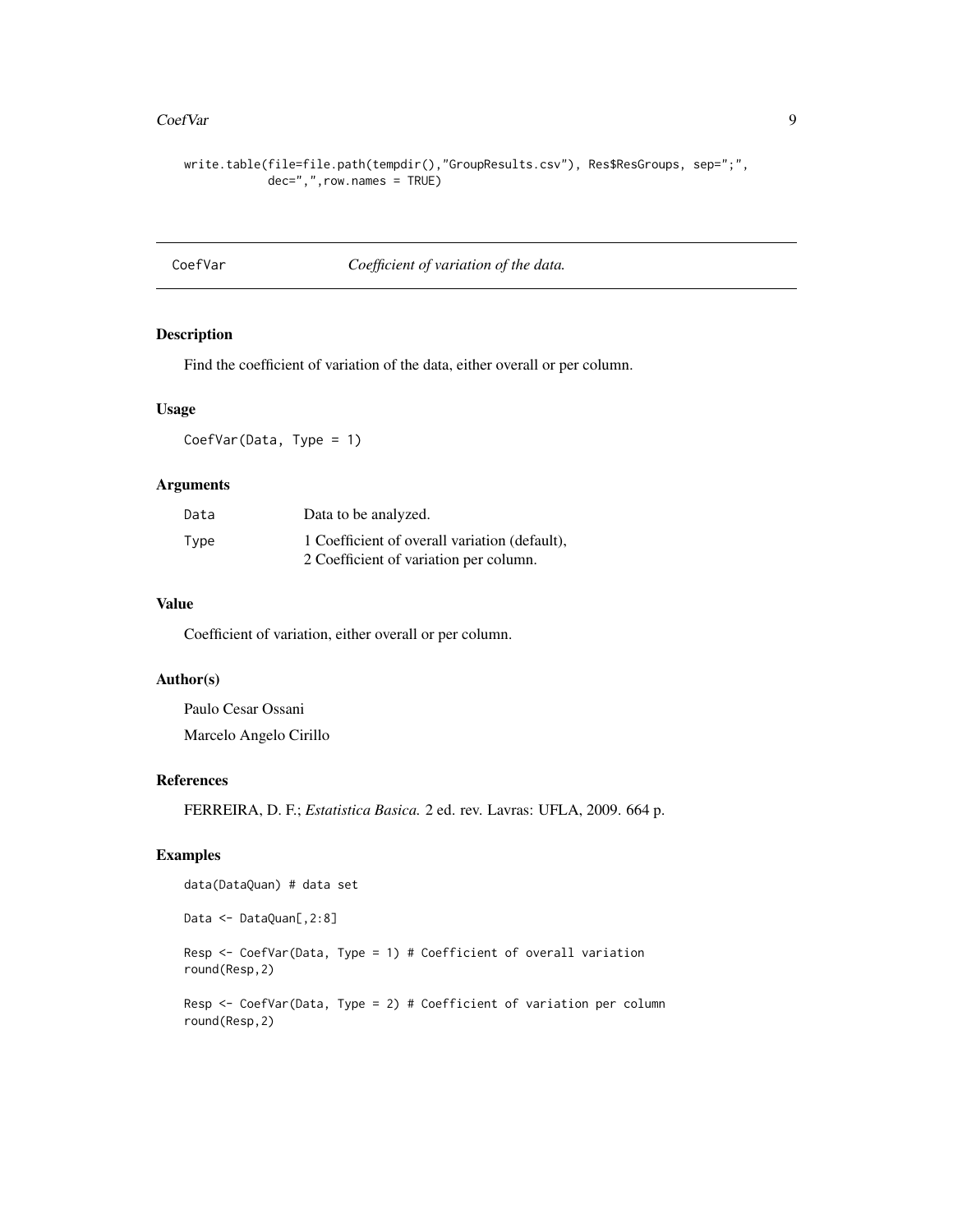```
write.table(file=file.path(tempdir(),"GroupResults.csv"), Res$ResGroups, sep=";",
            dec=",",row.names = TRUE)
```

## CoefVar — *Coefficient of variation of the data.*

### Description

Find the coefficient of variation of the data, either overall or per column.

### Usage

```
CoefVar(Data, Type = 1)
```

### Arguments

| | |
|---|---|
| Data | Data to be analyzed. |
| Type | 1 Coefficient of overall variation (default),<br>2 Coefficient of variation per column. |

### Value

Coefficient of variation, either overall or per column.

### Author(s)

Paulo Cesar Ossani

Marcelo Angelo Cirillo

### References

FERREIRA, D. F.; *Estatistica Basica.* 2 ed. rev. Lavras: UFLA, 2009. 664 p.

### Examples

```
data(DataQuan) # data set

Data <- DataQuan[,2:8]

Resp <- CoefVar(Data, Type = 1) # Coefficient of overall variation
round(Resp,2)

Resp <- CoefVar(Data, Type = 2) # Coefficient of variation per column
round(Resp,2)
```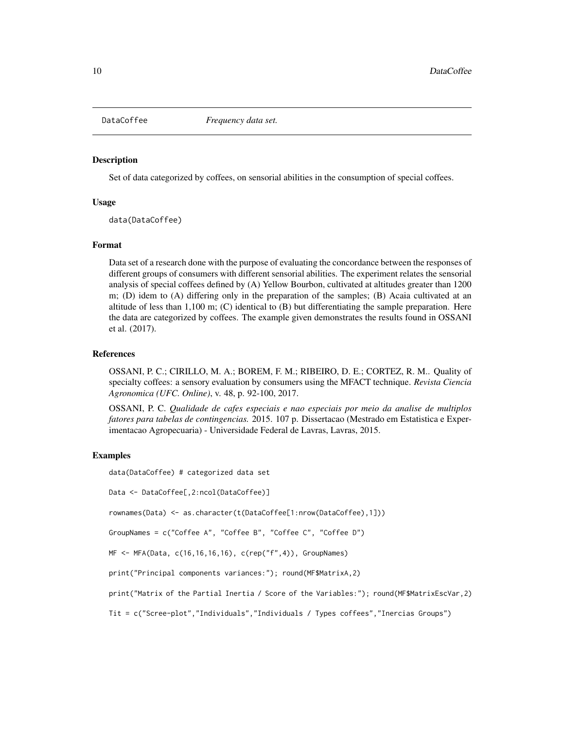DataCoffee *Frequency data set.*

### Description

Set of data categorized by coffees, on sensorial abilities in the consumption of special coffees.

### Usage

```
data(DataCoffee)
```

### Format

Data set of a research done with the purpose of evaluating the concordance between the responses of different groups of consumers with different sensorial abilities. The experiment relates the sensorial analysis of special coffees defined by (A) Yellow Bourbon, cultivated at altitudes greater than 1200 m; (D) idem to (A) differing only in the preparation of the samples; (B) Acaia cultivated at an altitude of less than 1,100 m; (C) identical to (B) but differentiating the sample preparation. Here the data are categorized by coffees. The example given demonstrates the results found in OSSANI et al. (2017).

### References

OSSANI, P. C.; CIRILLO, M. A.; BOREM, F. M.; RIBEIRO, D. E.; CORTEZ, R. M.. Quality of specialty coffees: a sensory evaluation by consumers using the MFACT technique. *Revista Ciencia Agronomica (UFC. Online)*, v. 48, p. 92-100, 2017.

OSSANI, P. C. *Qualidade de cafes especiais e nao especiais por meio da analise de multiplos fatores para tabelas de contingencias.* 2015. 107 p. Dissertacao (Mestrado em Estatistica e Experimentacao Agropecuaria) - Universidade Federal de Lavras, Lavras, 2015.

### Examples

```
data(DataCoffee) # categorized data set

Data <- DataCoffee[,2:ncol(DataCoffee)]

rownames(Data) <- as.character(t(DataCoffee[1:nrow(DataCoffee),1]))

GroupNames = c("Coffee A", "Coffee B", "Coffee C", "Coffee D")

MF <- MFA(Data, c(16,16,16,16), c(rep("f",4)), GroupNames)

print("Principal components variances:"); round(MF$MatrixA,2)

print("Matrix of the Partial Inertia / Score of the Variables:"); round(MF$MatrixEscVar,2)

Tit = c("Scree-plot","Individuals","Individuals / Types coffees","Inercias Groups")
```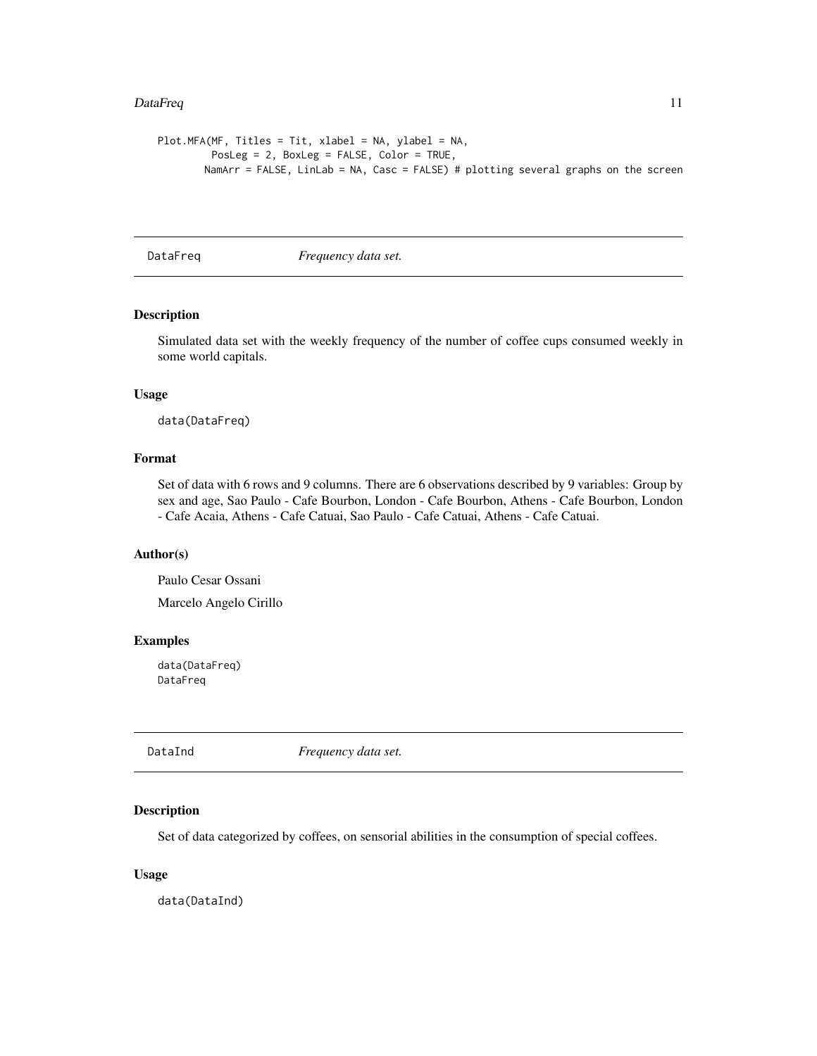```
Plot.MFA(MF, Titles = Tit, xlabel = NA, ylabel = NA,
         PosLeg = 2, BoxLeg = FALSE, Color = TRUE,
        NamArr = FALSE, LinLab = NA, Casc = FALSE) # plotting several graphs on the screen
```

---

## DataFreq — *Frequency data set.*

---

### Description

Simulated data set with the weekly frequency of the number of coffee cups consumed weekly in some world capitals.

### Usage

```
data(DataFreq)
```

### Format

Set of data with 6 rows and 9 columns. There are 6 observations described by 9 variables: Group by sex and age, Sao Paulo - Cafe Bourbon, London - Cafe Bourbon, Athens - Cafe Bourbon, London - Cafe Acaia, Athens - Cafe Catuai, Sao Paulo - Cafe Catuai, Athens - Cafe Catuai.

### Author(s)

Paulo Cesar Ossani

Marcelo Angelo Cirillo

### Examples

```
data(DataFreq)
DataFreq
```

---

## DataInd — *Frequency data set.*

---

### Description

Set of data categorized by coffees, on sensorial abilities in the consumption of special coffees.

### Usage

```
data(DataInd)
```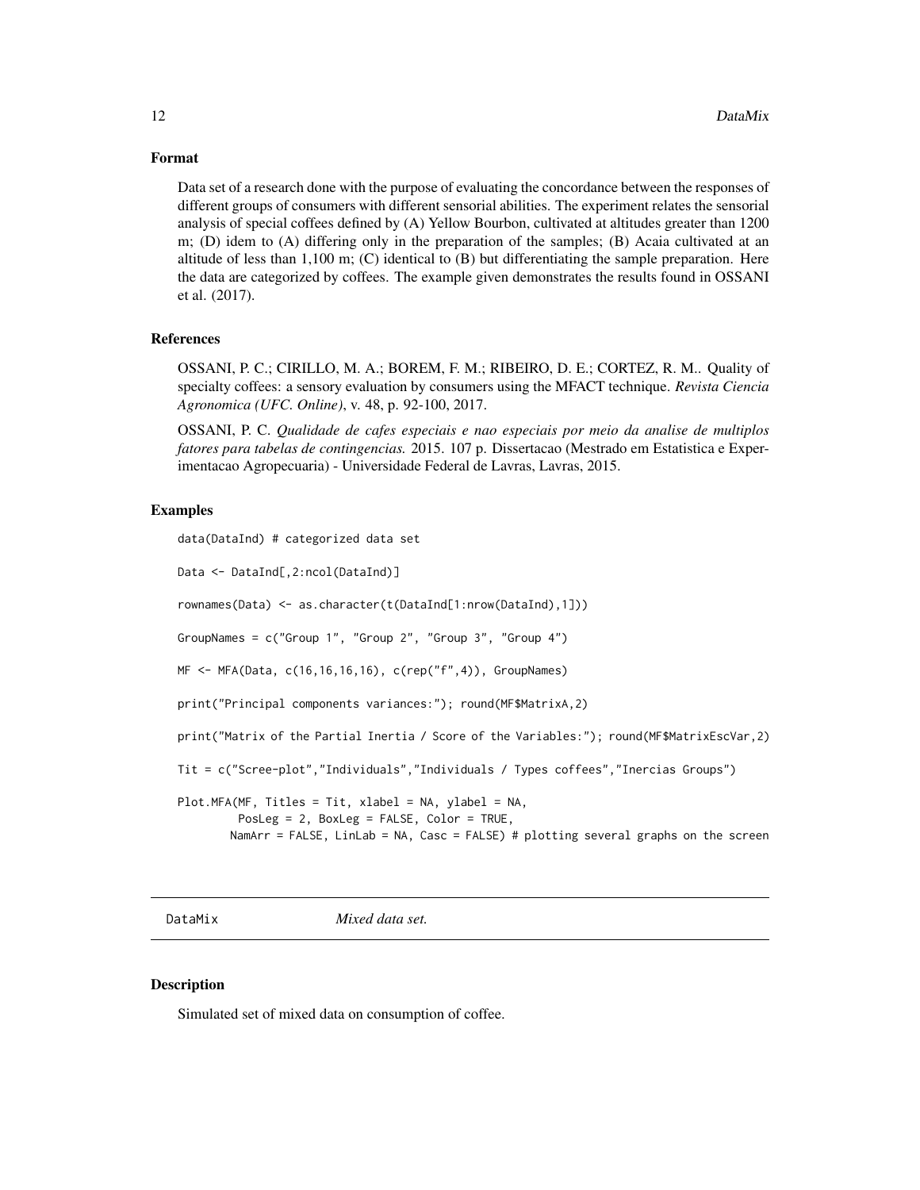## Format

Data set of a research done with the purpose of evaluating the concordance between the responses of different groups of consumers with different sensorial abilities. The experiment relates the sensorial analysis of special coffees defined by (A) Yellow Bourbon, cultivated at altitudes greater than 1200 m; (D) idem to (A) differing only in the preparation of the samples; (B) Acaia cultivated at an altitude of less than 1,100 m; (C) identical to (B) but differentiating the sample preparation. Here the data are categorized by coffees. The example given demonstrates the results found in OSSANI et al. (2017).

## References

OSSANI, P. C.; CIRILLO, M. A.; BOREM, F. M.; RIBEIRO, D. E.; CORTEZ, R. M.. Quality of specialty coffees: a sensory evaluation by consumers using the MFACT technique. *Revista Ciencia Agronomica (UFC. Online)*, v. 48, p. 92-100, 2017.

OSSANI, P. C. *Qualidade de cafes especiais e nao especiais por meio da analise de multiplos fatores para tabelas de contingencias.* 2015. 107 p. Dissertacao (Mestrado em Estatistica e Experimentacao Agropecuaria) - Universidade Federal de Lavras, Lavras, 2015.

## Examples

```
data(DataInd) # categorized data set

Data <- DataInd[,2:ncol(DataInd)]

rownames(Data) <- as.character(t(DataInd[1:nrow(DataInd),1]))

GroupNames = c("Group 1", "Group 2", "Group 3", "Group 4")

MF <- MFA(Data, c(16,16,16,16), c(rep("f",4)), GroupNames)

print("Principal components variances:"); round(MF$MatrixA,2)

print("Matrix of the Partial Inertia / Score of the Variables:"); round(MF$MatrixEscVar,2)

Tit = c("Scree-plot","Individuals","Individuals / Types coffees","Inercias Groups")

Plot.MFA(MF, Titles = Tit, xlabel = NA, ylabel = NA,
         PosLeg = 2, BoxLeg = FALSE, Color = TRUE,
        NamArr = FALSE, LinLab = NA, Casc = FALSE) # plotting several graphs on the screen
```

---

DataMix *Mixed data set.*

---

## Description

Simulated set of mixed data on consumption of coffee.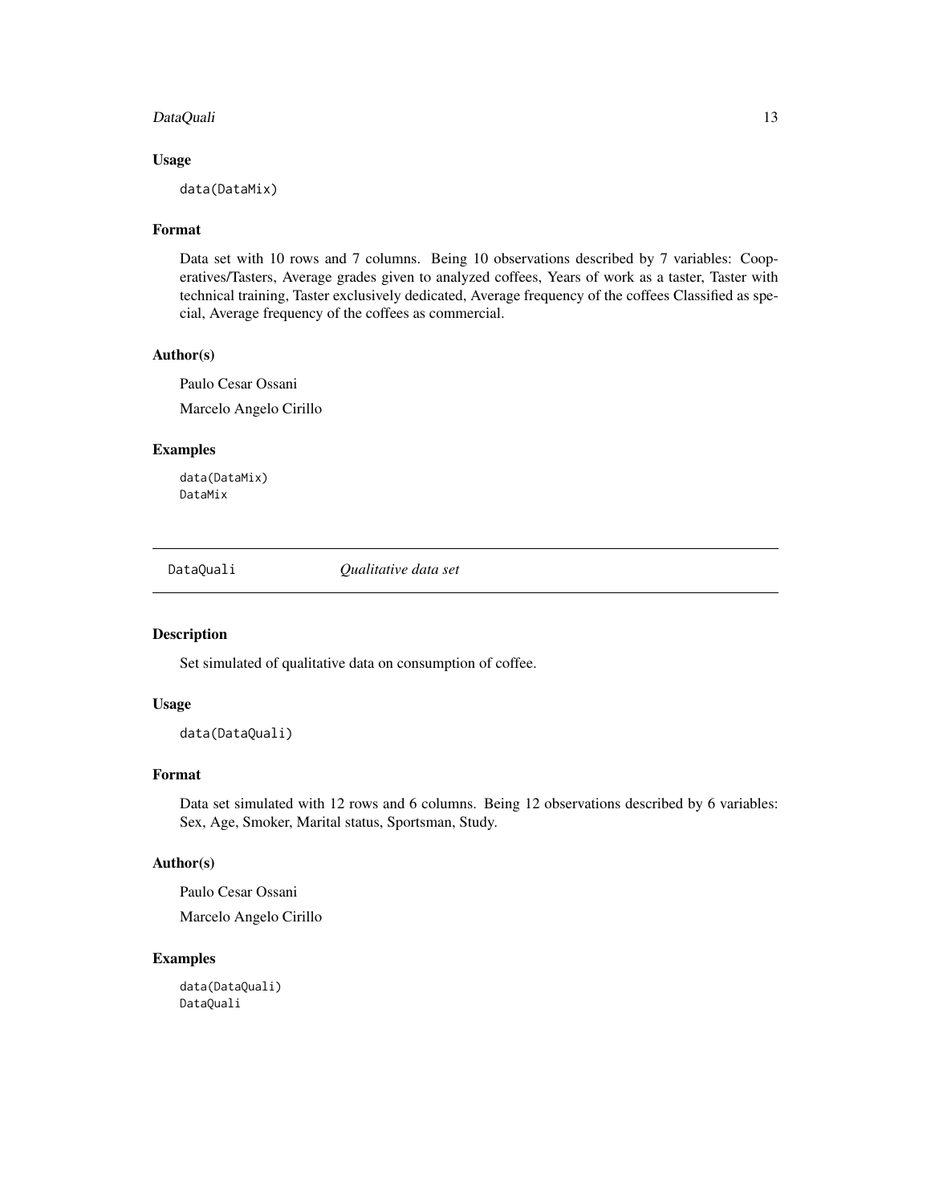### Usage

```
data(DataMix)
```

### Format

Data set with 10 rows and 7 columns. Being 10 observations described by 7 variables: Cooperatives/Tasters, Average grades given to analyzed coffees, Years of work as a taster, Taster with technical training, Taster exclusively dedicated, Average frequency of the coffees Classified as special, Average frequency of the coffees as commercial.

### Author(s)

Paulo Cesar Ossani

Marcelo Angelo Cirillo

### Examples

```
data(DataMix)
DataMix
```

---

## DataQuali *Qualitative data set*

---

### Description

Set simulated of qualitative data on consumption of coffee.

### Usage

```
data(DataQuali)
```

### Format

Data set simulated with 12 rows and 6 columns. Being 12 observations described by 6 variables: Sex, Age, Smoker, Marital status, Sportsman, Study.

### Author(s)

Paulo Cesar Ossani

Marcelo Angelo Cirillo

### Examples

```
data(DataQuali)
DataQuali
```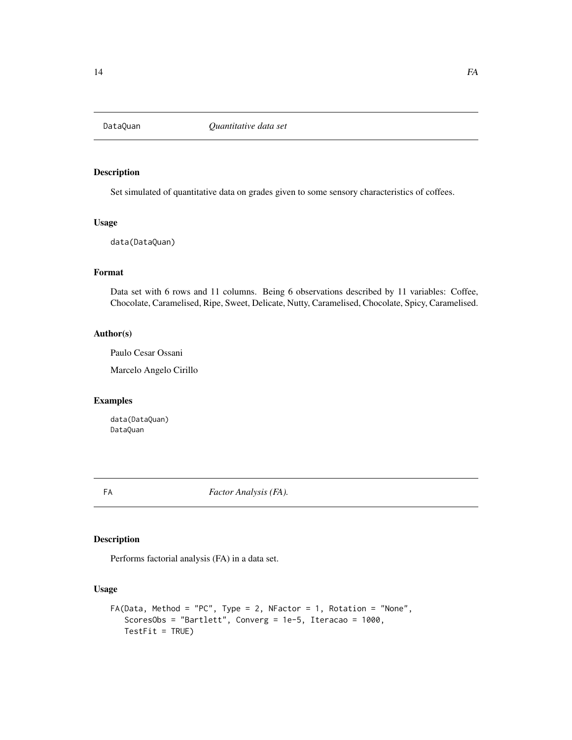## DataQuan *Quantitative data set*

### Description

Set simulated of quantitative data on grades given to some sensory characteristics of coffees.

### Usage

```
data(DataQuan)
```

### Format

Data set with 6 rows and 11 columns. Being 6 observations described by 11 variables: Coffee, Chocolate, Caramelised, Ripe, Sweet, Delicate, Nutty, Caramelised, Chocolate, Spicy, Caramelised.

### Author(s)

Paulo Cesar Ossani

Marcelo Angelo Cirillo

### Examples

```
data(DataQuan)
DataQuan
```

## FA *Factor Analysis (FA).*

### Description

Performs factorial analysis (FA) in a data set.

### Usage

```
FA(Data, Method = "PC", Type = 2, NFactor = 1, Rotation = "None",
   ScoresObs = "Bartlett", Converg = 1e-5, Iteracao = 1000,
   TestFit = TRUE)
```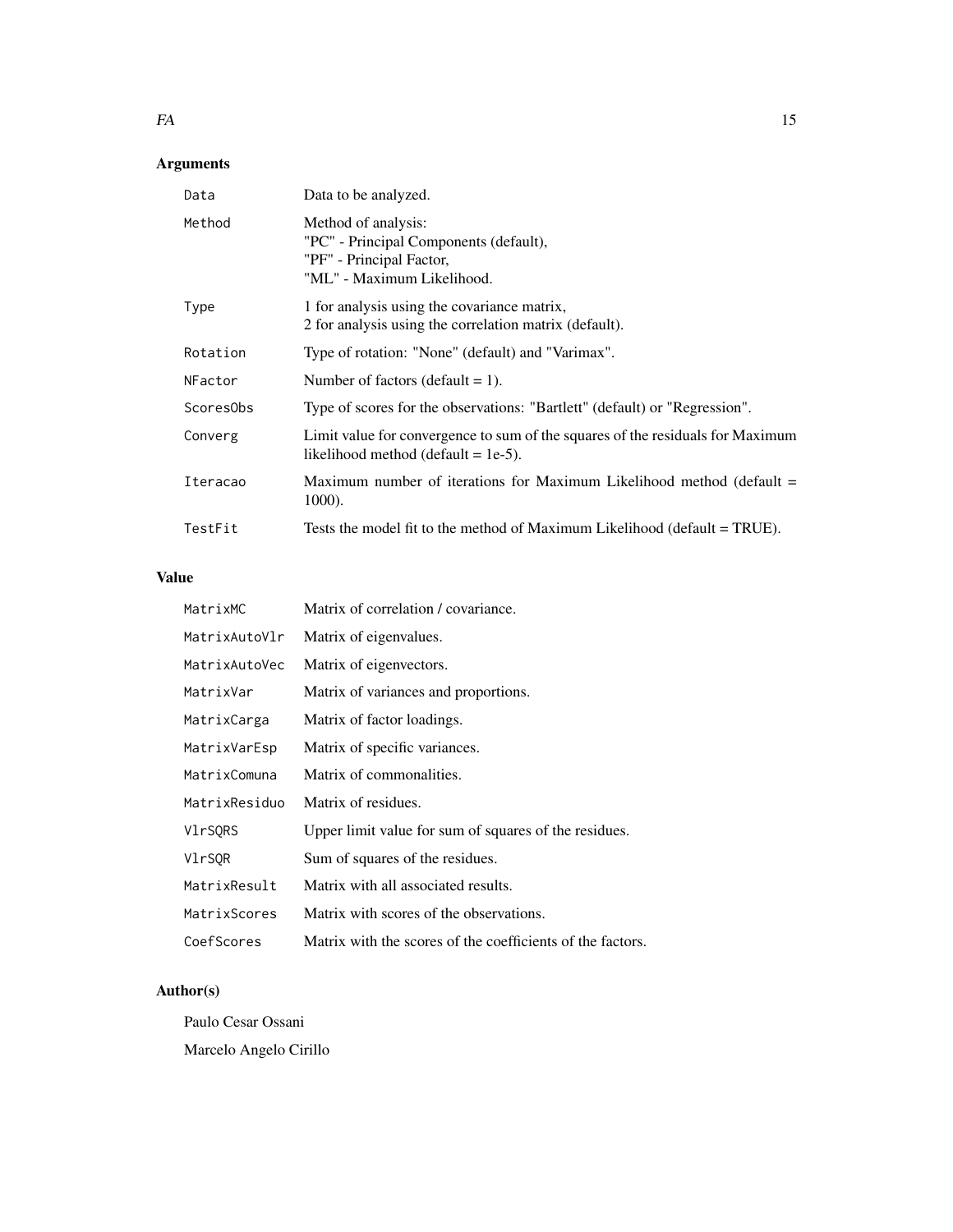## Arguments

| | |
|---|---|
| `Data` | Data to be analyzed. |
| `Method` | Method of analysis:<br>"PC" - Principal Components (default),<br>"PF" - Principal Factor,<br>"ML" - Maximum Likelihood. |
| `Type` | 1 for analysis using the covariance matrix,<br>2 for analysis using the correlation matrix (default). |
| `Rotation` | Type of rotation: "None" (default) and "Varimax". |
| `NFactor` | Number of factors (default = 1). |
| `ScoresObs` | Type of scores for the observations: "Bartlett" (default) or "Regression". |
| `Converg` | Limit value for convergence to sum of the squares of the residuals for Maximum likelihood method (default = 1e-5). |
| `Iteracao` | Maximum number of iterations for Maximum Likelihood method (default = 1000). |
| `TestFit` | Tests the model fit to the method of Maximum Likelihood (default = TRUE). |

## Value

| | |
|---|---|
| `MatrixMC` | Matrix of correlation / covariance. |
| `MatrixAutoVlr` | Matrix of eigenvalues. |
| `MatrixAutoVec` | Matrix of eigenvectors. |
| `MatrixVar` | Matrix of variances and proportions. |
| `MatrixCarga` | Matrix of factor loadings. |
| `MatrixVarEsp` | Matrix of specific variances. |
| `MatrixComuna` | Matrix of commonalities. |
| `MatrixResiduo` | Matrix of residues. |
| `VlrSQRS` | Upper limit value for sum of squares of the residues. |
| `VlrSQR` | Sum of squares of the residues. |
| `MatrixResult` | Matrix with all associated results. |
| `MatrixScores` | Matrix with scores of the observations. |
| `CoefScores` | Matrix with the scores of the coefficients of the factors. |

## Author(s)

Paulo Cesar Ossani

Marcelo Angelo Cirillo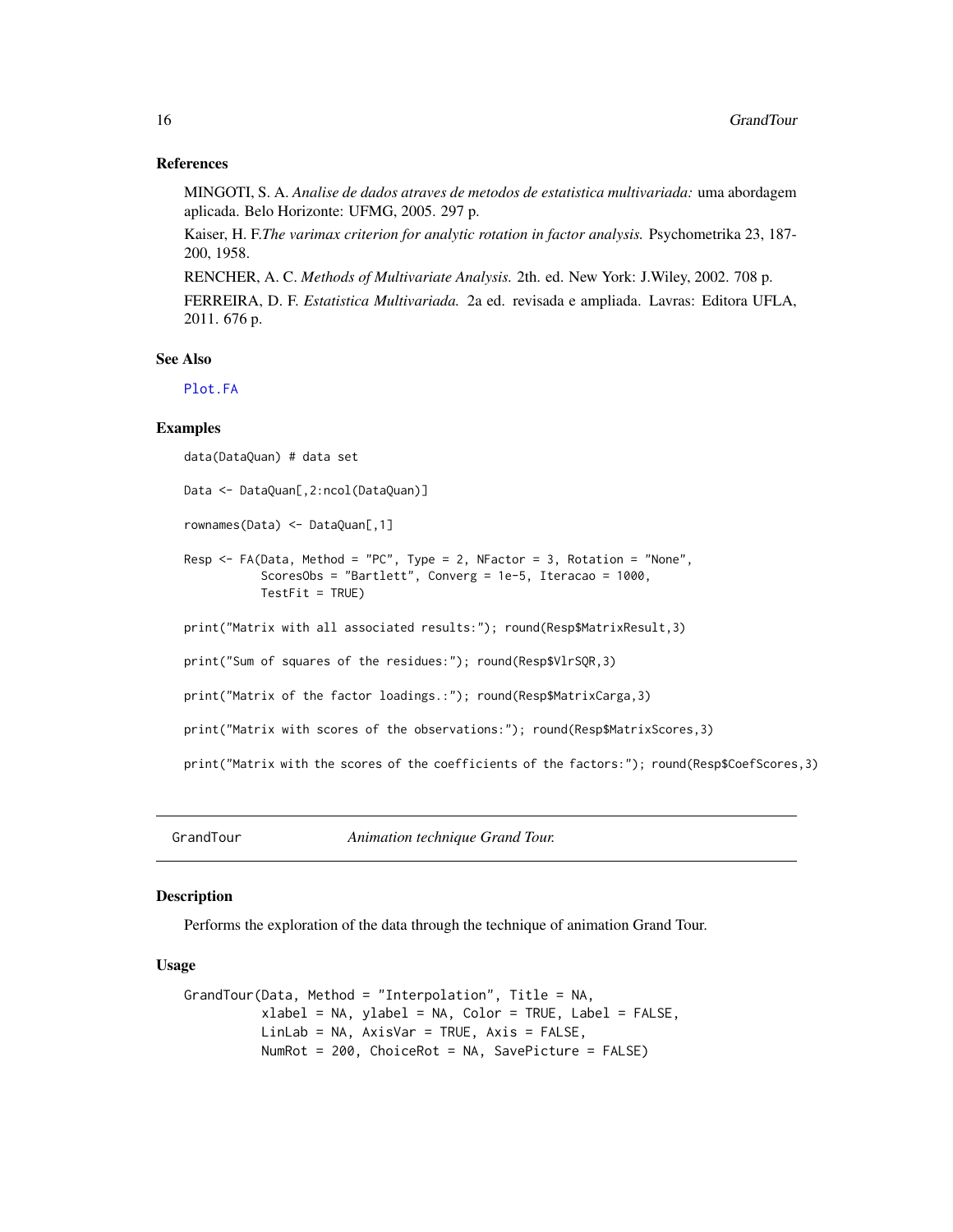### References

MINGOTI, S. A. *Analise de dados atraves de metodos de estatistica multivariada:* uma abordagem aplicada. Belo Horizonte: UFMG, 2005. 297 p.

Kaiser, H. F.*The varimax criterion for analytic rotation in factor analysis.* Psychometrika 23, 187-200, 1958.

RENCHER, A. C. *Methods of Multivariate Analysis.* 2th. ed. New York: J.Wiley, 2002. 708 p.

FERREIRA, D. F. *Estatistica Multivariada.* 2a ed. revisada e ampliada. Lavras: Editora UFLA, 2011. 676 p.

### See Also

Plot.FA

### Examples

```
data(DataQuan) # data set

Data <- DataQuan[,2:ncol(DataQuan)]

rownames(Data) <- DataQuan[,1]

Resp <- FA(Data, Method = "PC", Type = 2, NFactor = 3, Rotation = "None",
           ScoresObs = "Bartlett", Converg = 1e-5, Iteracao = 1000,
           TestFit = TRUE)

print("Matrix with all associated results:"); round(Resp$MatrixResult,3)

print("Sum of squares of the residues:"); round(Resp$VlrSQR,3)

print("Matrix of the factor loadings.:"); round(Resp$MatrixCarga,3)

print("Matrix with scores of the observations:"); round(Resp$MatrixScores,3)

print("Matrix with the scores of the coefficients of the factors:"); round(Resp$CoefScores,3)
```

## GrandTour — *Animation technique Grand Tour.*

### Description

Performs the exploration of the data through the technique of animation Grand Tour.

### Usage

```
GrandTour(Data, Method = "Interpolation", Title = NA,
          xlabel = NA, ylabel = NA, Color = TRUE, Label = FALSE,
          LinLab = NA, AxisVar = TRUE, Axis = FALSE,
          NumRot = 200, ChoiceRot = NA, SavePicture = FALSE)
```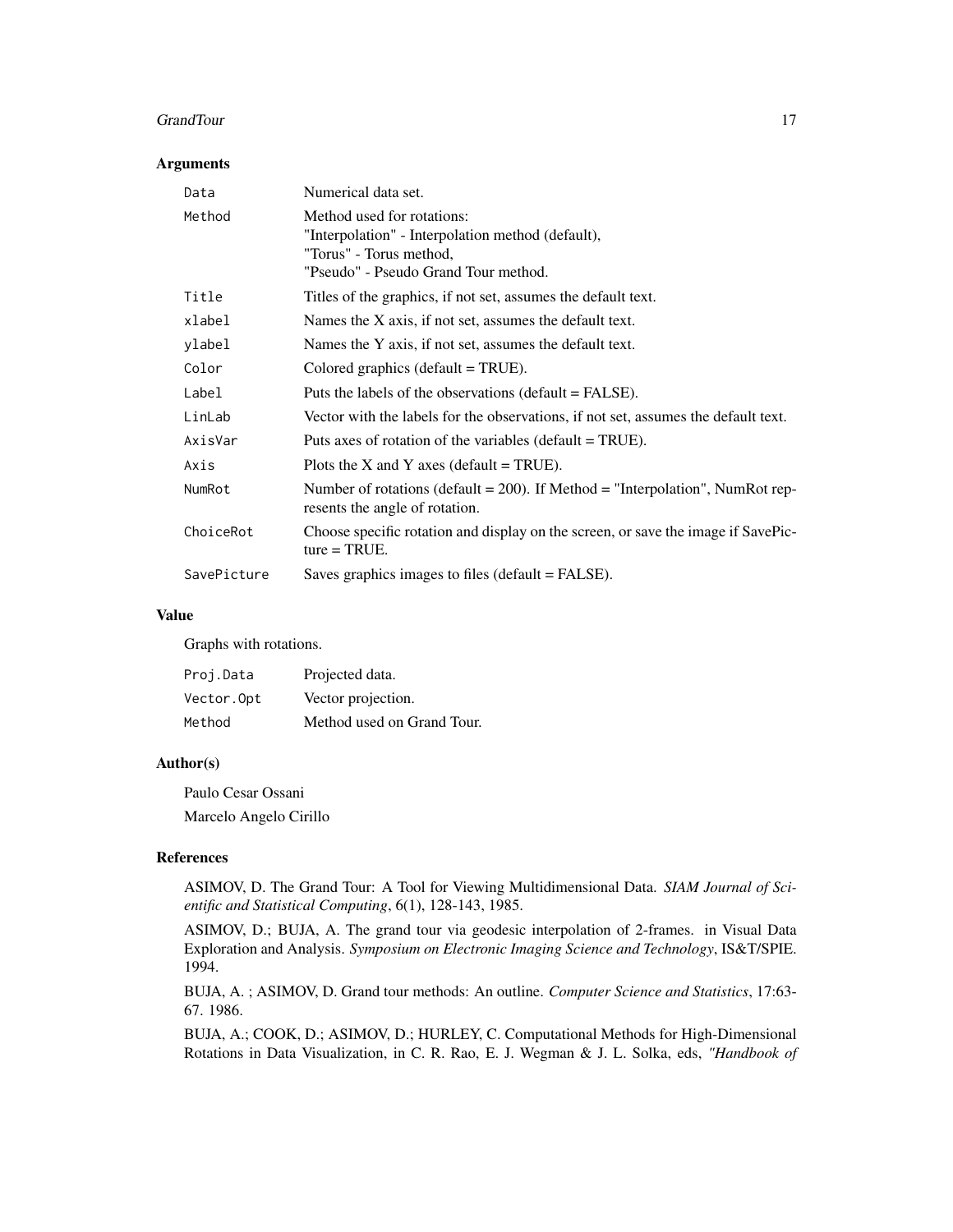### Arguments

| | |
|---|---|
| `Data` | Numerical data set. |
| `Method` | Method used for rotations:<br>"Interpolation" - Interpolation method (default),<br>"Torus" - Torus method,<br>"Pseudo" - Pseudo Grand Tour method. |
| `Title` | Titles of the graphics, if not set, assumes the default text. |
| `xlabel` | Names the X axis, if not set, assumes the default text. |
| `ylabel` | Names the Y axis, if not set, assumes the default text. |
| `Color` | Colored graphics (default = TRUE). |
| `Label` | Puts the labels of the observations (default = FALSE). |
| `LinLab` | Vector with the labels for the observations, if not set, assumes the default text. |
| `AxisVar` | Puts axes of rotation of the variables (default = TRUE). |
| `Axis` | Plots the X and Y axes (default = TRUE). |
| `NumRot` | Number of rotations (default = 200). If Method = "Interpolation", NumRot represents the angle of rotation. |
| `ChoiceRot` | Choose specific rotation and display on the screen, or save the image if SavePicture = TRUE. |
| `SavePicture` | Saves graphics images to files (default = FALSE). |

### Value

Graphs with rotations.

| | |
|---|---|
| `Proj.Data` | Projected data. |
| `Vector.Opt` | Vector projection. |
| `Method` | Method used on Grand Tour. |

### Author(s)

Paulo Cesar Ossani

Marcelo Angelo Cirillo

### References

ASIMOV, D. The Grand Tour: A Tool for Viewing Multidimensional Data. *SIAM Journal of Scientific and Statistical Computing*, 6(1), 128-143, 1985.

ASIMOV, D.; BUJA, A. The grand tour via geodesic interpolation of 2-frames. in Visual Data Exploration and Analysis. *Symposium on Electronic Imaging Science and Technology*, IS&T/SPIE. 1994.

BUJA, A. ; ASIMOV, D. Grand tour methods: An outline. *Computer Science and Statistics*, 17:63-67. 1986.

BUJA, A.; COOK, D.; ASIMOV, D.; HURLEY, C. Computational Methods for High-Dimensional Rotations in Data Visualization, in C. R. Rao, E. J. Wegman & J. L. Solka, eds, *"Handbook of*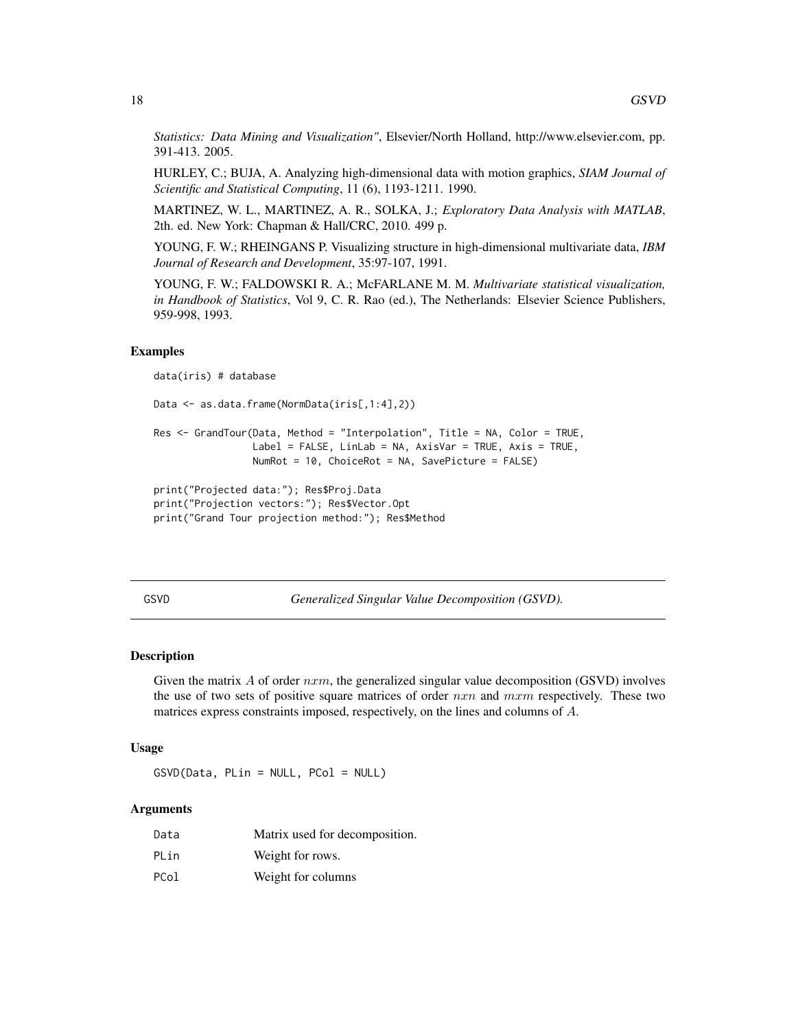*Statistics: Data Mining and Visualization"*, Elsevier/North Holland, http://www.elsevier.com, pp. 391-413. 2005.

HURLEY, C.; BUJA, A. Analyzing high-dimensional data with motion graphics, *SIAM Journal of Scientific and Statistical Computing*, 11 (6), 1193-1211. 1990.

MARTINEZ, W. L., MARTINEZ, A. R., SOLKA, J.; *Exploratory Data Analysis with MATLAB*, 2th. ed. New York: Chapman & Hall/CRC, 2010. 499 p.

YOUNG, F. W.; RHEINGANS P. Visualizing structure in high-dimensional multivariate data, *IBM Journal of Research and Development*, 35:97-107, 1991.

YOUNG, F. W.; FALDOWSKI R. A.; McFARLANE M. M. *Multivariate statistical visualization, in Handbook of Statistics*, Vol 9, C. R. Rao (ed.), The Netherlands: Elsevier Science Publishers, 959-998, 1993.

### Examples

```
data(iris) # database

Data <- as.data.frame(NormData(iris[,1:4],2))

Res <- GrandTour(Data, Method = "Interpolation", Title = NA, Color = TRUE,
                 Label = FALSE, LinLab = NA, AxisVar = TRUE, Axis = TRUE,
                 NumRot = 10, ChoiceRot = NA, SavePicture = FALSE)

print("Projected data:"); Res$Proj.Data
print("Projection vectors:"); Res$Vector.Opt
print("Grand Tour projection method:"); Res$Method
```

---

## GSVD — *Generalized Singular Value Decomposition (GSVD).*

### Description

Given the matrix $A$ of order $nxm$, the generalized singular value decomposition (GSVD) involves the use of two sets of positive square matrices of order $nxn$ and $mxm$ respectively. These two matrices express constraints imposed, respectively, on the lines and columns of $A$.

### Usage

```
GSVD(Data, PLin = NULL, PCol = NULL)
```

### Arguments

| | |
|---|---|
| Data | Matrix used for decomposition. |
| PLin | Weight for rows. |
| PCol | Weight for columns |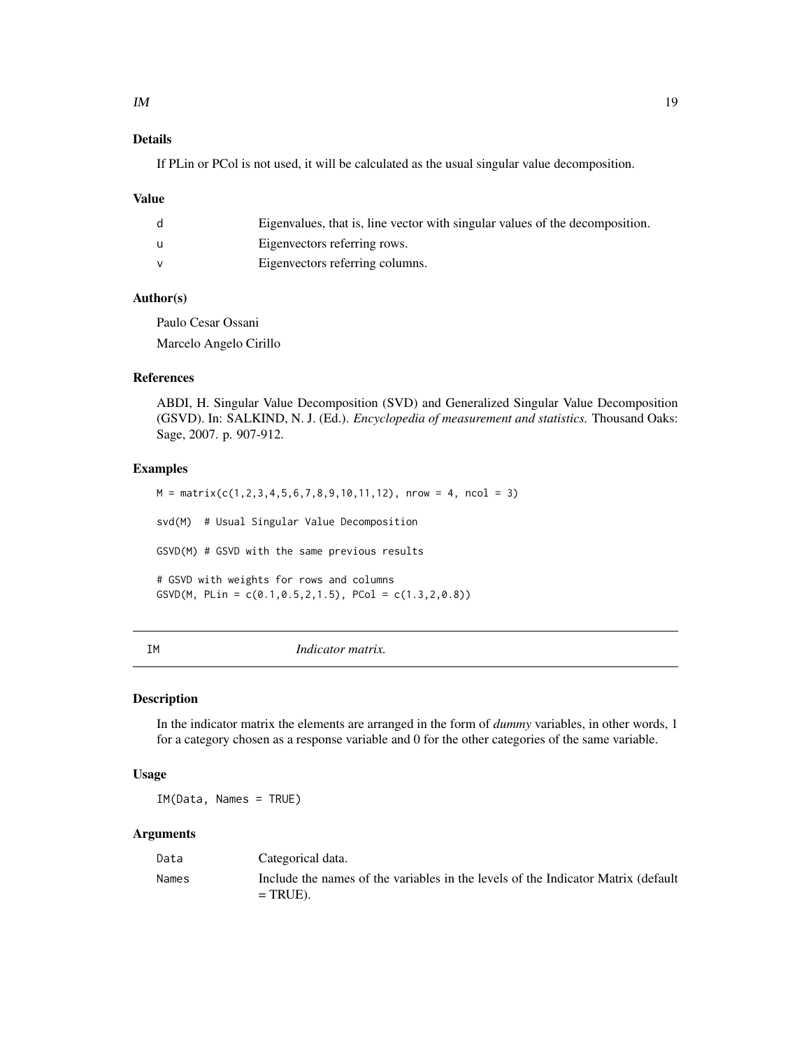### Details

If PLin or PCol is not used, it will be calculated as the usual singular value decomposition.

### Value

| | |
|---|---|
| d | Eigenvalues, that is, line vector with singular values of the decomposition. |
| u | Eigenvectors referring rows. |
| v | Eigenvectors referring columns. |

### Author(s)

Paulo Cesar Ossani

Marcelo Angelo Cirillo

### References

ABDI, H. Singular Value Decomposition (SVD) and Generalized Singular Value Decomposition (GSVD). In: SALKIND, N. J. (Ed.). *Encyclopedia of measurement and statistics.* Thousand Oaks: Sage, 2007. p. 907-912.

### Examples

```
M = matrix(c(1,2,3,4,5,6,7,8,9,10,11,12), nrow = 4, ncol = 3)

svd(M)  # Usual Singular Value Decomposition

GSVD(M) # GSVD with the same previous results

# GSVD with weights for rows and columns
GSVD(M, PLin = c(0.1,0.5,2,1.5), PCol = c(1.3,2,0.8))
```

---

## IM *Indicator matrix.*

### Description

In the indicator matrix the elements are arranged in the form of *dummy* variables, in other words, 1 for a category chosen as a response variable and 0 for the other categories of the same variable.

### Usage

```
IM(Data, Names = TRUE)
```

### Arguments

| | |
|---|---|
| Data | Categorical data. |
| Names | Include the names of the variables in the levels of the Indicator Matrix (default = TRUE). |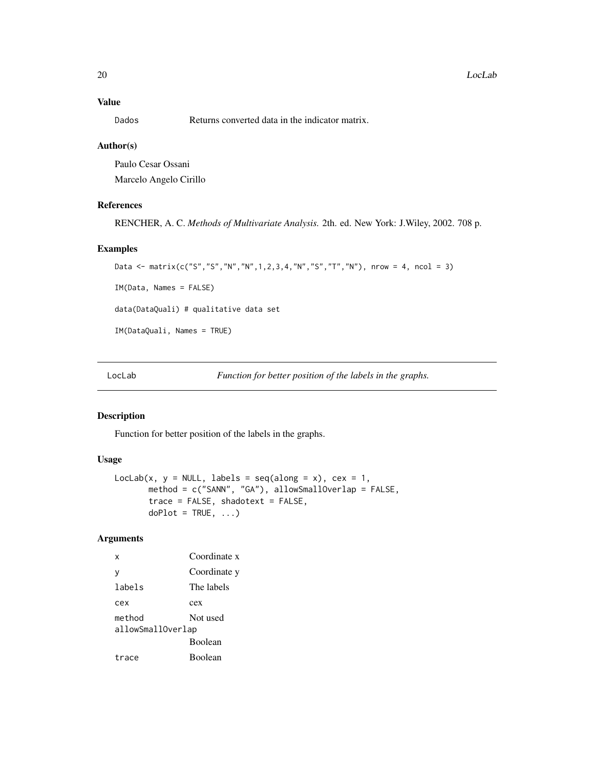## Value

| | |
|---|---|
| `Dados` | Returns converted data in the indicator matrix. |

## Author(s)

Paulo Cesar Ossani

Marcelo Angelo Cirillo

## References

RENCHER, A. C. *Methods of Multivariate Analysis.* 2th. ed. New York: J.Wiley, 2002. 708 p.

## Examples

```
Data <- matrix(c("S","S","N","N",1,2,3,4,"N","S","T","N"), nrow = 4, ncol = 3)

IM(Data, Names = FALSE)

data(DataQuali) # qualitative data set

IM(DataQuali, Names = TRUE)
```

---

# LocLab — *Function for better position of the labels in the graphs.*

---

## Description

Function for better position of the labels in the graphs.

## Usage

```
LocLab(x, y = NULL, labels = seq(along = x), cex = 1,
       method = c("SANN", "GA"), allowSmallOverlap = FALSE,
       trace = FALSE, shadotext = FALSE,
       doPlot = TRUE, ...)
```

## Arguments

| | |
|---|---|
| `x` | Coordinate x |
| `y` | Coordinate y |
| `labels` | The labels |
| `cex` | cex |
| `method` | Not used |
| `allowSmallOverlap` | Boolean |
| `trace` | Boolean |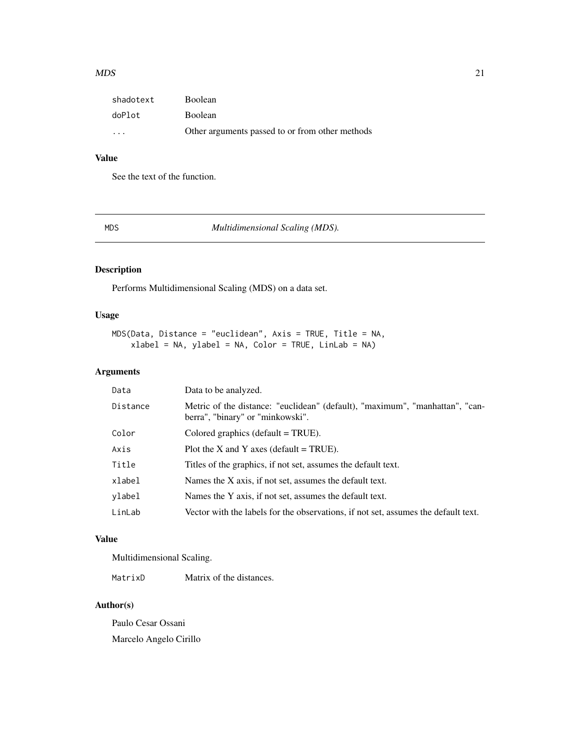| | |
|---|---|
| shadotext | Boolean |
| doPlot | Boolean |
| ... | Other arguments passed to or from other methods |

### Value

See the text of the function.

---

## MDS — *Multidimensional Scaling (MDS).*

---

### Description

Performs Multidimensional Scaling (MDS) on a data set.

### Usage

```
MDS(Data, Distance = "euclidean", Axis = TRUE, Title = NA,
    xlabel = NA, ylabel = NA, Color = TRUE, LinLab = NA)
```

### Arguments

| | |
|---|---|
| Data | Data to be analyzed. |
| Distance | Metric of the distance: "euclidean" (default), "maximum", "manhattan", "canberra", "binary" or "minkowski". |
| Color | Colored graphics (default = TRUE). |
| Axis | Plot the X and Y axes (default = TRUE). |
| Title | Titles of the graphics, if not set, assumes the default text. |
| xlabel | Names the X axis, if not set, assumes the default text. |
| ylabel | Names the Y axis, if not set, assumes the default text. |
| LinLab | Vector with the labels for the observations, if not set, assumes the default text. |

### Value

Multidimensional Scaling.

| | |
|---|---|
| MatrixD | Matrix of the distances. |

### Author(s)

Paulo Cesar Ossani

Marcelo Angelo Cirillo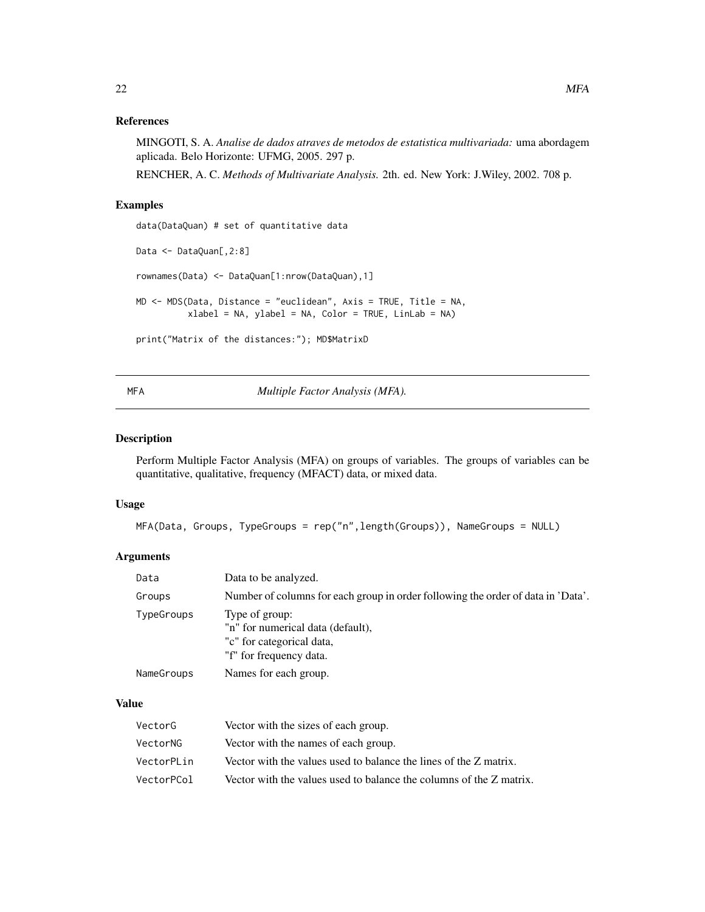### References

MINGOTI, S. A. *Analise de dados atraves de metodos de estatistica multivariada:* uma abordagem aplicada. Belo Horizonte: UFMG, 2005. 297 p.

RENCHER, A. C. *Methods of Multivariate Analysis.* 2th. ed. New York: J.Wiley, 2002. 708 p.

### Examples

```
data(DataQuan) # set of quantitative data

Data <- DataQuan[,2:8]

rownames(Data) <- DataQuan[1:nrow(DataQuan),1]

MD <- MDS(Data, Distance = "euclidean", Axis = TRUE, Title = NA,
          xlabel = NA, ylabel = NA, Color = TRUE, LinLab = NA)

print("Matrix of the distances:"); MD$MatrixD
```

---

## MFA — *Multiple Factor Analysis (MFA).*

### Description

Perform Multiple Factor Analysis (MFA) on groups of variables. The groups of variables can be quantitative, qualitative, frequency (MFACT) data, or mixed data.

### Usage

```
MFA(Data, Groups, TypeGroups = rep("n",length(Groups)), NameGroups = NULL)
```

### Arguments

| | |
|---|---|
| Data | Data to be analyzed. |
| Groups | Number of columns for each group in order following the order of data in 'Data'. |
| TypeGroups | Type of group:<br>"n" for numerical data (default),<br>"c" for categorical data,<br>"f" for frequency data. |
| NameGroups | Names for each group. |

### Value

| | |
|---|---|
| VectorG | Vector with the sizes of each group. |
| VectorNG | Vector with the names of each group. |
| VectorPLin | Vector with the values used to balance the lines of the Z matrix. |
| VectorPCol | Vector with the values used to balance the columns of the Z matrix. |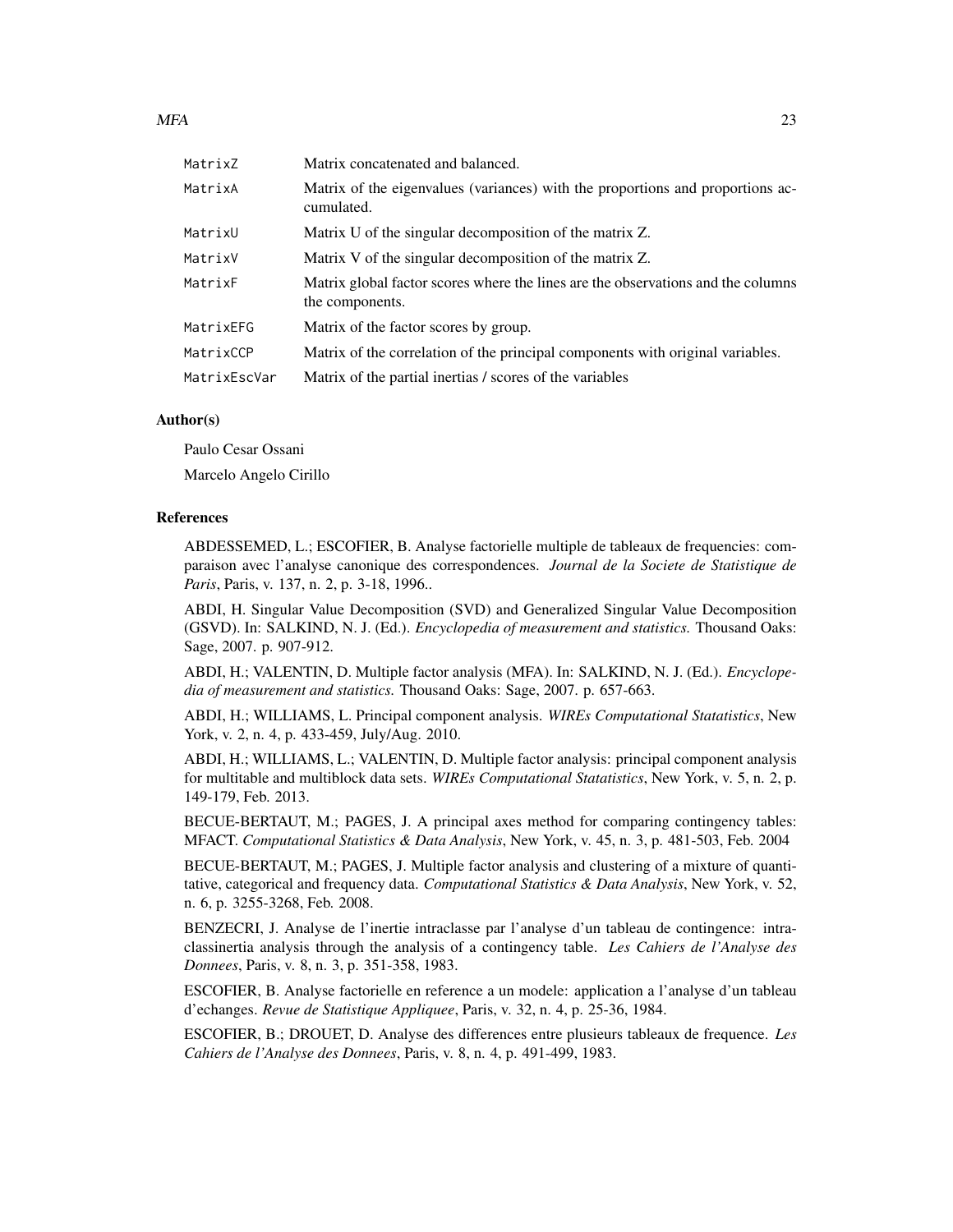| | |
|---|---|
| MatrixZ | Matrix concatenated and balanced. |
| MatrixA | Matrix of the eigenvalues (variances) with the proportions and proportions accumulated. |
| MatrixU | Matrix U of the singular decomposition of the matrix Z. |
| MatrixV | Matrix V of the singular decomposition of the matrix Z. |
| MatrixF | Matrix global factor scores where the lines are the observations and the columns the components. |
| MatrixEFG | Matrix of the factor scores by group. |
| MatrixCCP | Matrix of the correlation of the principal components with original variables. |
| MatrixEscVar | Matrix of the partial inertias / scores of the variables |

## Author(s)

Paulo Cesar Ossani

Marcelo Angelo Cirillo

## References

ABDESSEMED, L.; ESCOFIER, B. Analyse factorielle multiple de tableaux de frequencies: comparaison avec l'analyse canonique des correspondences. *Journal de la Societe de Statistique de Paris*, Paris, v. 137, n. 2, p. 3-18, 1996..

ABDI, H. Singular Value Decomposition (SVD) and Generalized Singular Value Decomposition (GSVD). In: SALKIND, N. J. (Ed.). *Encyclopedia of measurement and statistics.* Thousand Oaks: Sage, 2007. p. 907-912.

ABDI, H.; VALENTIN, D. Multiple factor analysis (MFA). In: SALKIND, N. J. (Ed.). *Encyclopedia of measurement and statistics.* Thousand Oaks: Sage, 2007. p. 657-663.

ABDI, H.; WILLIAMS, L. Principal component analysis. *WIREs Computational Statatistics*, New York, v. 2, n. 4, p. 433-459, July/Aug. 2010.

ABDI, H.; WILLIAMS, L.; VALENTIN, D. Multiple factor analysis: principal component analysis for multitable and multiblock data sets. *WIREs Computational Statatistics*, New York, v. 5, n. 2, p. 149-179, Feb. 2013.

BECUE-BERTAUT, M.; PAGES, J. A principal axes method for comparing contingency tables: MFACT. *Computational Statistics & Data Analysis*, New York, v. 45, n. 3, p. 481-503, Feb. 2004

BECUE-BERTAUT, M.; PAGES, J. Multiple factor analysis and clustering of a mixture of quantitative, categorical and frequency data. *Computational Statistics & Data Analysis*, New York, v. 52, n. 6, p. 3255-3268, Feb. 2008.

BENZECRI, J. Analyse de l'inertie intraclasse par l'analyse d'un tableau de contingence: intraclassinertia analysis through the analysis of a contingency table. *Les Cahiers de l'Analyse des Donnees*, Paris, v. 8, n. 3, p. 351-358, 1983.

ESCOFIER, B. Analyse factorielle en reference a un modele: application a l'analyse d'un tableau d'echanges. *Revue de Statistique Appliquee*, Paris, v. 32, n. 4, p. 25-36, 1984.

ESCOFIER, B.; DROUET, D. Analyse des differences entre plusieurs tableaux de frequence. *Les Cahiers de l'Analyse des Donnees*, Paris, v. 8, n. 4, p. 491-499, 1983.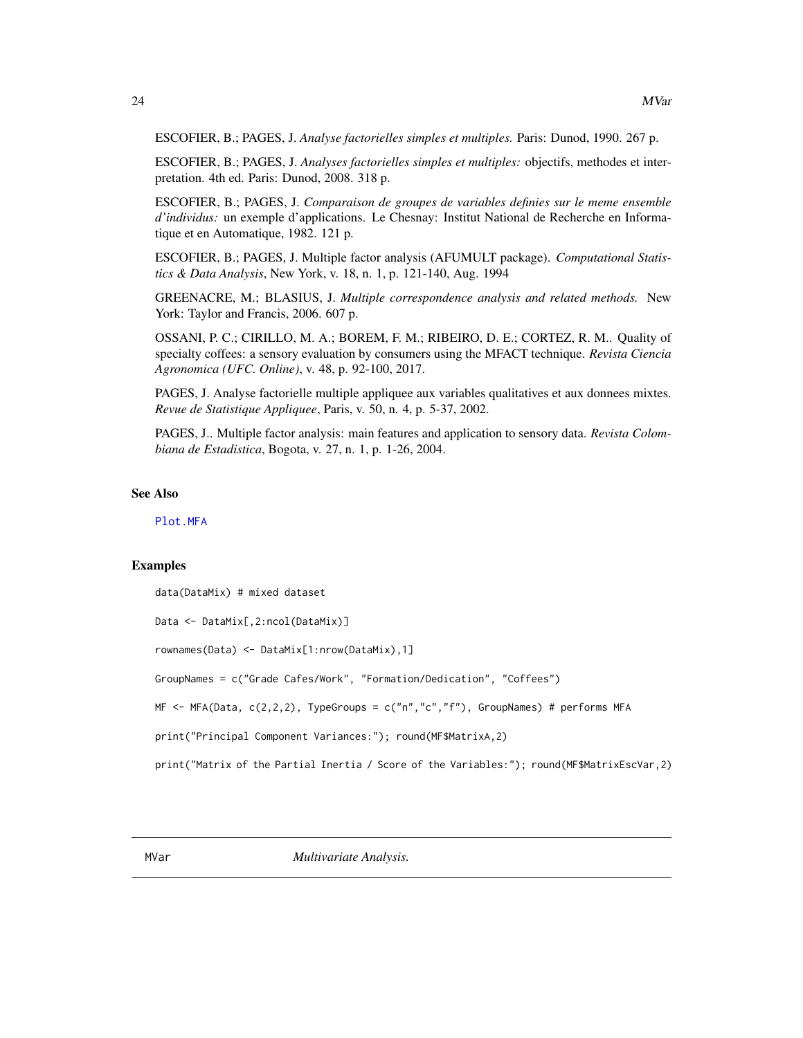ESCOFIER, B.; PAGES, J. *Analyse factorielles simples et multiples.* Paris: Dunod, 1990. 267 p.

ESCOFIER, B.; PAGES, J. *Analyses factorielles simples et multiples:* objectifs, methodes et interpretation. 4th ed. Paris: Dunod, 2008. 318 p.

ESCOFIER, B.; PAGES, J. *Comparaison de groupes de variables definies sur le meme ensemble d'individus:* un exemple d'applications. Le Chesnay: Institut National de Recherche en Informatique et en Automatique, 1982. 121 p.

ESCOFIER, B.; PAGES, J. Multiple factor analysis (AFUMULT package). *Computational Statistics & Data Analysis*, New York, v. 18, n. 1, p. 121-140, Aug. 1994

GREENACRE, M.; BLASIUS, J. *Multiple correspondence analysis and related methods.* New York: Taylor and Francis, 2006. 607 p.

OSSANI, P. C.; CIRILLO, M. A.; BOREM, F. M.; RIBEIRO, D. E.; CORTEZ, R. M.. Quality of specialty coffees: a sensory evaluation by consumers using the MFACT technique. *Revista Ciencia Agronomica (UFC. Online)*, v. 48, p. 92-100, 2017.

PAGES, J. Analyse factorielle multiple appliquee aux variables qualitatives et aux donnees mixtes. *Revue de Statistique Appliquee*, Paris, v. 50, n. 4, p. 5-37, 2002.

PAGES, J.. Multiple factor analysis: main features and application to sensory data. *Revista Colombiana de Estadistica*, Bogota, v. 27, n. 1, p. 1-26, 2004.

## See Also

Plot.MFA

## Examples

```
data(DataMix) # mixed dataset

Data <- DataMix[,2:ncol(DataMix)]

rownames(Data) <- DataMix[1:nrow(DataMix),1]

GroupNames = c("Grade Cafes/Work", "Formation/Dedication", "Coffees")

MF <- MFA(Data, c(2,2,2), TypeGroups = c("n","c","f"), GroupNames) # performs MFA

print("Principal Component Variances:"); round(MF$MatrixA,2)

print("Matrix of the Partial Inertia / Score of the Variables:"); round(MF$MatrixEscVar,2)
```

---

MVar *Multivariate Analysis.*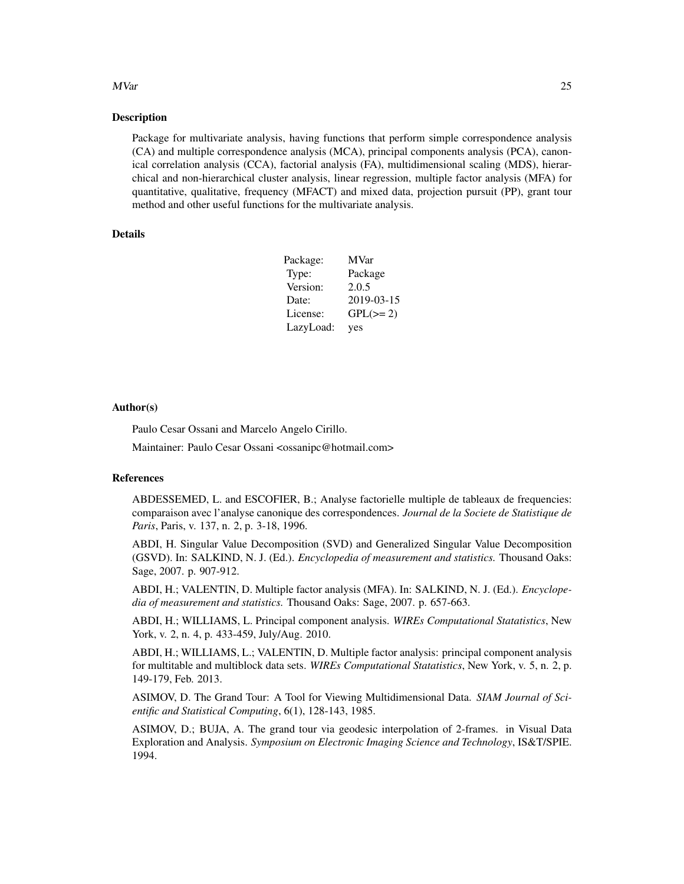## Description

Package for multivariate analysis, having functions that perform simple correspondence analysis (CA) and multiple correspondence analysis (MCA), principal components analysis (PCA), canonical correlation analysis (CCA), factorial analysis (FA), multidimensional scaling (MDS), hierarchical and non-hierarchical cluster analysis, linear regression, multiple factor analysis (MFA) for quantitative, qualitative, frequency (MFACT) and mixed data, projection pursuit (PP), grant tour method and other useful functions for the multivariate analysis.

## Details

| | |
|---|---|
| Package: | MVar |
| Type: | Package |
| Version: | 2.0.5 |
| Date: | 2019-03-15 |
| License: | GPL(>= 2) |
| LazyLoad: | yes |

## Author(s)

Paulo Cesar Ossani and Marcelo Angelo Cirillo.

Maintainer: Paulo Cesar Ossani <ossanipc@hotmail.com>

## References

ABDESSEMED, L. and ESCOFIER, B.; Analyse factorielle multiple de tableaux de frequencies: comparaison avec l'analyse canonique des correspondences. *Journal de la Societe de Statistique de Paris*, Paris, v. 137, n. 2, p. 3-18, 1996.

ABDI, H. Singular Value Decomposition (SVD) and Generalized Singular Value Decomposition (GSVD). In: SALKIND, N. J. (Ed.). *Encyclopedia of measurement and statistics.* Thousand Oaks: Sage, 2007. p. 907-912.

ABDI, H.; VALENTIN, D. Multiple factor analysis (MFA). In: SALKIND, N. J. (Ed.). *Encyclopedia of measurement and statistics.* Thousand Oaks: Sage, 2007. p. 657-663.

ABDI, H.; WILLIAMS, L. Principal component analysis. *WIREs Computational Statatistics*, New York, v. 2, n. 4, p. 433-459, July/Aug. 2010.

ABDI, H.; WILLIAMS, L.; VALENTIN, D. Multiple factor analysis: principal component analysis for multitable and multiblock data sets. *WIREs Computational Statatistics*, New York, v. 5, n. 2, p. 149-179, Feb. 2013.

ASIMOV, D. The Grand Tour: A Tool for Viewing Multidimensional Data. *SIAM Journal of Scientific and Statistical Computing*, 6(1), 128-143, 1985.

ASIMOV, D.; BUJA, A. The grand tour via geodesic interpolation of 2-frames. in Visual Data Exploration and Analysis. *Symposium on Electronic Imaging Science and Technology*, IS&T/SPIE. 1994.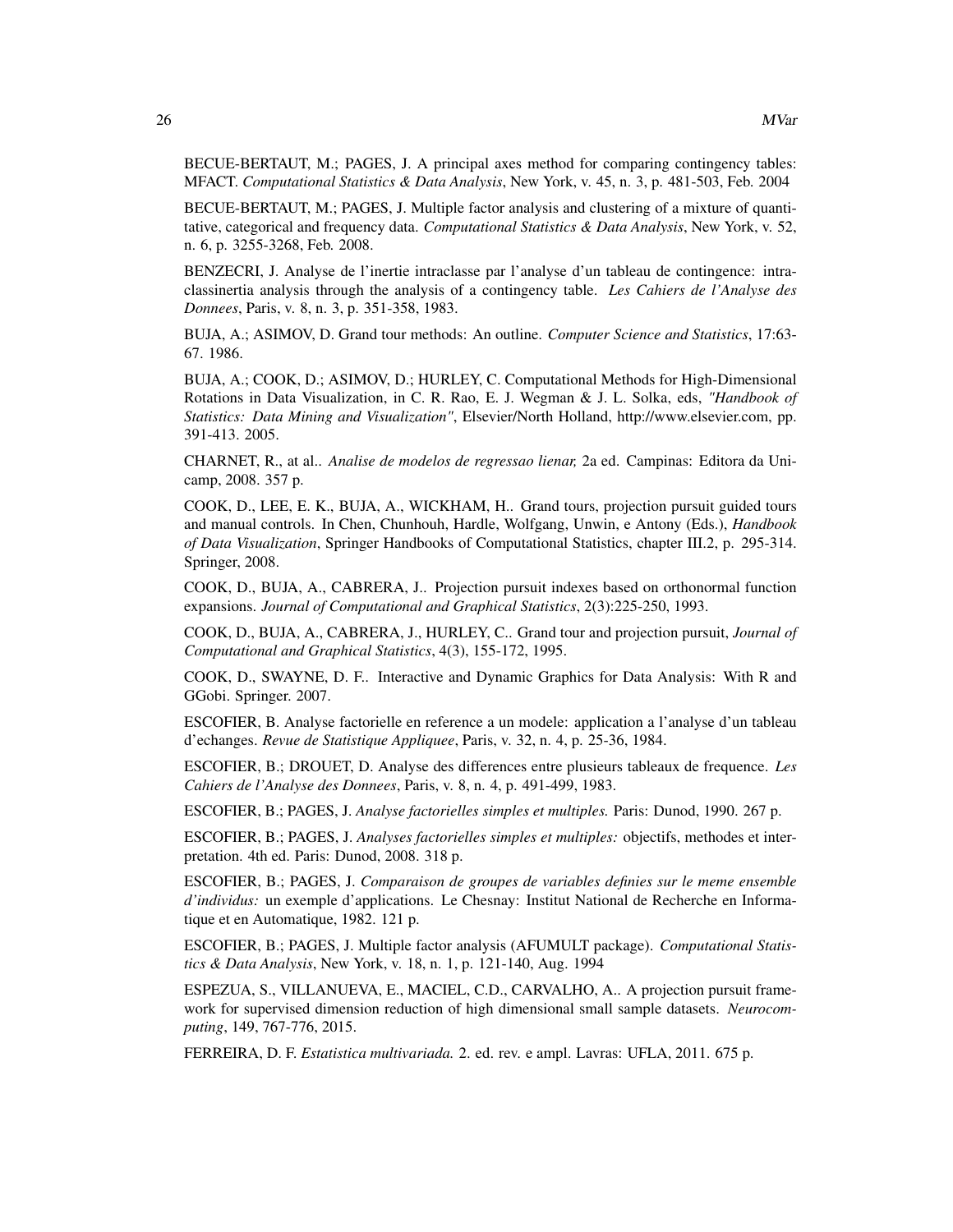BECUE-BERTAUT, M.; PAGES, J. A principal axes method for comparing contingency tables: MFACT. *Computational Statistics & Data Analysis*, New York, v. 45, n. 3, p. 481-503, Feb. 2004

BECUE-BERTAUT, M.; PAGES, J. Multiple factor analysis and clustering of a mixture of quantitative, categorical and frequency data. *Computational Statistics & Data Analysis*, New York, v. 52, n. 6, p. 3255-3268, Feb. 2008.

BENZECRI, J. Analyse de l'inertie intraclasse par l'analyse d'un tableau de contingence: intraclassinertia analysis through the analysis of a contingency table. *Les Cahiers de l'Analyse des Donnees*, Paris, v. 8, n. 3, p. 351-358, 1983.

BUJA, A.; ASIMOV, D. Grand tour methods: An outline. *Computer Science and Statistics*, 17:63-67. 1986.

BUJA, A.; COOK, D.; ASIMOV, D.; HURLEY, C. Computational Methods for High-Dimensional Rotations in Data Visualization, in C. R. Rao, E. J. Wegman & J. L. Solka, eds, *"Handbook of Statistics: Data Mining and Visualization"*, Elsevier/North Holland, http://www.elsevier.com, pp. 391-413. 2005.

CHARNET, R., at al.. *Analise de modelos de regressao lienar,* 2a ed. Campinas: Editora da Unicamp, 2008. 357 p.

COOK, D., LEE, E. K., BUJA, A., WICKHAM, H.. Grand tours, projection pursuit guided tours and manual controls. In Chen, Chunhouh, Hardle, Wolfgang, Unwin, e Antony (Eds.), *Handbook of Data Visualization*, Springer Handbooks of Computational Statistics, chapter III.2, p. 295-314. Springer, 2008.

COOK, D., BUJA, A., CABRERA, J.. Projection pursuit indexes based on orthonormal function expansions. *Journal of Computational and Graphical Statistics*, 2(3):225-250, 1993.

COOK, D., BUJA, A., CABRERA, J., HURLEY, C.. Grand tour and projection pursuit, *Journal of Computational and Graphical Statistics*, 4(3), 155-172, 1995.

COOK, D., SWAYNE, D. F.. Interactive and Dynamic Graphics for Data Analysis: With R and GGobi. Springer. 2007.

ESCOFIER, B. Analyse factorielle en reference a un modele: application a l'analyse d'un tableau d'echanges. *Revue de Statistique Appliquee*, Paris, v. 32, n. 4, p. 25-36, 1984.

ESCOFIER, B.; DROUET, D. Analyse des differences entre plusieurs tableaux de frequence. *Les Cahiers de l'Analyse des Donnees*, Paris, v. 8, n. 4, p. 491-499, 1983.

ESCOFIER, B.; PAGES, J. *Analyse factorielles simples et multiples.* Paris: Dunod, 1990. 267 p.

ESCOFIER, B.; PAGES, J. *Analyses factorielles simples et multiples:* objectifs, methodes et interpretation. 4th ed. Paris: Dunod, 2008. 318 p.

ESCOFIER, B.; PAGES, J. *Comparaison de groupes de variables definies sur le meme ensemble d'individus:* un exemple d'applications. Le Chesnay: Institut National de Recherche en Informatique et en Automatique, 1982. 121 p.

ESCOFIER, B.; PAGES, J. Multiple factor analysis (AFUMULT package). *Computational Statistics & Data Analysis*, New York, v. 18, n. 1, p. 121-140, Aug. 1994

ESPEZUA, S., VILLANUEVA, E., MACIEL, C.D., CARVALHO, A.. A projection pursuit framework for supervised dimension reduction of high dimensional small sample datasets. *Neurocomputing*, 149, 767-776, 2015.

FERREIRA, D. F. *Estatistica multivariada.* 2. ed. rev. e ampl. Lavras: UFLA, 2011. 675 p.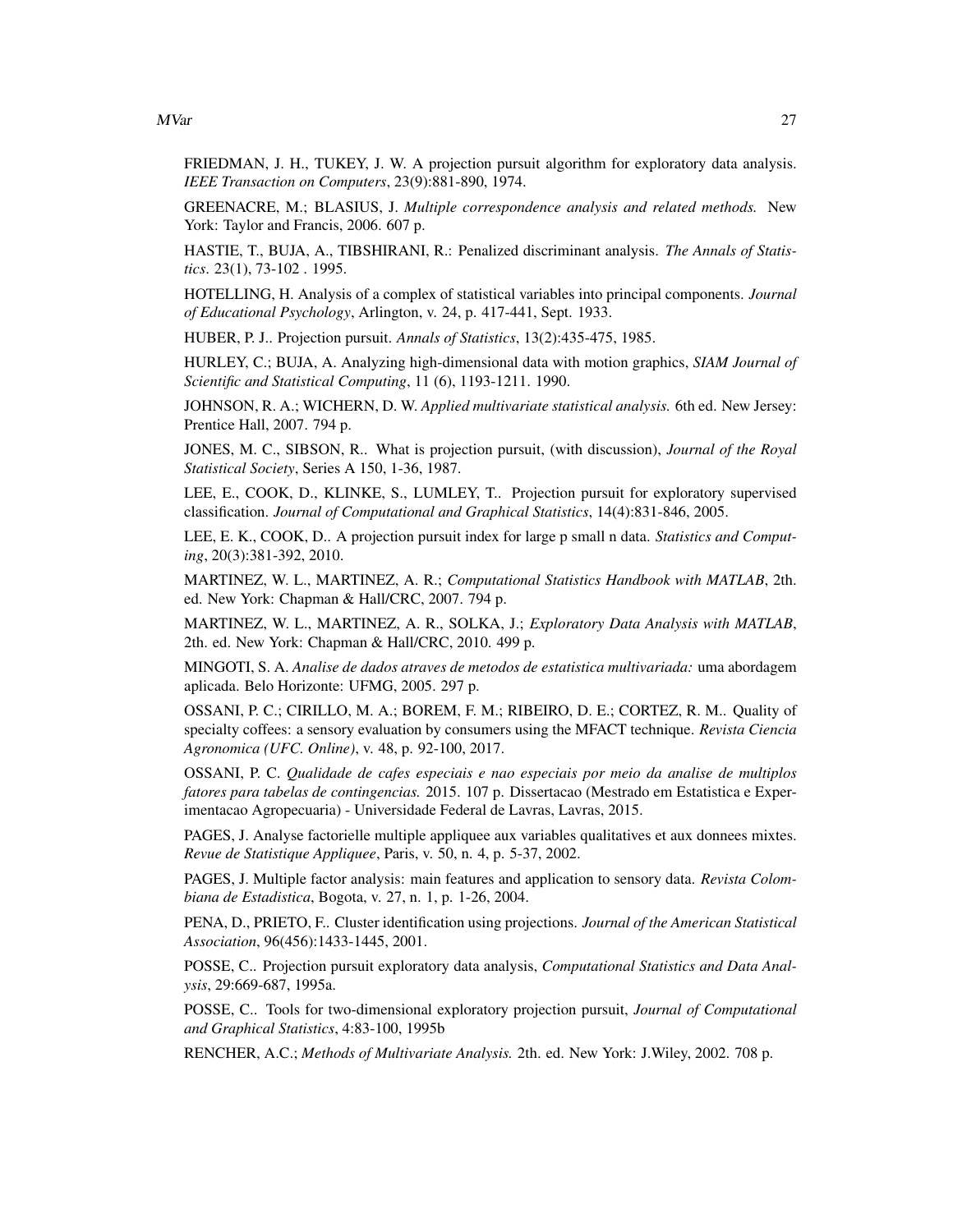FRIEDMAN, J. H., TUKEY, J. W. A projection pursuit algorithm for exploratory data analysis. *IEEE Transaction on Computers*, 23(9):881-890, 1974.

GREENACRE, M.; BLASIUS, J. *Multiple correspondence analysis and related methods.* New York: Taylor and Francis, 2006. 607 p.

HASTIE, T., BUJA, A., TIBSHIRANI, R.: Penalized discriminant analysis. *The Annals of Statistics*. 23(1), 73-102 . 1995.

HOTELLING, H. Analysis of a complex of statistical variables into principal components. *Journal of Educational Psychology*, Arlington, v. 24, p. 417-441, Sept. 1933.

HUBER, P. J.. Projection pursuit. *Annals of Statistics*, 13(2):435-475, 1985.

HURLEY, C.; BUJA, A. Analyzing high-dimensional data with motion graphics, *SIAM Journal of Scientific and Statistical Computing*, 11 (6), 1193-1211. 1990.

JOHNSON, R. A.; WICHERN, D. W. *Applied multivariate statistical analysis.* 6th ed. New Jersey: Prentice Hall, 2007. 794 p.

JONES, M. C., SIBSON, R.. What is projection pursuit, (with discussion), *Journal of the Royal Statistical Society*, Series A 150, 1-36, 1987.

LEE, E., COOK, D., KLINKE, S., LUMLEY, T.. Projection pursuit for exploratory supervised classification. *Journal of Computational and Graphical Statistics*, 14(4):831-846, 2005.

LEE, E. K., COOK, D.. A projection pursuit index for large p small n data. *Statistics and Computing*, 20(3):381-392, 2010.

MARTINEZ, W. L., MARTINEZ, A. R.; *Computational Statistics Handbook with MATLAB*, 2th. ed. New York: Chapman & Hall/CRC, 2007. 794 p.

MARTINEZ, W. L., MARTINEZ, A. R., SOLKA, J.; *Exploratory Data Analysis with MATLAB*, 2th. ed. New York: Chapman & Hall/CRC, 2010. 499 p.

MINGOTI, S. A. *Analise de dados atraves de metodos de estatistica multivariada:* uma abordagem aplicada. Belo Horizonte: UFMG, 2005. 297 p.

OSSANI, P. C.; CIRILLO, M. A.; BOREM, F. M.; RIBEIRO, D. E.; CORTEZ, R. M.. Quality of specialty coffees: a sensory evaluation by consumers using the MFACT technique. *Revista Ciencia Agronomica (UFC. Online)*, v. 48, p. 92-100, 2017.

OSSANI, P. C. *Qualidade de cafes especiais e nao especiais por meio da analise de multiplos fatores para tabelas de contingencias.* 2015. 107 p. Dissertacao (Mestrado em Estatistica e Experimentacao Agropecuaria) - Universidade Federal de Lavras, Lavras, 2015.

PAGES, J. Analyse factorielle multiple appliquee aux variables qualitatives et aux donnees mixtes. *Revue de Statistique Appliquee*, Paris, v. 50, n. 4, p. 5-37, 2002.

PAGES, J. Multiple factor analysis: main features and application to sensory data. *Revista Colombiana de Estadistica*, Bogota, v. 27, n. 1, p. 1-26, 2004.

PENA, D., PRIETO, F.. Cluster identification using projections. *Journal of the American Statistical Association*, 96(456):1433-1445, 2001.

POSSE, C.. Projection pursuit exploratory data analysis, *Computational Statistics and Data Analysis*, 29:669-687, 1995a.

POSSE, C.. Tools for two-dimensional exploratory projection pursuit, *Journal of Computational and Graphical Statistics*, 4:83-100, 1995b

RENCHER, A.C.; *Methods of Multivariate Analysis.* 2th. ed. New York: J.Wiley, 2002. 708 p.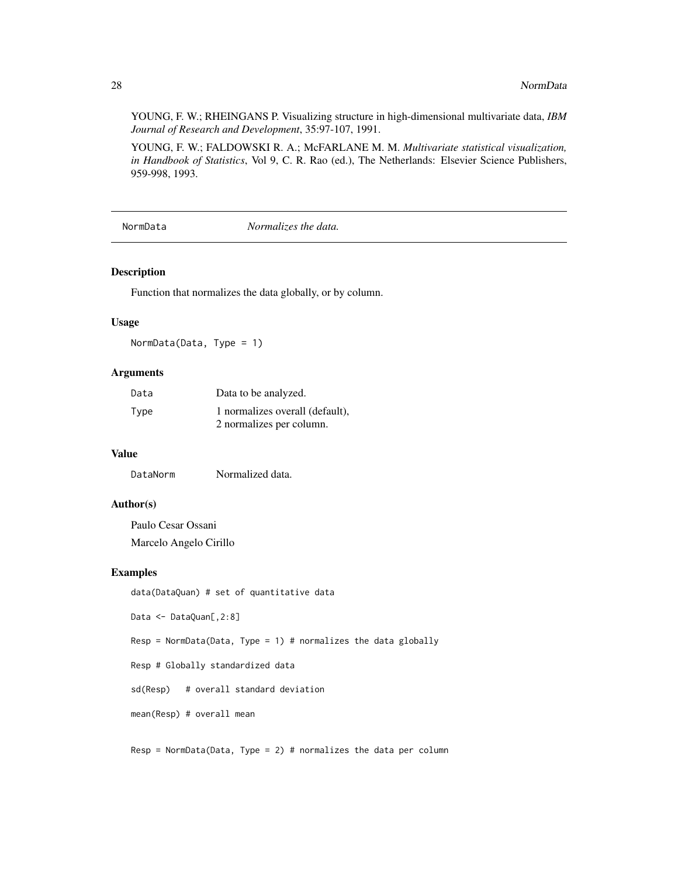YOUNG, F. W.; RHEINGANS P. Visualizing structure in high-dimensional multivariate data, *IBM Journal of Research and Development*, 35:97-107, 1991.

YOUNG, F. W.; FALDOWSKI R. A.; McFARLANE M. M. *Multivariate statistical visualization, in Handbook of Statistics*, Vol 9, C. R. Rao (ed.), The Netherlands: Elsevier Science Publishers, 959-998, 1993.

---

## NormData — *Normalizes the data.*

### Description

Function that normalizes the data globally, or by column.

### Usage

```
NormData(Data, Type = 1)
```

### Arguments

| | |
|---|---|
| `Data` | Data to be analyzed. |
| `Type` | 1 normalizes overall (default),<br>2 normalizes per column. |

### Value

| | |
|---|---|
| `DataNorm` | Normalized data. |

### Author(s)

Paulo Cesar Ossani

Marcelo Angelo Cirillo

### Examples

```
data(DataQuan) # set of quantitative data

Data <- DataQuan[,2:8]

Resp = NormData(Data, Type = 1) # normalizes the data globally

Resp # Globally standardized data

sd(Resp)   # overall standard deviation

mean(Resp) # overall mean


Resp = NormData(Data, Type = 2) # normalizes the data per column
```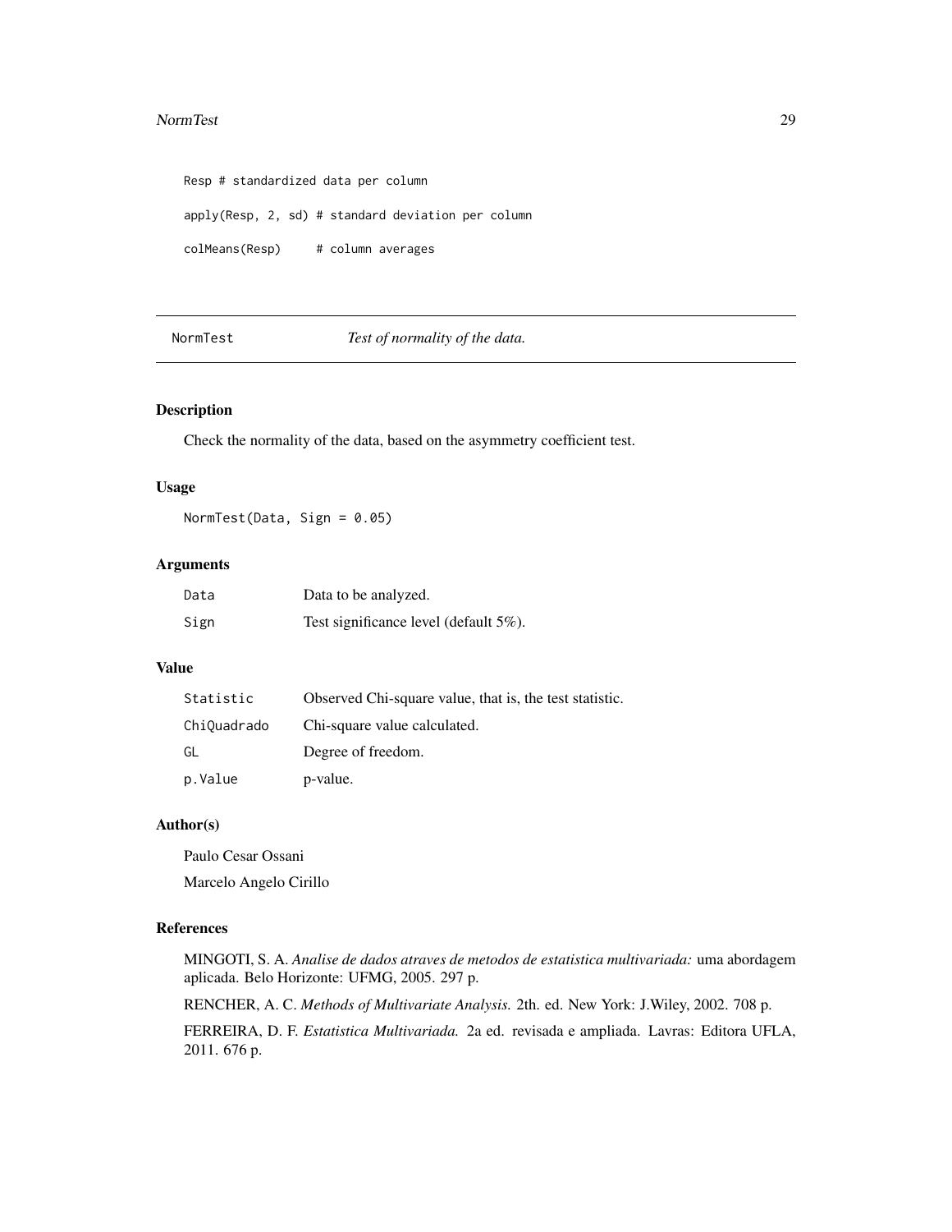```
Resp # standardized data per column

apply(Resp, 2, sd) # standard deviation per column

colMeans(Resp)     # column averages
```

---

## NormTest — *Test of normality of the data.*

---

### Description

Check the normality of the data, based on the asymmetry coefficient test.

### Usage

```
NormTest(Data, Sign = 0.05)
```

### Arguments

| | |
|---|---|
| `Data` | Data to be analyzed. |
| `Sign` | Test significance level (default 5%). |

### Value

| | |
|---|---|
| `Statistic` | Observed Chi-square value, that is, the test statistic. |
| `ChiQuadrado` | Chi-square value calculated. |
| `GL` | Degree of freedom. |
| `p.Value` | p-value. |

### Author(s)

Paulo Cesar Ossani

Marcelo Angelo Cirillo

### References

MINGOTI, S. A. *Analise de dados atraves de metodos de estatistica multivariada:* uma abordagem aplicada. Belo Horizonte: UFMG, 2005. 297 p.

RENCHER, A. C. *Methods of Multivariate Analysis.* 2th. ed. New York: J.Wiley, 2002. 708 p.

FERREIRA, D. F. *Estatistica Multivariada.* 2a ed. revisada e ampliada. Lavras: Editora UFLA, 2011. 676 p.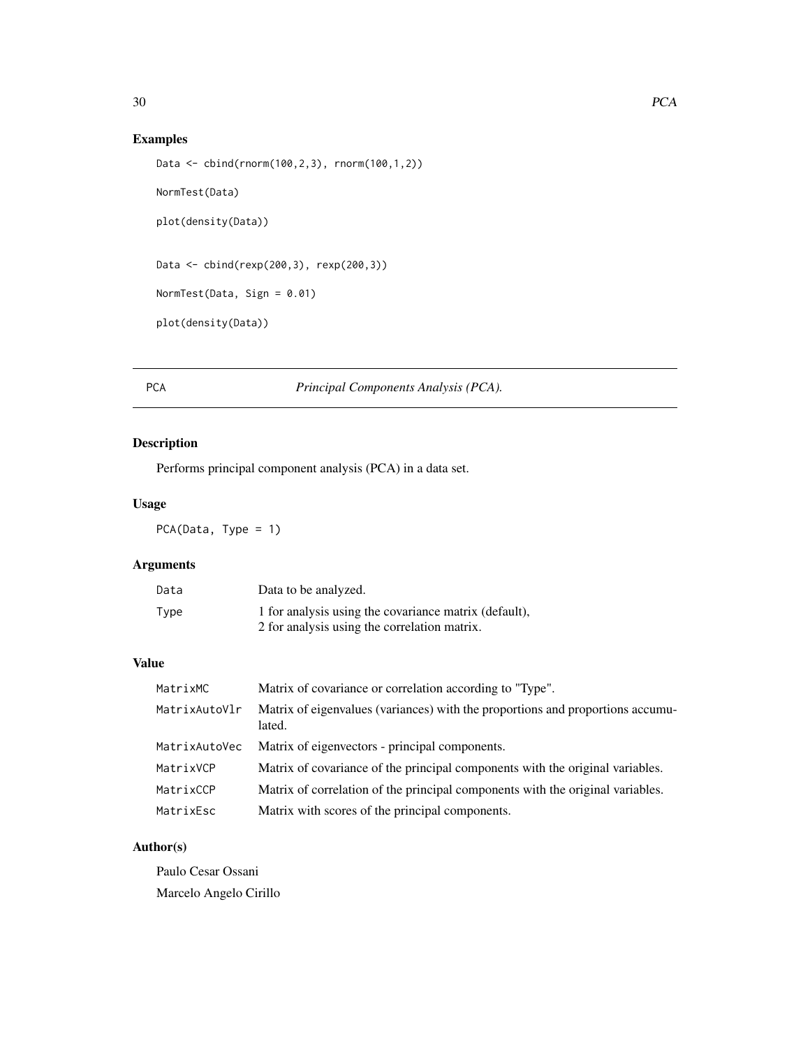## Examples

```
Data <- cbind(rnorm(100,2,3), rnorm(100,1,2))

NormTest(Data)

plot(density(Data))


Data <- cbind(rexp(200,3), rexp(200,3))

NormTest(Data, Sign = 0.01)

plot(density(Data))
```

---

# PCA — *Principal Components Analysis (PCA).*

---

## Description

Performs principal component analysis (PCA) in a data set.

## Usage

```
PCA(Data, Type = 1)
```

## Arguments

| | |
|---|---|
| `Data` | Data to be analyzed. |
| `Type` | 1 for analysis using the covariance matrix (default),<br>2 for analysis using the correlation matrix. |

## Value

| | |
|---|---|
| `MatrixMC` | Matrix of covariance or correlation according to "Type". |
| `MatrixAutoVlr` | Matrix of eigenvalues (variances) with the proportions and proportions accumulated. |
| `MatrixAutoVec` | Matrix of eigenvectors - principal components. |
| `MatrixVCP` | Matrix of covariance of the principal components with the original variables. |
| `MatrixCCP` | Matrix of correlation of the principal components with the original variables. |
| `MatrixEsc` | Matrix with scores of the principal components. |

## Author(s)

Paulo Cesar Ossani

Marcelo Angelo Cirillo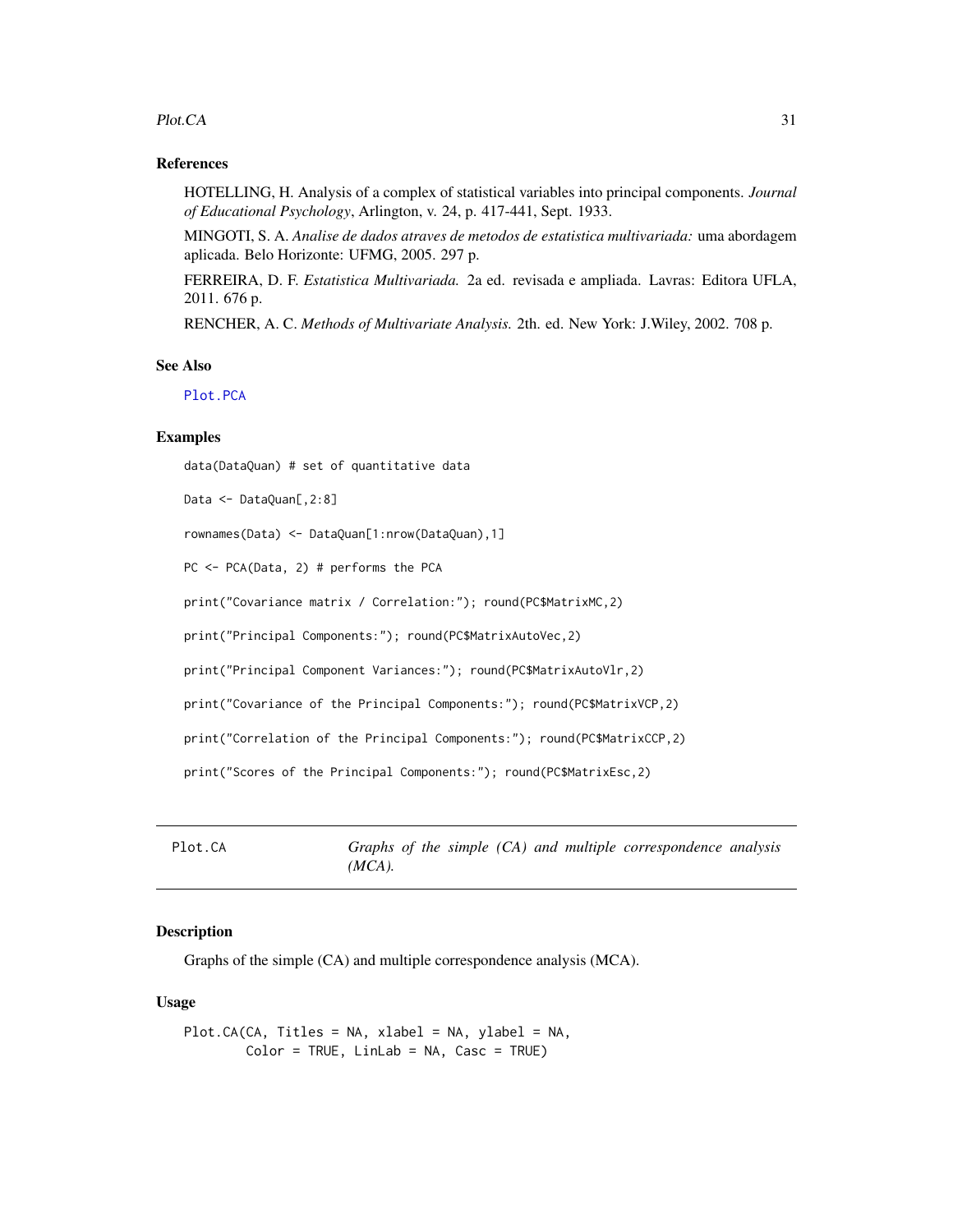### References

HOTELLING, H. Analysis of a complex of statistical variables into principal components. *Journal of Educational Psychology*, Arlington, v. 24, p. 417-441, Sept. 1933.

MINGOTI, S. A. *Analise de dados atraves de metodos de estatistica multivariada:* uma abordagem aplicada. Belo Horizonte: UFMG, 2005. 297 p.

FERREIRA, D. F. *Estatistica Multivariada.* 2a ed. revisada e ampliada. Lavras: Editora UFLA, 2011. 676 p.

RENCHER, A. C. *Methods of Multivariate Analysis.* 2th. ed. New York: J.Wiley, 2002. 708 p.

### See Also

Plot.PCA

### Examples

```
data(DataQuan) # set of quantitative data

Data <- DataQuan[,2:8]

rownames(Data) <- DataQuan[1:nrow(DataQuan),1]

PC <- PCA(Data, 2) # performs the PCA

print("Covariance matrix / Correlation:"); round(PC$MatrixMC,2)

print("Principal Components:"); round(PC$MatrixAutoVec,2)

print("Principal Component Variances:"); round(PC$MatrixAutoVlr,2)

print("Covariance of the Principal Components:"); round(PC$MatrixVCP,2)

print("Correlation of the Principal Components:"); round(PC$MatrixCCP,2)

print("Scores of the Principal Components:"); round(PC$MatrixEsc,2)
```

---

## Plot.CA — *Graphs of the simple (CA) and multiple correspondence analysis (MCA).*

### Description

Graphs of the simple (CA) and multiple correspondence analysis (MCA).

### Usage

```
Plot.CA(CA, Titles = NA, xlabel = NA, ylabel = NA,
        Color = TRUE, LinLab = NA, Casc = TRUE)
```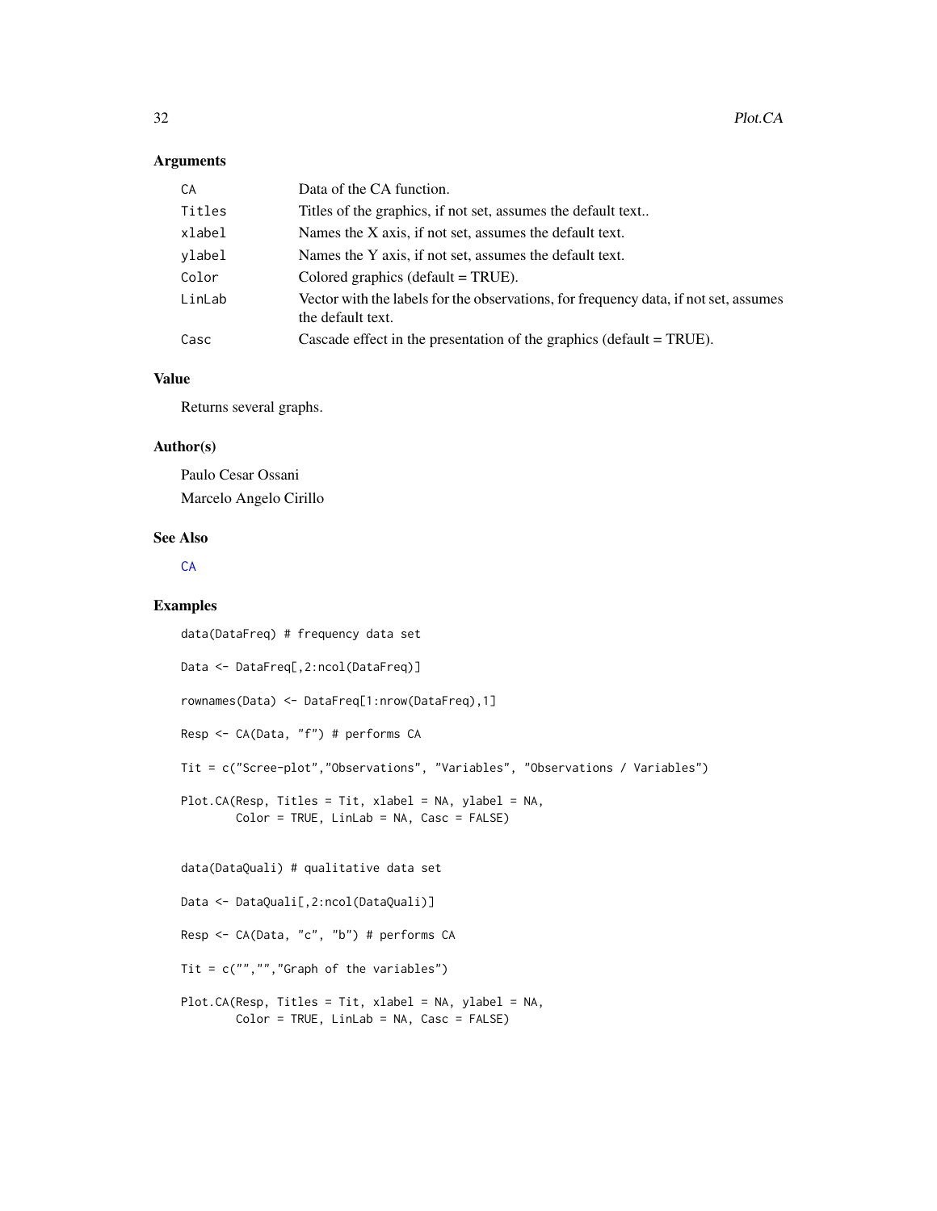## Arguments

| | |
|---|---|
| CA | Data of the CA function. |
| Titles | Titles of the graphics, if not set, assumes the default text.. |
| xlabel | Names the X axis, if not set, assumes the default text. |
| ylabel | Names the Y axis, if not set, assumes the default text. |
| Color | Colored graphics (default = TRUE). |
| LinLab | Vector with the labels for the observations, for frequency data, if not set, assumes the default text. |
| Casc | Cascade effect in the presentation of the graphics (default = TRUE). |

## Value

Returns several graphs.

## Author(s)

Paulo Cesar Ossani

Marcelo Angelo Cirillo

## See Also

CA

## Examples

```
data(DataFreq) # frequency data set

Data <- DataFreq[,2:ncol(DataFreq)]

rownames(Data) <- DataFreq[1:nrow(DataFreq),1]

Resp <- CA(Data, "f") # performs CA

Tit = c("Scree-plot","Observations", "Variables", "Observations / Variables")

Plot.CA(Resp, Titles = Tit, xlabel = NA, ylabel = NA,
        Color = TRUE, LinLab = NA, Casc = FALSE)


data(DataQuali) # qualitative data set

Data <- DataQuali[,2:ncol(DataQuali)]

Resp <- CA(Data, "c", "b") # performs CA

Tit = c("","","Graph of the variables")

Plot.CA(Resp, Titles = Tit, xlabel = NA, ylabel = NA,
        Color = TRUE, LinLab = NA, Casc = FALSE)
```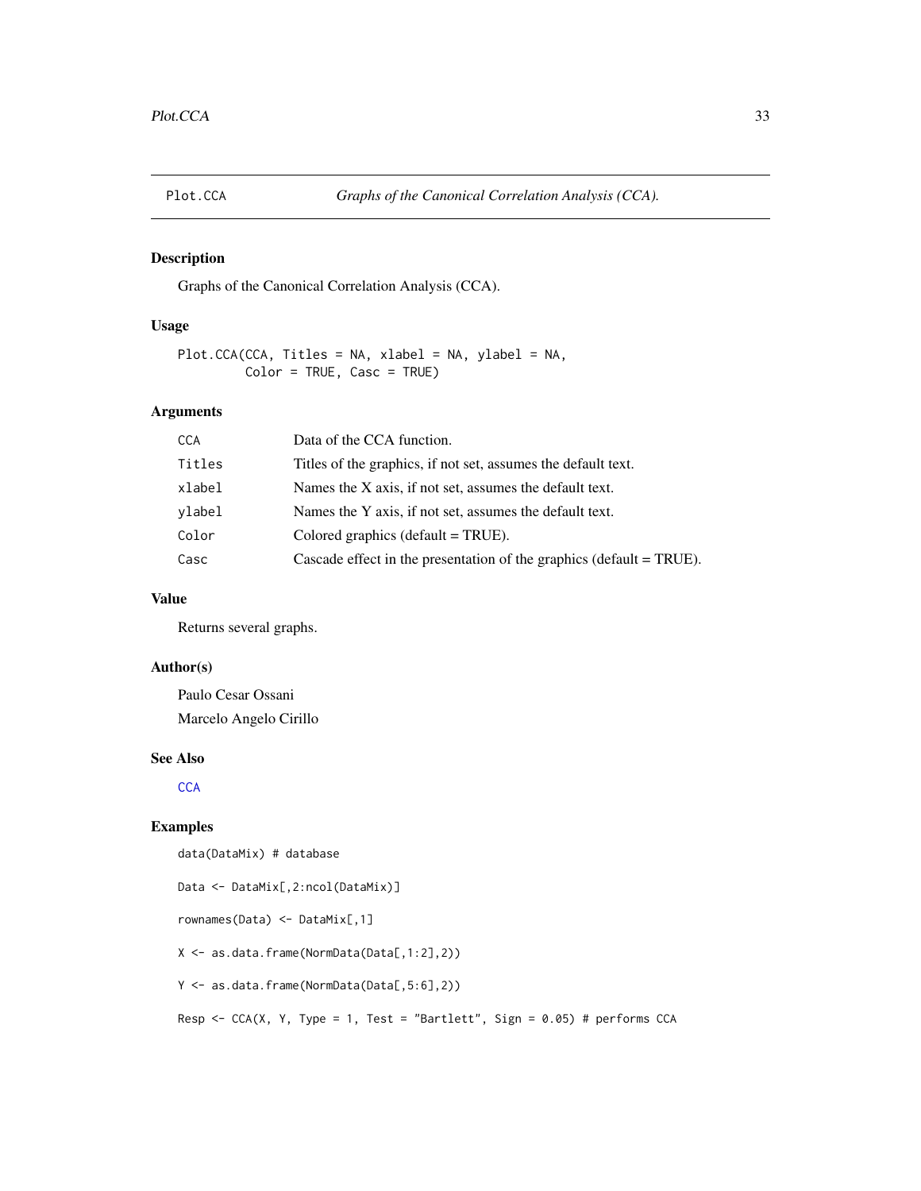Plot.CCA *Graphs of the Canonical Correlation Analysis (CCA).*

## Description

Graphs of the Canonical Correlation Analysis (CCA).

## Usage

```
Plot.CCA(CCA, Titles = NA, xlabel = NA, ylabel = NA,
         Color = TRUE, Casc = TRUE)
```

## Arguments

| | |
|---|---|
| CCA | Data of the CCA function. |
| Titles | Titles of the graphics, if not set, assumes the default text. |
| xlabel | Names the X axis, if not set, assumes the default text. |
| ylabel | Names the Y axis, if not set, assumes the default text. |
| Color | Colored graphics (default = TRUE). |
| Casc | Cascade effect in the presentation of the graphics (default = TRUE). |

## Value

Returns several graphs.

## Author(s)

Paulo Cesar Ossani

Marcelo Angelo Cirillo

## See Also

CCA

## Examples

```
data(DataMix) # database

Data <- DataMix[,2:ncol(DataMix)]

rownames(Data) <- DataMix[,1]

X <- as.data.frame(NormData(Data[,1:2],2))

Y <- as.data.frame(NormData(Data[,5:6],2))

Resp <- CCA(X, Y, Type = 1, Test = "Bartlett", Sign = 0.05) # performs CCA
```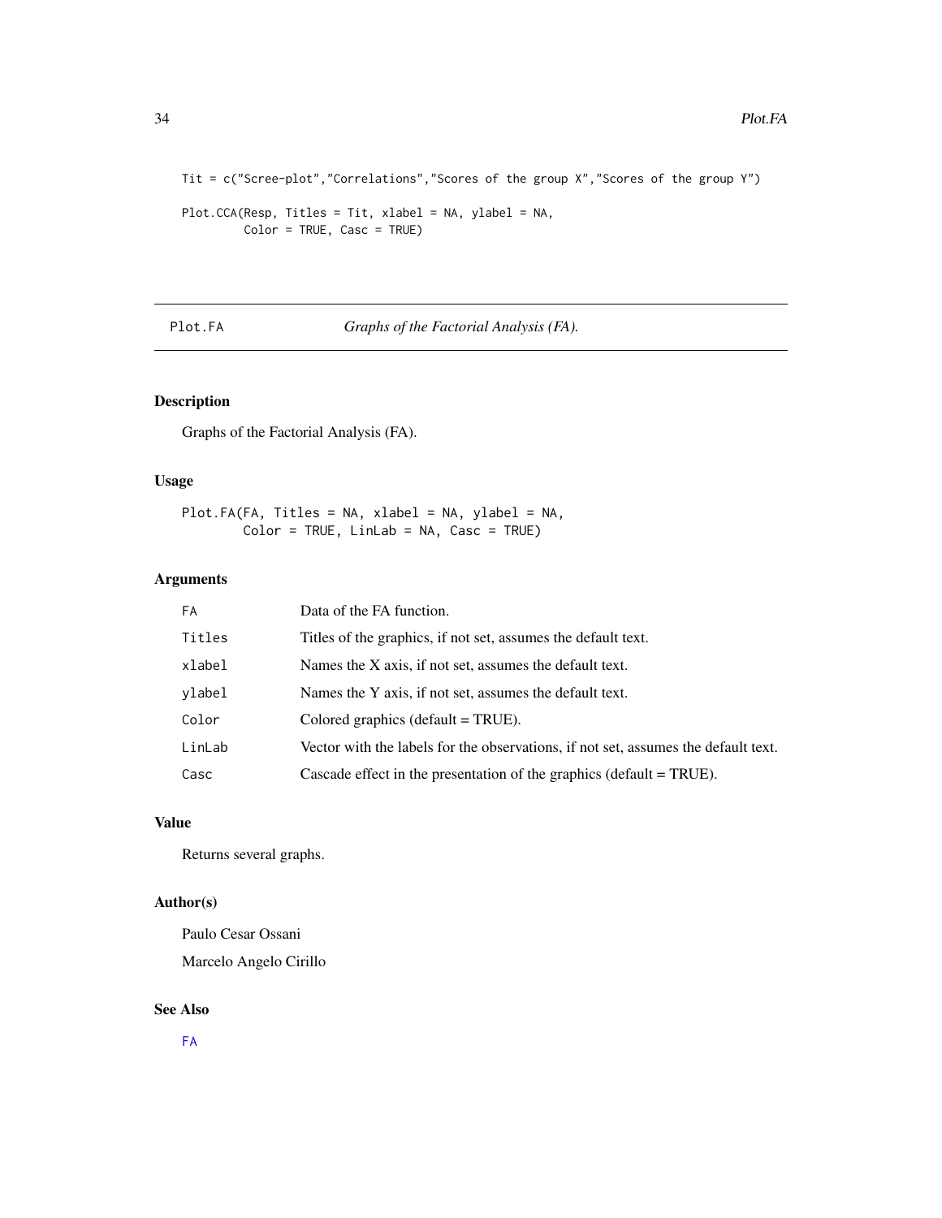```
Tit = c("Scree-plot","Correlations","Scores of the group X","Scores of the group Y")

Plot.CCA(Resp, Titles = Tit, xlabel = NA, ylabel = NA,
         Color = TRUE, Casc = TRUE)
```

---

## Plot.FA — *Graphs of the Factorial Analysis (FA).*

---

### Description

Graphs of the Factorial Analysis (FA).

### Usage

```
Plot.FA(FA, Titles = NA, xlabel = NA, ylabel = NA,
        Color = TRUE, LinLab = NA, Casc = TRUE)
```

### Arguments

| | |
|---|---|
| `FA` | Data of the FA function. |
| `Titles` | Titles of the graphics, if not set, assumes the default text. |
| `xlabel` | Names the X axis, if not set, assumes the default text. |
| `ylabel` | Names the Y axis, if not set, assumes the default text. |
| `Color` | Colored graphics (default = TRUE). |
| `LinLab` | Vector with the labels for the observations, if not set, assumes the default text. |
| `Casc` | Cascade effect in the presentation of the graphics (default = TRUE). |

### Value

Returns several graphs.

### Author(s)

Paulo Cesar Ossani

Marcelo Angelo Cirillo

### See Also

FA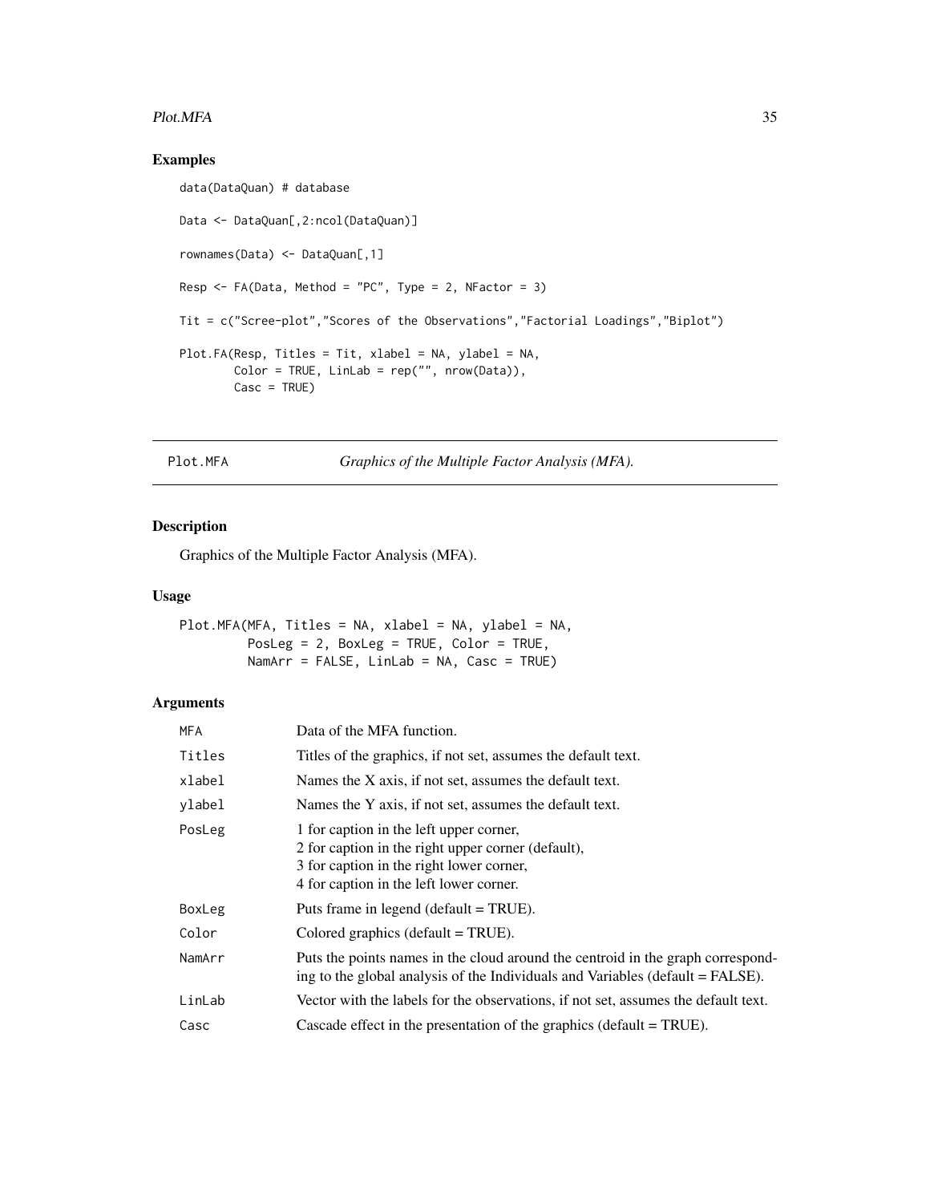## Examples

```
data(DataQuan) # database

Data <- DataQuan[,2:ncol(DataQuan)]

rownames(Data) <- DataQuan[,1]

Resp <- FA(Data, Method = "PC", Type = 2, NFactor = 3)

Tit = c("Scree-plot","Scores of the Observations","Factorial Loadings","Biplot")

Plot.FA(Resp, Titles = Tit, xlabel = NA, ylabel = NA,
        Color = TRUE, LinLab = rep("", nrow(Data)),
        Casc = TRUE)
```

---

# Plot.MFA — *Graphics of the Multiple Factor Analysis (MFA).*

## Description

Graphics of the Multiple Factor Analysis (MFA).

## Usage

```
Plot.MFA(MFA, Titles = NA, xlabel = NA, ylabel = NA,
         PosLeg = 2, BoxLeg = TRUE, Color = TRUE,
         NamArr = FALSE, LinLab = NA, Casc = TRUE)
```

## Arguments

| | |
|---|---|
| MFA | Data of the MFA function. |
| Titles | Titles of the graphics, if not set, assumes the default text. |
| xlabel | Names the X axis, if not set, assumes the default text. |
| ylabel | Names the Y axis, if not set, assumes the default text. |
| PosLeg | 1 for caption in the left upper corner,<br>2 for caption in the right upper corner (default),<br>3 for caption in the right lower corner,<br>4 for caption in the left lower corner. |
| BoxLeg | Puts frame in legend (default = TRUE). |
| Color | Colored graphics (default = TRUE). |
| NamArr | Puts the points names in the cloud around the centroid in the graph corresponding to the global analysis of the Individuals and Variables (default = FALSE). |
| LinLab | Vector with the labels for the observations, if not set, assumes the default text. |
| Casc | Cascade effect in the presentation of the graphics (default = TRUE). |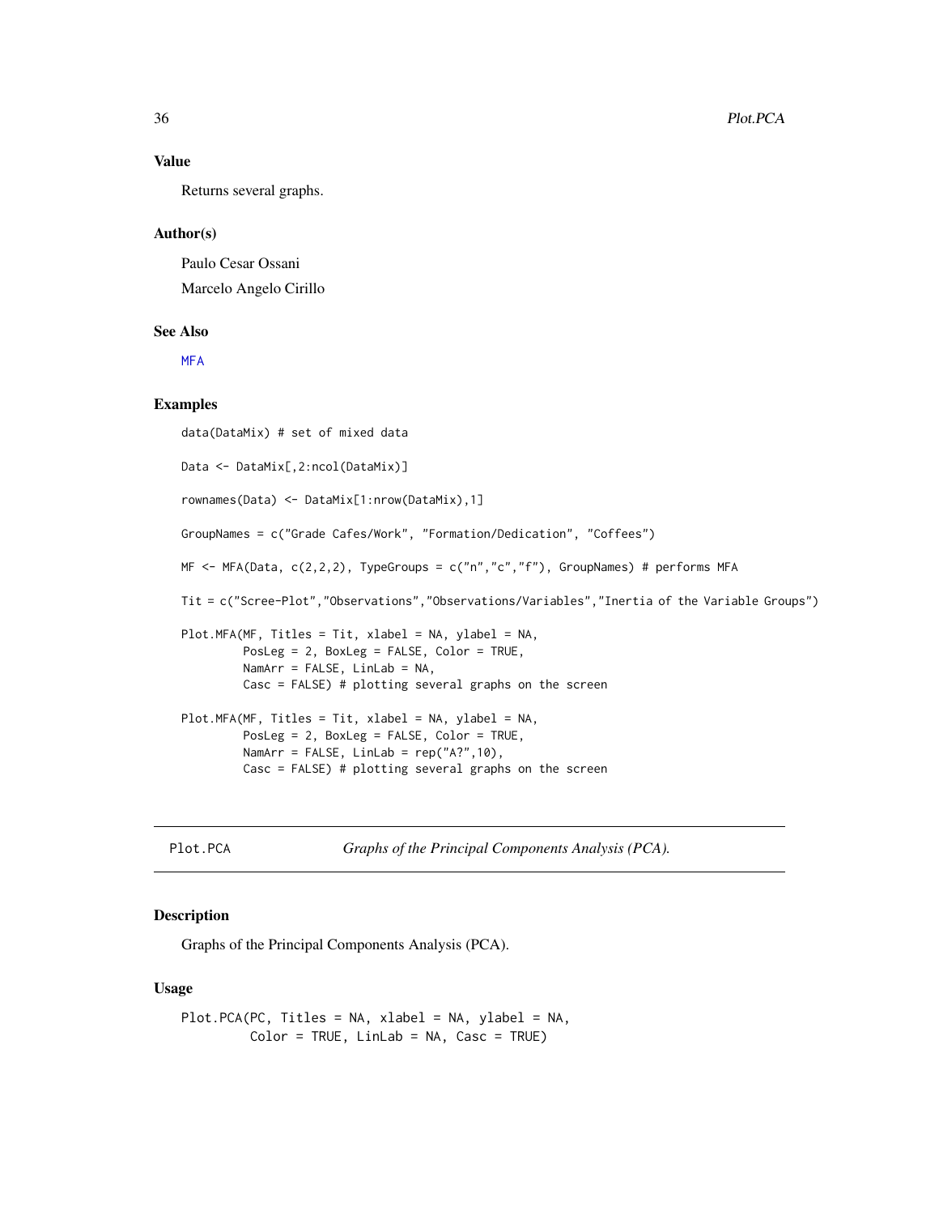## Value

Returns several graphs.

## Author(s)

Paulo Cesar Ossani

Marcelo Angelo Cirillo

## See Also

MFA

## Examples

```
data(DataMix) # set of mixed data

Data <- DataMix[,2:ncol(DataMix)]

rownames(Data) <- DataMix[1:nrow(DataMix),1]

GroupNames = c("Grade Cafes/Work", "Formation/Dedication", "Coffees")

MF <- MFA(Data, c(2,2,2), TypeGroups = c("n","c","f"), GroupNames) # performs MFA

Tit = c("Scree-Plot","Observations","Observations/Variables","Inertia of the Variable Groups")

Plot.MFA(MF, Titles = Tit, xlabel = NA, ylabel = NA,
         PosLeg = 2, BoxLeg = FALSE, Color = TRUE,
         NamArr = FALSE, LinLab = NA,
         Casc = FALSE) # plotting several graphs on the screen

Plot.MFA(MF, Titles = Tit, xlabel = NA, ylabel = NA,
         PosLeg = 2, BoxLeg = FALSE, Color = TRUE,
         NamArr = FALSE, LinLab = rep("A?",10),
         Casc = FALSE) # plotting several graphs on the screen
```

---

# Plot.PCA — *Graphs of the Principal Components Analysis (PCA).*

## Description

Graphs of the Principal Components Analysis (PCA).

## Usage

```
Plot.PCA(PC, Titles = NA, xlabel = NA, ylabel = NA,
         Color = TRUE, LinLab = NA, Casc = TRUE)
```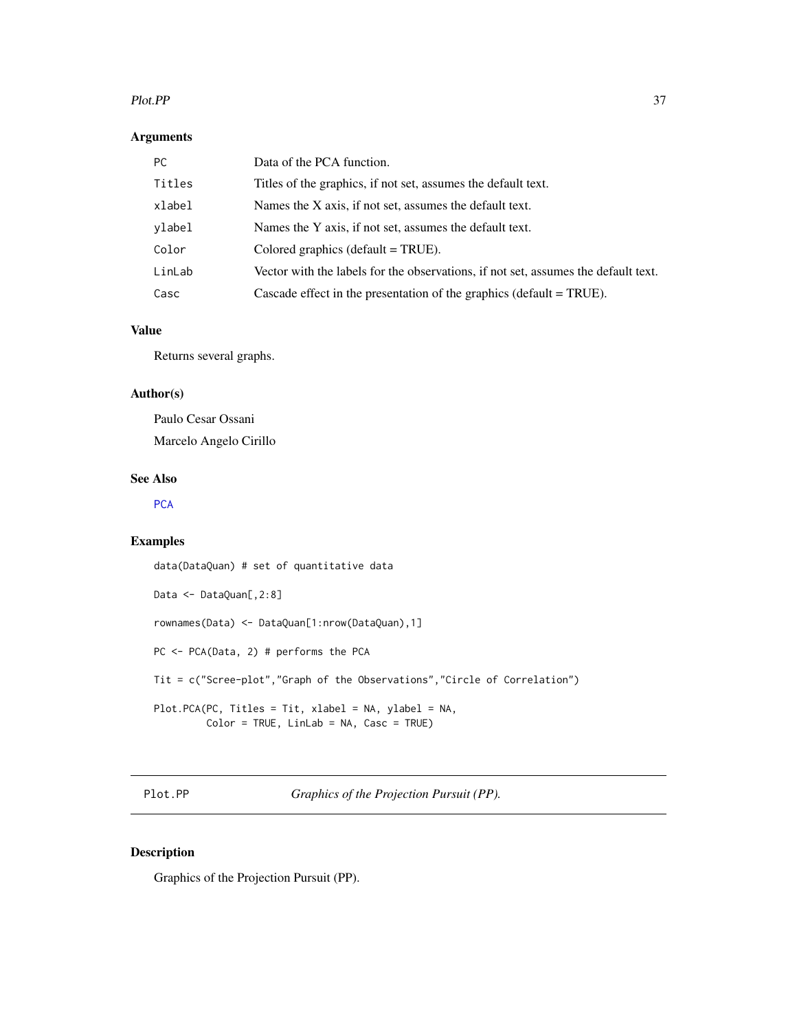### Arguments

| | |
|---|---|
| `PC` | Data of the PCA function. |
| `Titles` | Titles of the graphics, if not set, assumes the default text. |
| `xlabel` | Names the X axis, if not set, assumes the default text. |
| `ylabel` | Names the Y axis, if not set, assumes the default text. |
| `Color` | Colored graphics (default = TRUE). |
| `LinLab` | Vector with the labels for the observations, if not set, assumes the default text. |
| `Casc` | Cascade effect in the presentation of the graphics (default = TRUE). |

### Value

Returns several graphs.

### Author(s)

Paulo Cesar Ossani

Marcelo Angelo Cirillo

### See Also

PCA

### Examples

```
data(DataQuan) # set of quantitative data

Data <- DataQuan[,2:8]

rownames(Data) <- DataQuan[1:nrow(DataQuan),1]

PC <- PCA(Data, 2) # performs the PCA

Tit = c("Scree-plot","Graph of the Observations","Circle of Correlation")

Plot.PCA(PC, Titles = Tit, xlabel = NA, ylabel = NA,
         Color = TRUE, LinLab = NA, Casc = TRUE)
```

---

## Plot.PP — *Graphics of the Projection Pursuit (PP).*

### Description

Graphics of the Projection Pursuit (PP).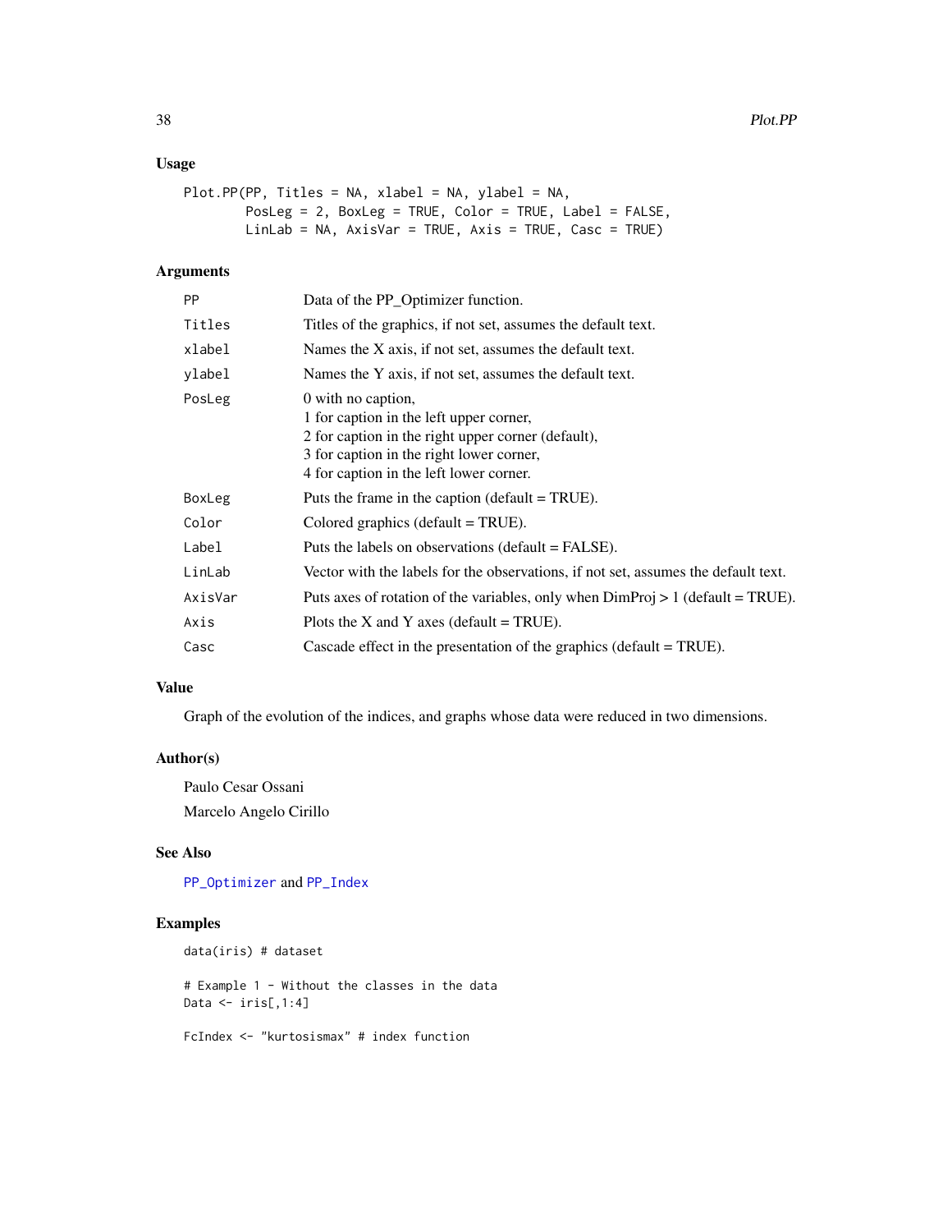## Usage

```
Plot.PP(PP, Titles = NA, xlabel = NA, ylabel = NA,
        PosLeg = 2, BoxLeg = TRUE, Color = TRUE, Label = FALSE,
        LinLab = NA, AxisVar = TRUE, Axis = TRUE, Casc = TRUE)
```

## Arguments

| | |
|---|---|
| PP | Data of the PP_Optimizer function. |
| Titles | Titles of the graphics, if not set, assumes the default text. |
| xlabel | Names the X axis, if not set, assumes the default text. |
| ylabel | Names the Y axis, if not set, assumes the default text. |
| PosLeg | 0 with no caption,<br>1 for caption in the left upper corner,<br>2 for caption in the right upper corner (default),<br>3 for caption in the right lower corner,<br>4 for caption in the left lower corner. |
| BoxLeg | Puts the frame in the caption (default = TRUE). |
| Color | Colored graphics (default = TRUE). |
| Label | Puts the labels on observations (default = FALSE). |
| LinLab | Vector with the labels for the observations, if not set, assumes the default text. |
| AxisVar | Puts axes of rotation of the variables, only when DimProj > 1 (default = TRUE). |
| Axis | Plots the X and Y axes (default = TRUE). |
| Casc | Cascade effect in the presentation of the graphics (default = TRUE). |

## Value

Graph of the evolution of the indices, and graphs whose data were reduced in two dimensions.

## Author(s)

Paulo Cesar Ossani

Marcelo Angelo Cirillo

## See Also

PP_Optimizer and PP_Index

## Examples

```
data(iris) # dataset

# Example 1 - Without the classes in the data
Data <- iris[,1:4]

FcIndex <- "kurtosismax" # index function
```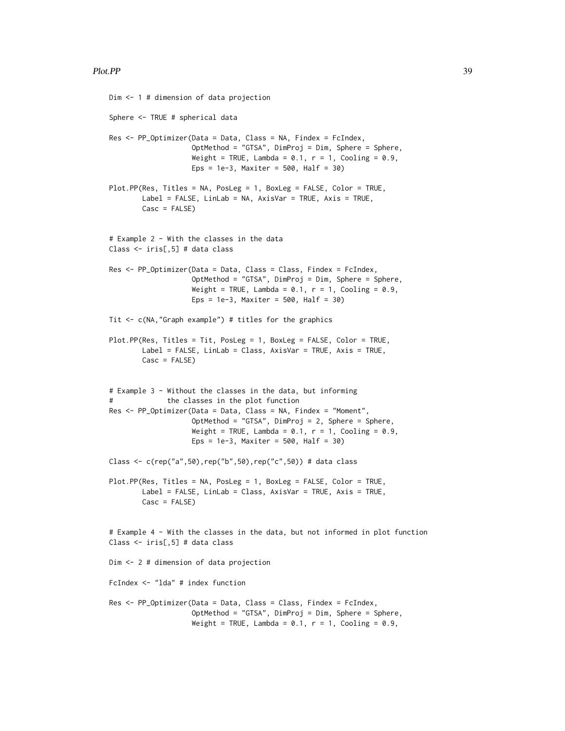```
Dim <- 1 # dimension of data projection

Sphere <- TRUE # spherical data

Res <- PP_Optimizer(Data = Data, Class = NA, Findex = FcIndex,
                    OptMethod = "GTSA", DimProj = Dim, Sphere = Sphere,
                    Weight = TRUE, Lambda = 0.1, r = 1, Cooling = 0.9,
                    Eps = 1e-3, Maxiter = 500, Half = 30)

Plot.PP(Res, Titles = NA, PosLeg = 1, BoxLeg = FALSE, Color = TRUE,
        Label = FALSE, LinLab = NA, AxisVar = TRUE, Axis = TRUE,
        Casc = FALSE)


# Example 2 - With the classes in the data
Class <- iris[,5] # data class

Res <- PP_Optimizer(Data = Data, Class = Class, Findex = FcIndex,
                    OptMethod = "GTSA", DimProj = Dim, Sphere = Sphere,
                    Weight = TRUE, Lambda = 0.1, r = 1, Cooling = 0.9,
                    Eps = 1e-3, Maxiter = 500, Half = 30)

Tit <- c(NA,"Graph example") # titles for the graphics

Plot.PP(Res, Titles = Tit, PosLeg = 1, BoxLeg = FALSE, Color = TRUE,
        Label = FALSE, LinLab = Class, AxisVar = TRUE, Axis = TRUE,
        Casc = FALSE)


# Example 3 - Without the classes in the data, but informing
#             the classes in the plot function
Res <- PP_Optimizer(Data = Data, Class = NA, Findex = "Moment",
                    OptMethod = "GTSA", DimProj = 2, Sphere = Sphere,
                    Weight = TRUE, Lambda = 0.1, r = 1, Cooling = 0.9,
                    Eps = 1e-3, Maxiter = 500, Half = 30)

Class <- c(rep("a",50),rep("b",50),rep("c",50)) # data class

Plot.PP(Res, Titles = NA, PosLeg = 1, BoxLeg = FALSE, Color = TRUE,
        Label = FALSE, LinLab = Class, AxisVar = TRUE, Axis = TRUE,
        Casc = FALSE)


# Example 4 - With the classes in the data, but not informed in plot function
Class <- iris[,5] # data class

Dim <- 2 # dimension of data projection

FcIndex <- "lda" # index function

Res <- PP_Optimizer(Data = Data, Class = Class, Findex = FcIndex,
                    OptMethod = "GTSA", DimProj = Dim, Sphere = Sphere,
                    Weight = TRUE, Lambda = 0.1, r = 1, Cooling = 0.9,
```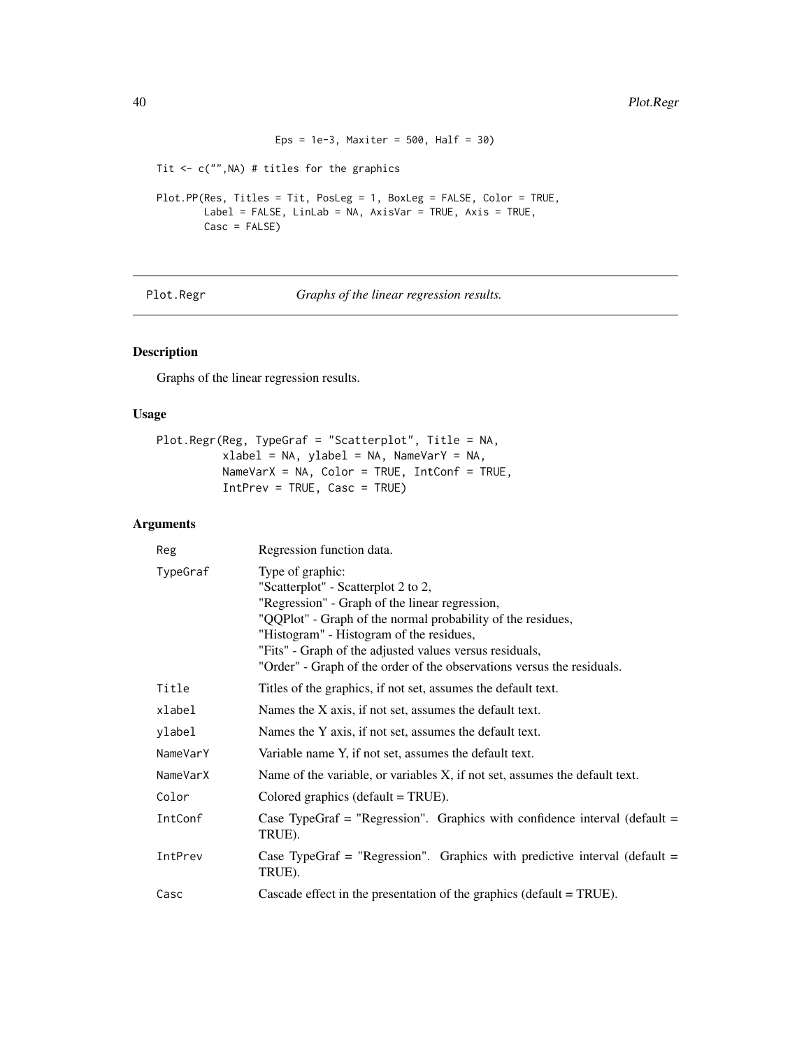```
                  Eps = 1e-3, Maxiter = 500, Half = 30)

Tit <- c("",NA) # titles for the graphics

Plot.PP(Res, Titles = Tit, PosLeg = 1, BoxLeg = FALSE, Color = TRUE,
        Label = FALSE, LinLab = NA, AxisVar = TRUE, Axis = TRUE,
        Casc = FALSE)
```

---

## Plot.Regr — *Graphs of the linear regression results.*

### Description

Graphs of the linear regression results.

### Usage

```
Plot.Regr(Reg, TypeGraf = "Scatterplot", Title = NA,
          xlabel = NA, ylabel = NA, NameVarY = NA,
          NameVarX = NA, Color = TRUE, IntConf = TRUE,
          IntPrev = TRUE, Casc = TRUE)
```

### Arguments

| | |
|---|---|
| `Reg` | Regression function data. |
| `TypeGraf` | Type of graphic:<br>"Scatterplot" - Scatterplot 2 to 2,<br>"Regression" - Graph of the linear regression,<br>"QQPlot" - Graph of the normal probability of the residues,<br>"Histogram" - Histogram of the residues,<br>"Fits" - Graph of the adjusted values versus residuals,<br>"Order" - Graph of the order of the observations versus the residuals. |
| `Title` | Titles of the graphics, if not set, assumes the default text. |
| `xlabel` | Names the X axis, if not set, assumes the default text. |
| `ylabel` | Names the Y axis, if not set, assumes the default text. |
| `NameVarY` | Variable name Y, if not set, assumes the default text. |
| `NameVarX` | Name of the variable, or variables X, if not set, assumes the default text. |
| `Color` | Colored graphics (default = TRUE). |
| `IntConf` | Case TypeGraf = "Regression". Graphics with confidence interval (default = TRUE). |
| `IntPrev` | Case TypeGraf = "Regression". Graphics with predictive interval (default = TRUE). |
| `Casc` | Cascade effect in the presentation of the graphics (default = TRUE). |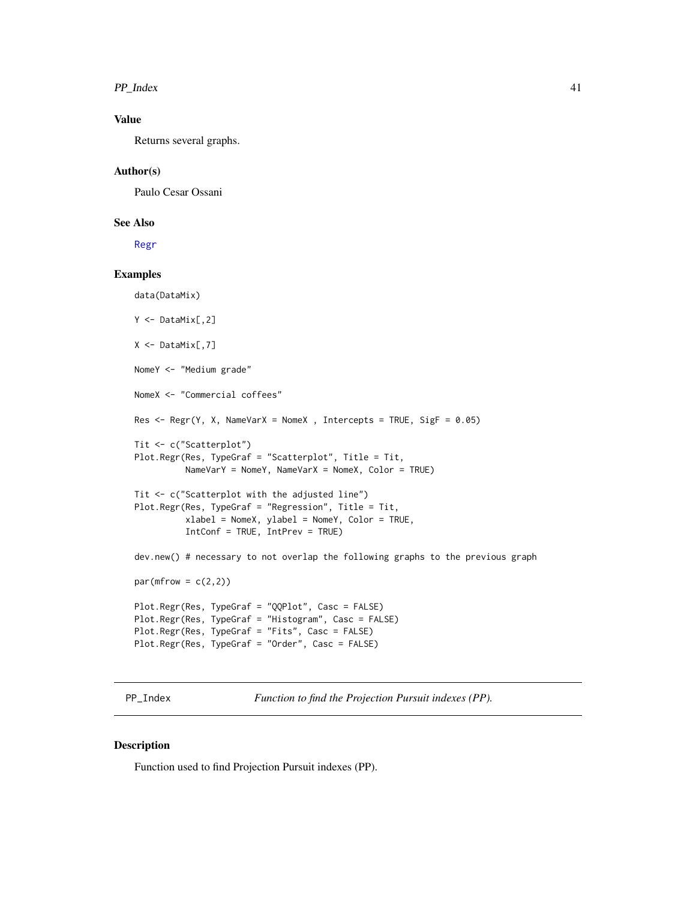## Value

Returns several graphs.

## Author(s)

Paulo Cesar Ossani

## See Also

Regr

## Examples

```
data(DataMix)

Y <- DataMix[,2]

X <- DataMix[,7]

NomeY <- "Medium grade"

NomeX <- "Commercial coffees"

Res <- Regr(Y, X, NameVarX = NomeX , Intercepts = TRUE, SigF = 0.05)

Tit <- c("Scatterplot")
Plot.Regr(Res, TypeGraf = "Scatterplot", Title = Tit,
          NameVarY = NomeY, NameVarX = NomeX, Color = TRUE)

Tit <- c("Scatterplot with the adjusted line")
Plot.Regr(Res, TypeGraf = "Regression", Title = Tit,
          xlabel = NomeX, ylabel = NomeY, Color = TRUE,
          IntConf = TRUE, IntPrev = TRUE)

dev.new() # necessary to not overlap the following graphs to the previous graph

par(mfrow = c(2,2))

Plot.Regr(Res, TypeGraf = "QQPlot", Casc = FALSE)
Plot.Regr(Res, TypeGraf = "Histogram", Casc = FALSE)
Plot.Regr(Res, TypeGraf = "Fits", Casc = FALSE)
Plot.Regr(Res, TypeGraf = "Order", Casc = FALSE)
```

---

# PP_Index *Function to find the Projection Pursuit indexes (PP).*

## Description

Function used to find Projection Pursuit indexes (PP).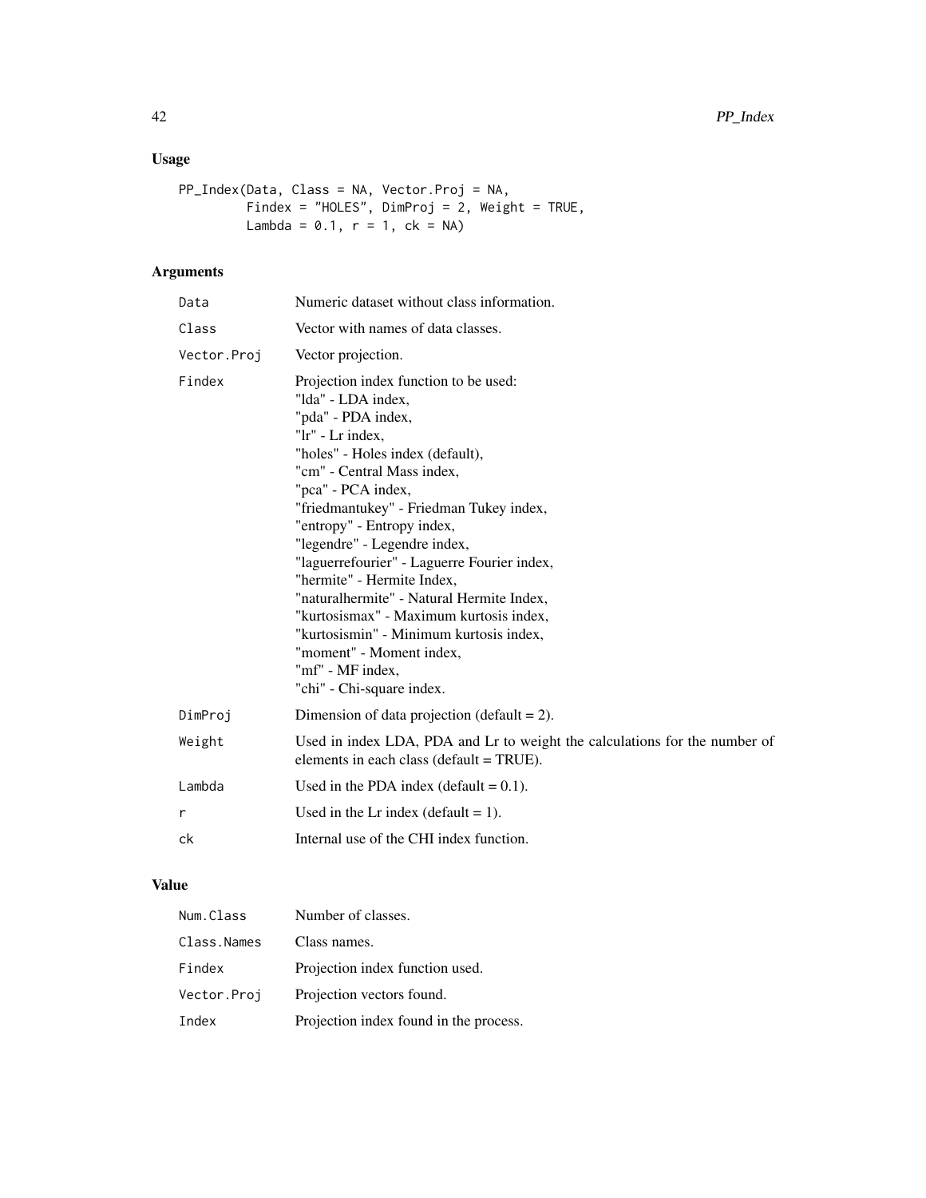## Usage

```
PP_Index(Data, Class = NA, Vector.Proj = NA,
         Findex = "HOLES", DimProj = 2, Weight = TRUE,
         Lambda = 0.1, r = 1, ck = NA)
```

## Arguments

| | |
|---|---|
| Data | Numeric dataset without class information. |
| Class | Vector with names of data classes. |
| Vector.Proj | Vector projection. |
| Findex | Projection index function to be used:<br>"lda" - LDA index,<br>"pda" - PDA index,<br>"lr" - Lr index,<br>"holes" - Holes index (default),<br>"cm" - Central Mass index,<br>"pca" - PCA index,<br>"friedmantukey" - Friedman Tukey index,<br>"entropy" - Entropy index,<br>"legendre" - Legendre index,<br>"laguerrefourier" - Laguerre Fourier index,<br>"hermite" - Hermite Index,<br>"naturalhermite" - Natural Hermite Index,<br>"kurtosismax" - Maximum kurtosis index,<br>"kurtosismin" - Minimum kurtosis index,<br>"moment" - Moment index,<br>"mf" - MF index,<br>"chi" - Chi-square index. |
| DimProj | Dimension of data projection (default = 2). |
| Weight | Used in index LDA, PDA and Lr to weight the calculations for the number of elements in each class (default = TRUE). |
| Lambda | Used in the PDA index (default = 0.1). |
| r | Used in the Lr index (default = 1). |
| ck | Internal use of the CHI index function. |

## Value

| | |
|---|---|
| Num.Class | Number of classes. |
| Class.Names | Class names. |
| Findex | Projection index function used. |
| Vector.Proj | Projection vectors found. |
| Index | Projection index found in the process. |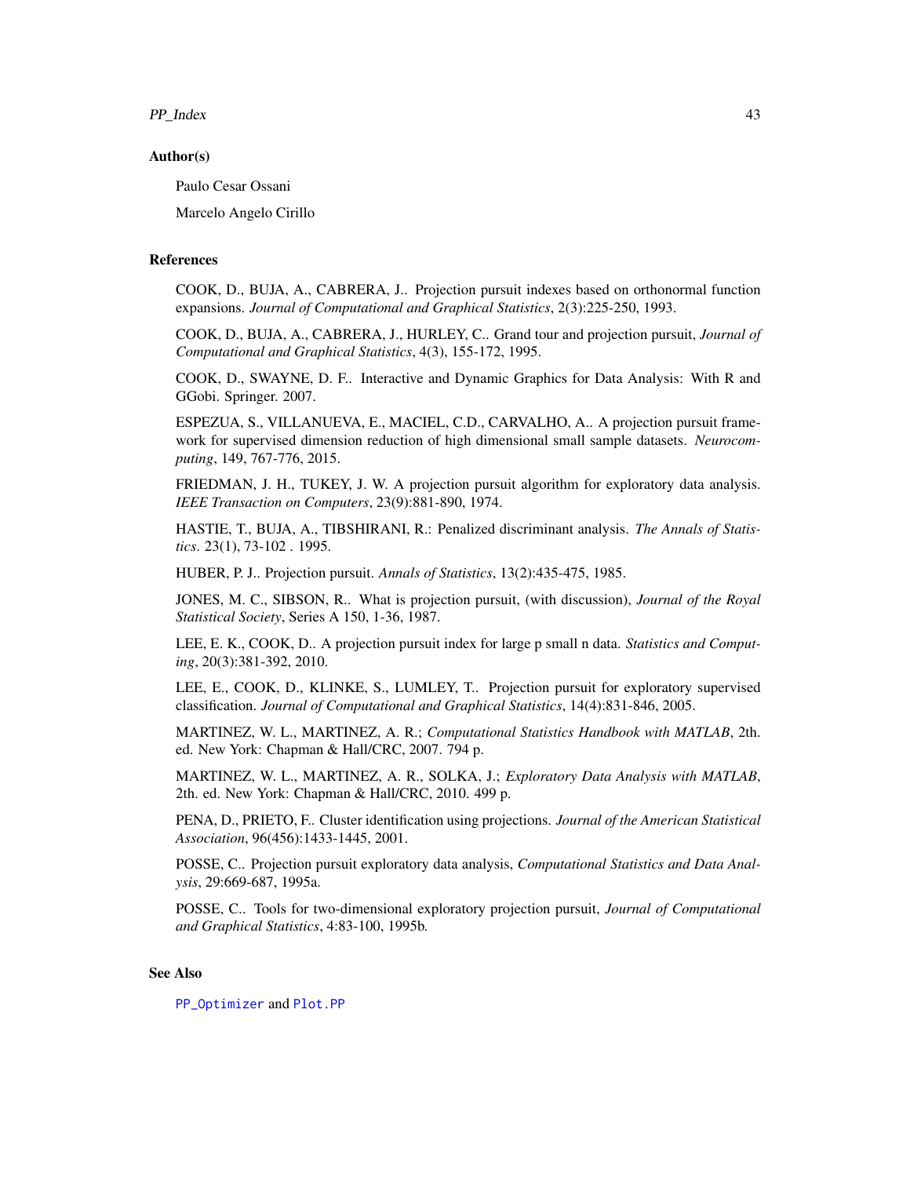### Author(s)

Paulo Cesar Ossani

Marcelo Angelo Cirillo

### References

COOK, D., BUJA, A., CABRERA, J.. Projection pursuit indexes based on orthonormal function expansions. *Journal of Computational and Graphical Statistics*, 2(3):225-250, 1993.

COOK, D., BUJA, A., CABRERA, J., HURLEY, C.. Grand tour and projection pursuit, *Journal of Computational and Graphical Statistics*, 4(3), 155-172, 1995.

COOK, D., SWAYNE, D. F.. Interactive and Dynamic Graphics for Data Analysis: With R and GGobi. Springer. 2007.

ESPEZUA, S., VILLANUEVA, E., MACIEL, C.D., CARVALHO, A.. A projection pursuit framework for supervised dimension reduction of high dimensional small sample datasets. *Neurocomputing*, 149, 767-776, 2015.

FRIEDMAN, J. H., TUKEY, J. W. A projection pursuit algorithm for exploratory data analysis. *IEEE Transaction on Computers*, 23(9):881-890, 1974.

HASTIE, T., BUJA, A., TIBSHIRANI, R.: Penalized discriminant analysis. *The Annals of Statistics*. 23(1), 73-102 . 1995.

HUBER, P. J.. Projection pursuit. *Annals of Statistics*, 13(2):435-475, 1985.

JONES, M. C., SIBSON, R.. What is projection pursuit, (with discussion), *Journal of the Royal Statistical Society*, Series A 150, 1-36, 1987.

LEE, E. K., COOK, D.. A projection pursuit index for large p small n data. *Statistics and Computing*, 20(3):381-392, 2010.

LEE, E., COOK, D., KLINKE, S., LUMLEY, T.. Projection pursuit for exploratory supervised classification. *Journal of Computational and Graphical Statistics*, 14(4):831-846, 2005.

MARTINEZ, W. L., MARTINEZ, A. R.; *Computational Statistics Handbook with MATLAB*, 2th. ed. New York: Chapman & Hall/CRC, 2007. 794 p.

MARTINEZ, W. L., MARTINEZ, A. R., SOLKA, J.; *Exploratory Data Analysis with MATLAB*, 2th. ed. New York: Chapman & Hall/CRC, 2010. 499 p.

PENA, D., PRIETO, F.. Cluster identification using projections. *Journal of the American Statistical Association*, 96(456):1433-1445, 2001.

POSSE, C.. Projection pursuit exploratory data analysis, *Computational Statistics and Data Analysis*, 29:669-687, 1995a.

POSSE, C.. Tools for two-dimensional exploratory projection pursuit, *Journal of Computational and Graphical Statistics*, 4:83-100, 1995b.

### See Also

PP_Optimizer and Plot.PP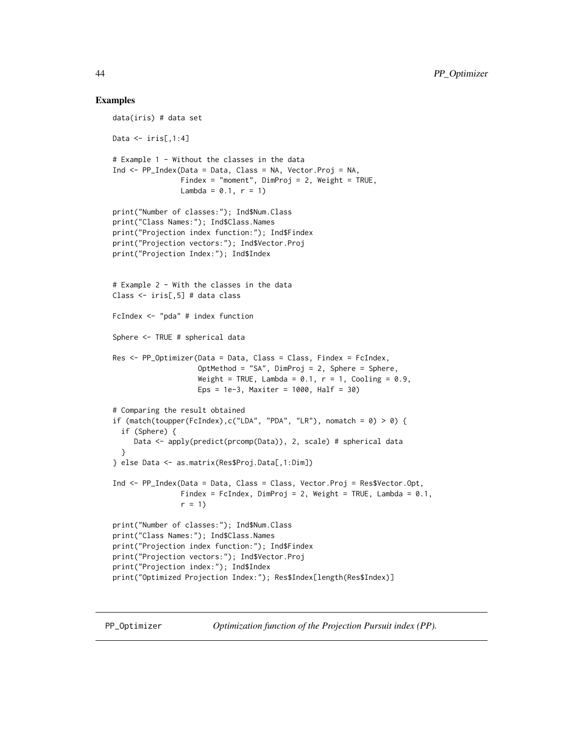## Examples

```
data(iris) # data set

Data <- iris[,1:4]

# Example 1 - Without the classes in the data
Ind <- PP_Index(Data = Data, Class = NA, Vector.Proj = NA,
                Findex = "moment", DimProj = 2, Weight = TRUE,
                Lambda = 0.1, r = 1)

print("Number of classes:"); Ind$Num.Class
print("Class Names:"); Ind$Class.Names
print("Projection index function:"); Ind$Findex
print("Projection vectors:"); Ind$Vector.Proj
print("Projection Index:"); Ind$Index


# Example 2 - With the classes in the data
Class <- iris[,5] # data class

FcIndex <- "pda" # index function

Sphere <- TRUE # spherical data

Res <- PP_Optimizer(Data = Data, Class = Class, Findex = FcIndex,
                    OptMethod = "SA", DimProj = 2, Sphere = Sphere,
                    Weight = TRUE, Lambda = 0.1, r = 1, Cooling = 0.9,
                    Eps = 1e-3, Maxiter = 1000, Half = 30)

# Comparing the result obtained
if (match(toupper(FcIndex),c("LDA", "PDA", "LR"), nomatch = 0) > 0) {
  if (Sphere) {
     Data <- apply(predict(prcomp(Data)), 2, scale) # spherical data
  }
} else Data <- as.matrix(Res$Proj.Data[,1:Dim])

Ind <- PP_Index(Data = Data, Class = Class, Vector.Proj = Res$Vector.Opt,
               Findex = FcIndex, DimProj = 2, Weight = TRUE, Lambda = 0.1,
               r = 1)

print("Number of classes:"); Ind$Num.Class
print("Class Names:"); Ind$Class.Names
print("Projection index function:"); Ind$Findex
print("Projection vectors:"); Ind$Vector.Proj
print("Projection index:"); Ind$Index
print("Optimized Projection Index:"); Res$Index[length(Res$Index)]
```

---

PP_Optimizer *Optimization function of the Projection Pursuit index (PP).*

---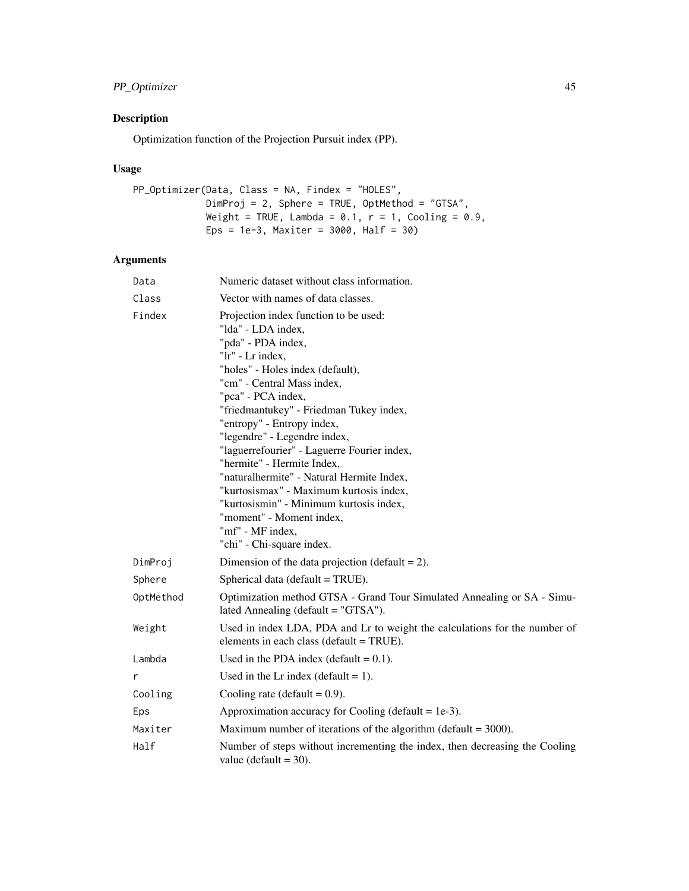## Description

Optimization function of the Projection Pursuit index (PP).

## Usage

```
PP_Optimizer(Data, Class = NA, Findex = "HOLES",
             DimProj = 2, Sphere = TRUE, OptMethod = "GTSA",
             Weight = TRUE, Lambda = 0.1, r = 1, Cooling = 0.9,
             Eps = 1e-3, Maxiter = 3000, Half = 30)
```

## Arguments

| Argument | Description |
|---|---|
| `Data` | Numeric dataset without class information. |
| `Class` | Vector with names of data classes. |
| `Findex` | Projection index function to be used:<br>"lda" - LDA index,<br>"pda" - PDA index,<br>"lr" - Lr index,<br>"holes" - Holes index (default),<br>"cm" - Central Mass index,<br>"pca" - PCA index,<br>"friedmantukey" - Friedman Tukey index,<br>"entropy" - Entropy index,<br>"legendre" - Legendre index,<br>"laguerrefourier" - Laguerre Fourier index,<br>"hermite" - Hermite Index,<br>"naturalhermite" - Natural Hermite Index,<br>"kurtosismax" - Maximum kurtosis index,<br>"kurtosismin" - Minimum kurtosis index,<br>"moment" - Moment index,<br>"mf" - MF index,<br>"chi" - Chi-square index. |
| `DimProj` | Dimension of the data projection (default = 2). |
| `Sphere` | Spherical data (default = TRUE). |
| `OptMethod` | Optimization method GTSA - Grand Tour Simulated Annealing or SA - Simulated Annealing (default = "GTSA"). |
| `Weight` | Used in index LDA, PDA and Lr to weight the calculations for the number of elements in each class (default = TRUE). |
| `Lambda` | Used in the PDA index (default = 0.1). |
| `r` | Used in the Lr index (default = 1). |
| `Cooling` | Cooling rate (default = 0.9). |
| `Eps` | Approximation accuracy for Cooling (default = 1e-3). |
| `Maxiter` | Maximum number of iterations of the algorithm (default = 3000). |
| `Half` | Number of steps without incrementing the index, then decreasing the Cooling value (default = 30). |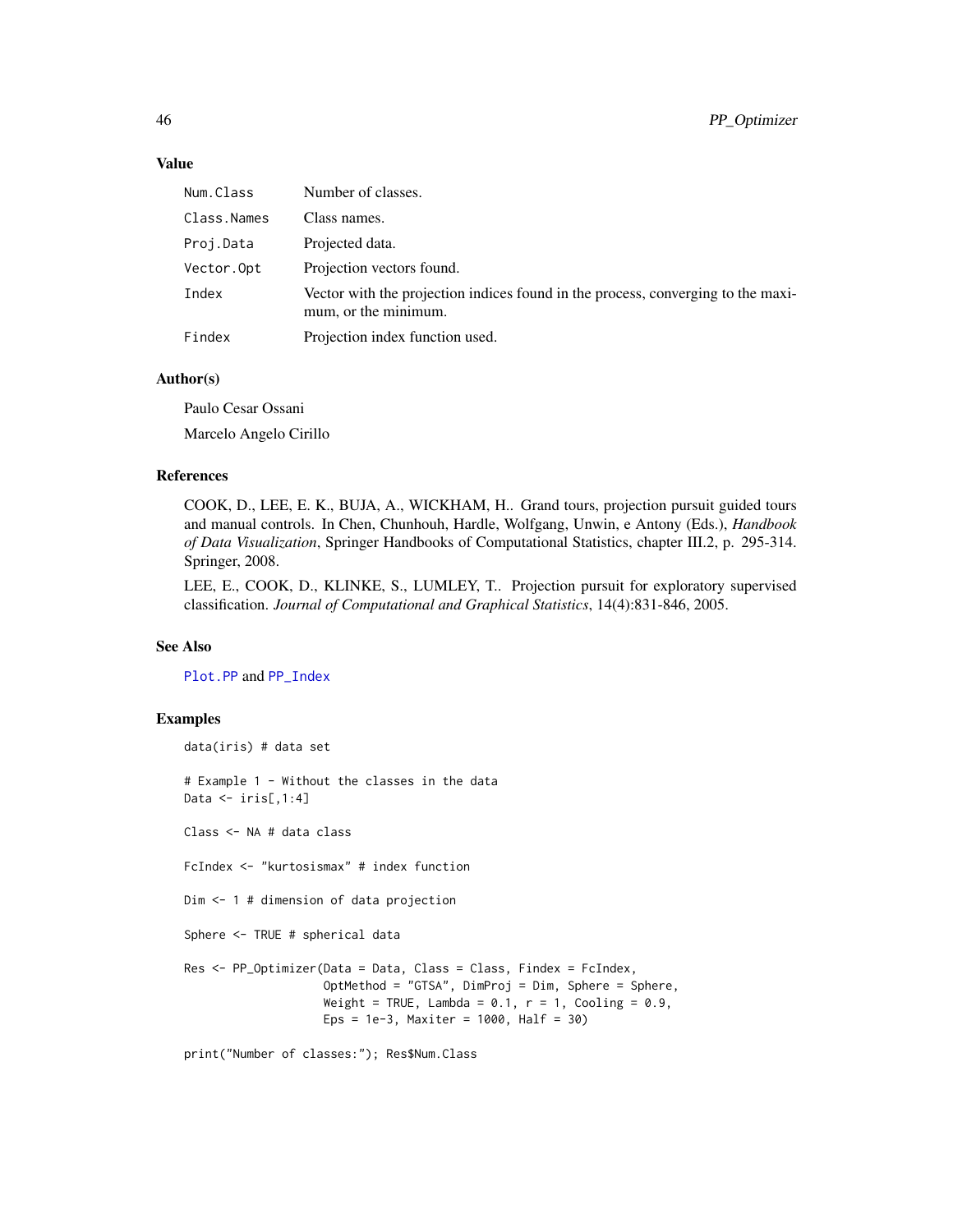## Value

| | |
|---|---|
| Num.Class | Number of classes. |
| Class.Names | Class names. |
| Proj.Data | Projected data. |
| Vector.Opt | Projection vectors found. |
| Index | Vector with the projection indices found in the process, converging to the maximum, or the minimum. |
| Findex | Projection index function used. |

## Author(s)

Paulo Cesar Ossani

Marcelo Angelo Cirillo

## References

COOK, D., LEE, E. K., BUJA, A., WICKHAM, H.. Grand tours, projection pursuit guided tours and manual controls. In Chen, Chunhouh, Hardle, Wolfgang, Unwin, e Antony (Eds.), *Handbook of Data Visualization*, Springer Handbooks of Computational Statistics, chapter III.2, p. 295-314. Springer, 2008.

LEE, E., COOK, D., KLINKE, S., LUMLEY, T.. Projection pursuit for exploratory supervised classification. *Journal of Computational and Graphical Statistics*, 14(4):831-846, 2005.

## See Also

Plot.PP and PP_Index

## Examples

```
data(iris) # data set

# Example 1 - Without the classes in the data
Data <- iris[,1:4]

Class <- NA # data class

FcIndex <- "kurtosismax" # index function

Dim <- 1 # dimension of data projection

Sphere <- TRUE # spherical data

Res <- PP_Optimizer(Data = Data, Class = Class, Findex = FcIndex,
                    OptMethod = "GTSA", DimProj = Dim, Sphere = Sphere,
                    Weight = TRUE, Lambda = 0.1, r = 1, Cooling = 0.9,
                    Eps = 1e-3, Maxiter = 1000, Half = 30)

print("Number of classes:"); Res$Num.Class
```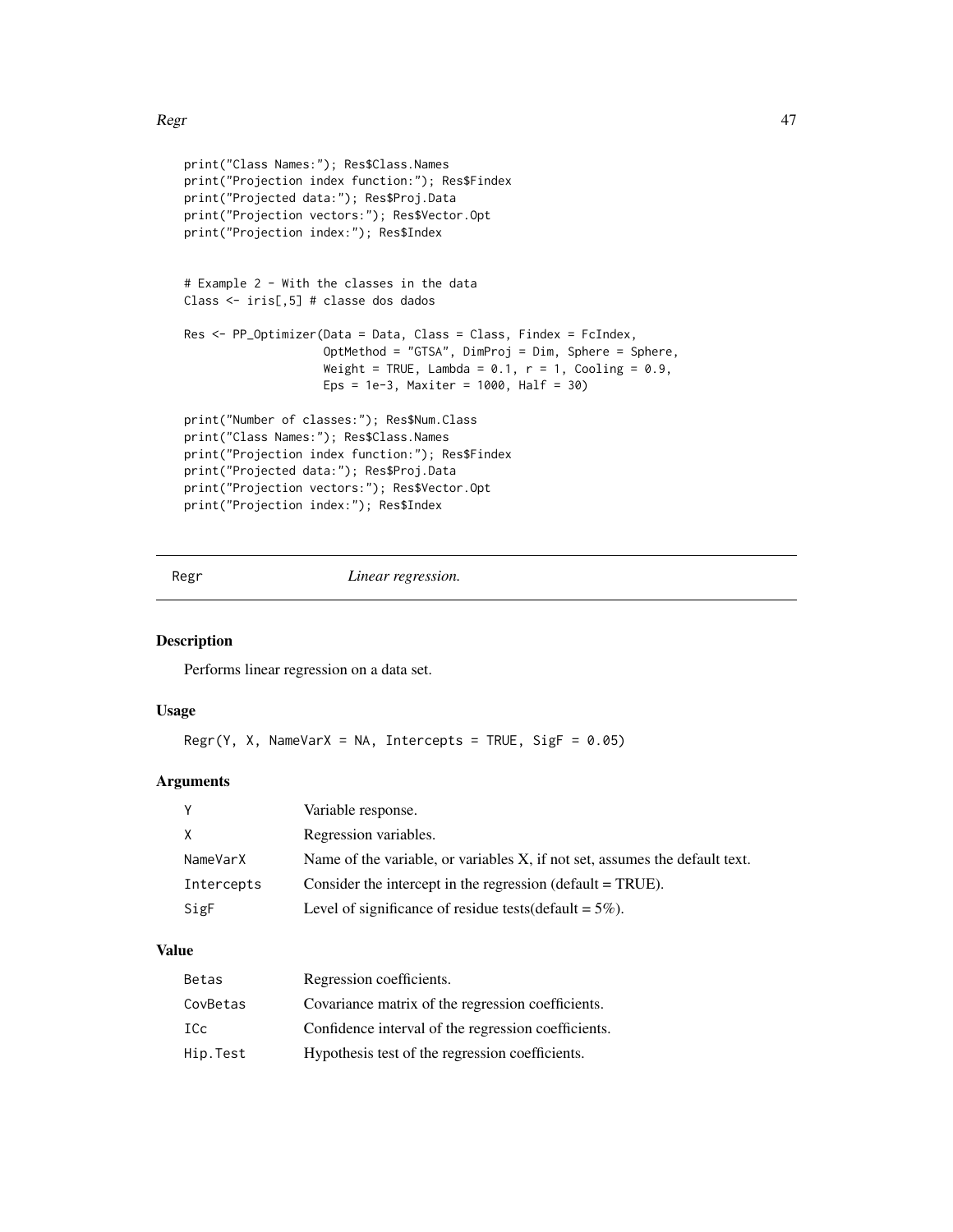```
print("Class Names:"); Res$Class.Names
print("Projection index function:"); Res$Findex
print("Projected data:"); Res$Proj.Data
print("Projection vectors:"); Res$Vector.Opt
print("Projection index:"); Res$Index


# Example 2 - With the classes in the data
Class <- iris[,5] # classe dos dados

Res <- PP_Optimizer(Data = Data, Class = Class, Findex = FcIndex,
                    OptMethod = "GTSA", DimProj = Dim, Sphere = Sphere,
                    Weight = TRUE, Lambda = 0.1, r = 1, Cooling = 0.9,
                    Eps = 1e-3, Maxiter = 1000, Half = 30)

print("Number of classes:"); Res$Num.Class
print("Class Names:"); Res$Class.Names
print("Projection index function:"); Res$Findex
print("Projected data:"); Res$Proj.Data
print("Projection vectors:"); Res$Vector.Opt
print("Projection index:"); Res$Index
```

---

# Regr — *Linear regression.*

---

## Description

Performs linear regression on a data set.

## Usage

```
Regr(Y, X, NameVarX = NA, Intercepts = TRUE, SigF = 0.05)
```

## Arguments

| | |
|---|---|
| Y | Variable response. |
| X | Regression variables. |
| NameVarX | Name of the variable, or variables X, if not set, assumes the default text. |
| Intercepts | Consider the intercept in the regression (default = TRUE). |
| SigF | Level of significance of residue tests(default = 5%). |

## Value

| | |
|---|---|
| Betas | Regression coefficients. |
| CovBetas | Covariance matrix of the regression coefficients. |
| ICc | Confidence interval of the regression coefficients. |
| Hip.Test | Hypothesis test of the regression coefficients. |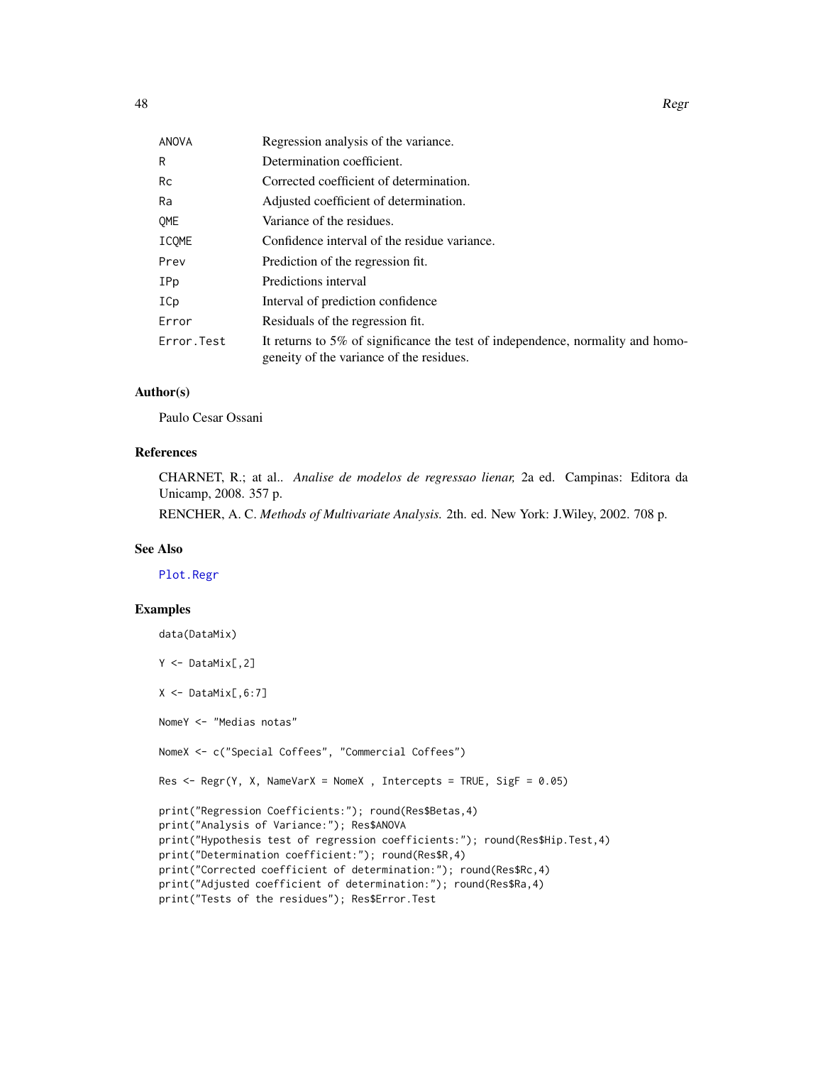| | |
|---|---|
| ANOVA | Regression analysis of the variance. |
| R | Determination coefficient. |
| Rc | Corrected coefficient of determination. |
| Ra | Adjusted coefficient of determination. |
| QME | Variance of the residues. |
| ICQME | Confidence interval of the residue variance. |
| Prev | Prediction of the regression fit. |
| IPp | Predictions interval |
| ICp | Interval of prediction confidence |
| Error | Residuals of the regression fit. |
| Error.Test | It returns to 5% of significance the test of independence, normality and homogeneity of the variance of the residues. |

### Author(s)

Paulo Cesar Ossani

### References

CHARNET, R.; at al.. *Analise de modelos de regressao lienar,* 2a ed. Campinas: Editora da Unicamp, 2008. 357 p.

RENCHER, A. C. *Methods of Multivariate Analysis.* 2th. ed. New York: J.Wiley, 2002. 708 p.

### See Also

Plot.Regr

### Examples

```
data(DataMix)

Y <- DataMix[,2]

X <- DataMix[,6:7]

NomeY <- "Medias notas"

NomeX <- c("Special Coffees", "Commercial Coffees")

Res <- Regr(Y, X, NameVarX = NomeX , Intercepts = TRUE, SigF = 0.05)

print("Regression Coefficients:"); round(Res$Betas,4)
print("Analysis of Variance:"); Res$ANOVA
print("Hypothesis test of regression coefficients:"); round(Res$Hip.Test,4)
print("Determination coefficient:"); round(Res$R,4)
print("Corrected coefficient of determination:"); round(Res$Rc,4)
print("Adjusted coefficient of determination:"); round(Res$Ra,4)
print("Tests of the residues"); Res$Error.Test
```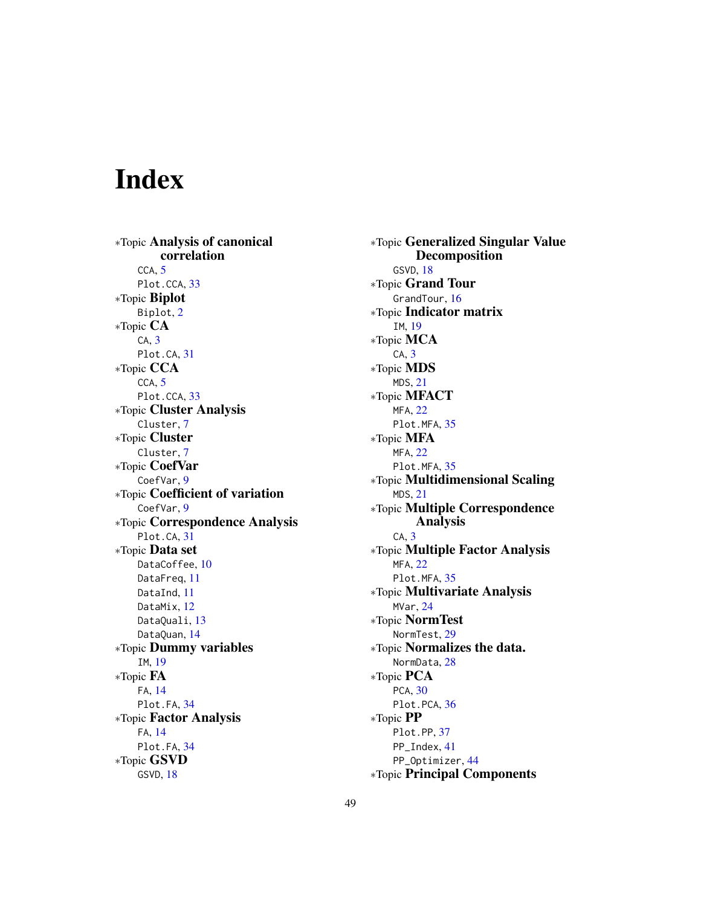# Index

∗Topic **Analysis of canonical correlation**
- CCA, 5
- Plot.CCA, 33

∗Topic **Biplot**
- Biplot, 2

∗Topic **CA**
- CA, 3
- Plot.CA, 31

∗Topic **CCA**
- CCA, 5
- Plot.CCA, 33

∗Topic **Cluster Analysis**
- Cluster, 7

∗Topic **Cluster**
- Cluster, 7

∗Topic **CoefVar**
- CoefVar, 9

∗Topic **Coefficient of variation**
- CoefVar, 9

∗Topic **Correspondence Analysis**
- Plot.CA, 31

∗Topic **Data set**
- DataCoffee, 10
- DataFreq, 11
- DataInd, 11
- DataMix, 12
- DataQuali, 13
- DataQuan, 14

∗Topic **Dummy variables**
- IM, 19

∗Topic **FA**
- FA, 14
- Plot.FA, 34

∗Topic **Factor Analysis**
- FA, 14
- Plot.FA, 34

∗Topic **GSVD**
- GSVD, 18

∗Topic **Generalized Singular Value Decomposition**
- GSVD, 18

∗Topic **Grand Tour**
- GrandTour, 16

∗Topic **Indicator matrix**
- IM, 19

∗Topic **MCA**
- CA, 3

∗Topic **MDS**
- MDS, 21

∗Topic **MFACT**
- MFA, 22
- Plot.MFA, 35

∗Topic **MFA**
- MFA, 22
- Plot.MFA, 35

∗Topic **Multidimensional Scaling**
- MDS, 21

∗Topic **Multiple Correspondence Analysis**
- CA, 3

∗Topic **Multiple Factor Analysis**
- MFA, 22
- Plot.MFA, 35

∗Topic **Multivariate Analysis**
- MVar, 24

∗Topic **NormTest**
- NormTest, 29

∗Topic **Normalizes the data.**
- NormData, 28

∗Topic **PCA**
- PCA, 30
- Plot.PCA, 36

∗Topic **PP**
- Plot.PP, 37
- PP_Index, 41
- PP_Optimizer, 44

∗Topic **Principal Components**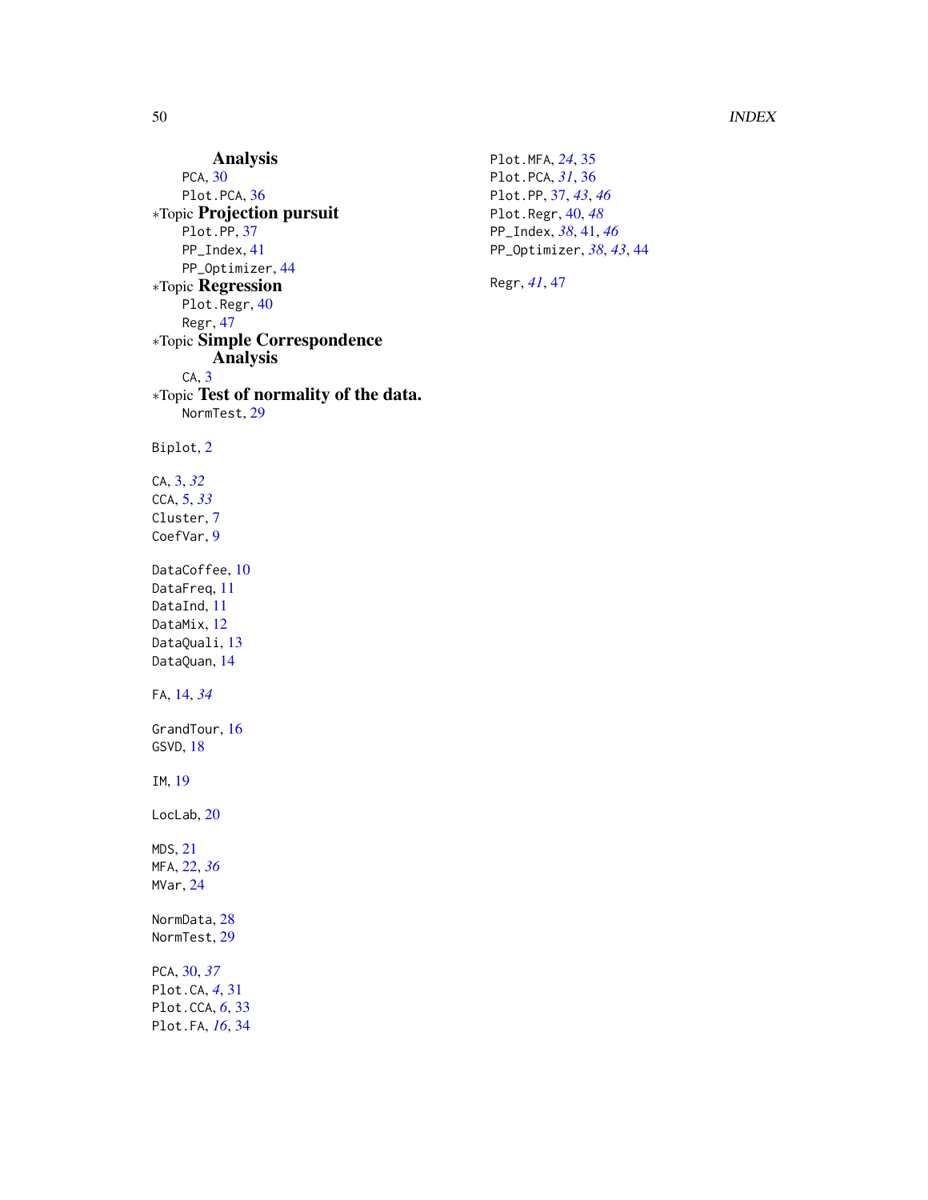**Analysis**

PCA, 30

Plot.PCA, 36

∗Topic **Projection pursuit**

Plot.PP, 37

PP_Index, 41

PP_Optimizer, 44

∗Topic **Regression**

Plot.Regr, 40

Regr, 47

∗Topic **Simple Correspondence Analysis**

CA, 3

∗Topic **Test of normality of the data.**

NormTest, 29

Biplot, 2

CA, 3, *32*
CCA, 5, *33*
Cluster, 7
CoefVar, 9

DataCoffee, 10
DataFreq, 11
DataInd, 11
DataMix, 12
DataQuali, 13
DataQuan, 14

FA, 14, *34*

GrandTour, 16
GSVD, 18

IM, 19

LocLab, 20

MDS, 21
MFA, 22, *36*
MVar, 24

NormData, 28
NormTest, 29

PCA, 30, *37*
Plot.CA, *4*, 31
Plot.CCA, *6*, 33
Plot.FA, *16*, 34
Plot.MFA, *24*, 35
Plot.PCA, *31*, 36
Plot.PP, 37, *43*, *46*
Plot.Regr, 40, *48*
PP_Index, *38*, 41, *46*
PP_Optimizer, *38*, *43*, 44

Regr, *41*, 47